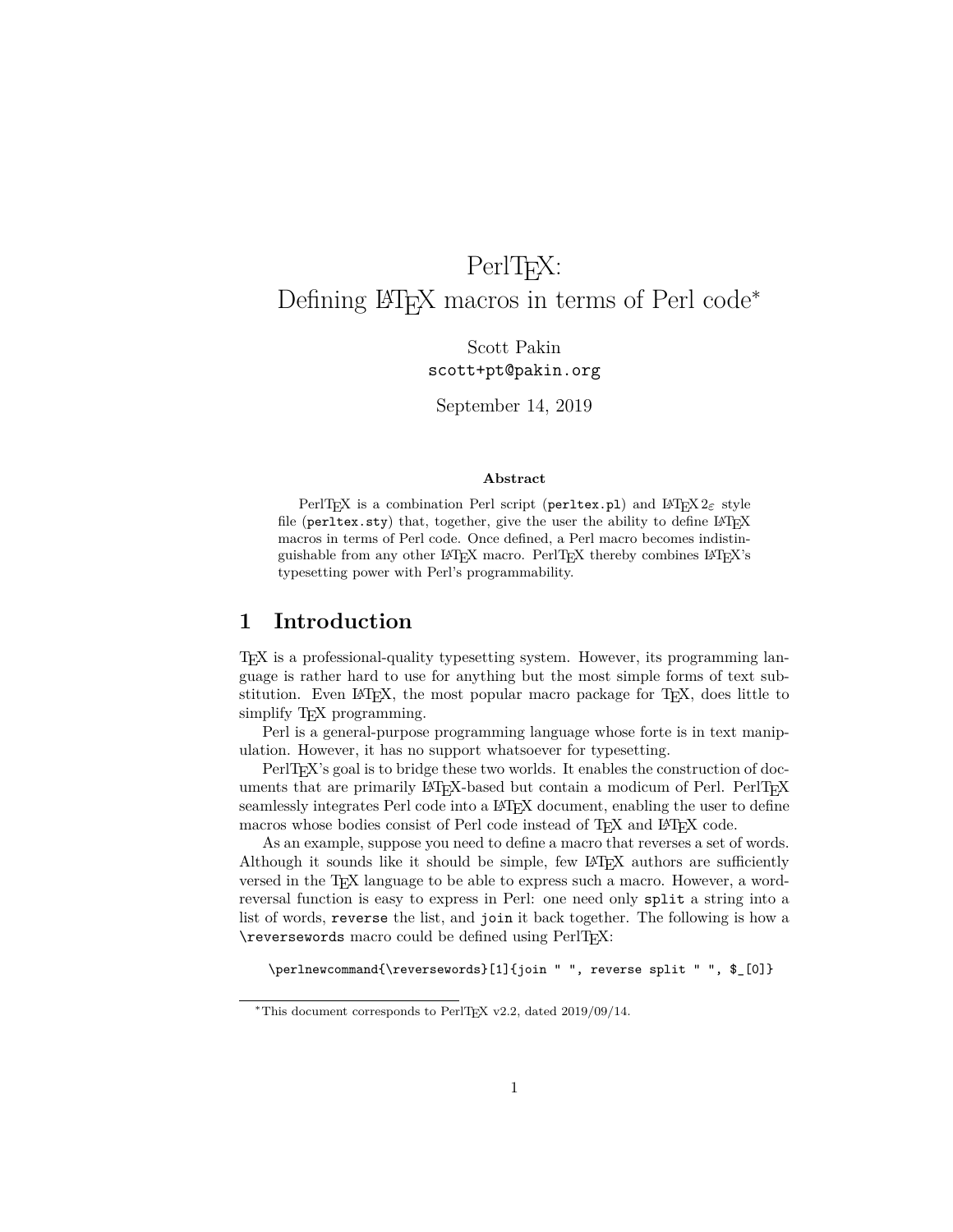# PerlTEX: Defining LATEX macros in terms of Perl code*

Scott Pakin
scott+pt@pakin.org

September 14, 2019

**Abstract**

PerlTEX is a combination Perl script (`perltex.pl`) and LATEX 2ε style file (`perltex.sty`) that, together, give the user the ability to define LATEX macros in terms of Perl code. Once defined, a Perl macro becomes indistinguishable from any other LATEX macro. PerlTEX thereby combines LATEX's typesetting power with Perl's programmability.

## 1 Introduction

TEX is a professional-quality typesetting system. However, its programming language is rather hard to use for anything but the most simple forms of text substitution. Even LATEX, the most popular macro package for TEX, does little to simplify TEX programming.

Perl is a general-purpose programming language whose forte is in text manipulation. However, it has no support whatsoever for typesetting.

PerlTEX's goal is to bridge these two worlds. It enables the construction of documents that are primarily LATEX-based but contain a modicum of Perl. PerlTEX seamlessly integrates Perl code into a LATEX document, enabling the user to define macros whose bodies consist of Perl code instead of TEX and LATEX code.

As an example, suppose you need to define a macro that reverses a set of words. Although it sounds like it should be simple, few LATEX authors are sufficiently versed in the TEX language to be able to express such a macro. However, a word-reversal function is easy to express in Perl: one need only `split` a string into a list of words, `reverse` the list, and `join` it back together. The following is how a `\reversewords` macro could be defined using PerlTEX:

```
\perlnewcommand{\reversewords}[1]{join " ", reverse split " ", $_[0]}
```

*This document corresponds to PerlTEX v2.2, dated 2019/09/14.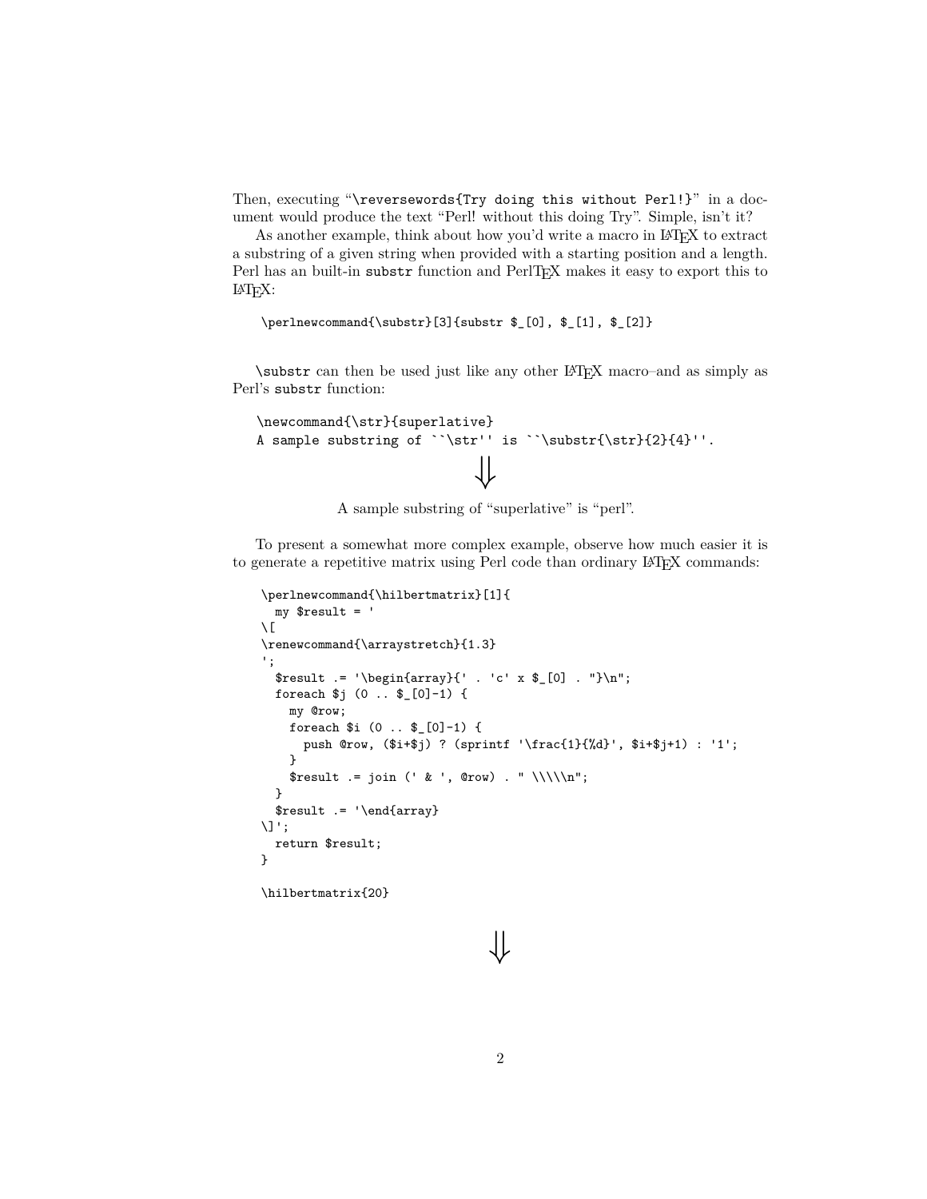Then, executing "`\reversewords{Try doing this without Perl!}`" in a document would produce the text "Perl! without this doing Try". Simple, isn't it?

As another example, think about how you'd write a macro in LaTeX to extract a substring of a given string when provided with a starting position and a length. Perl has an built-in `substr` function and PerlTeX makes it easy to export this to LaTeX:

```
\perlnewcommand{\substr}[3]{substr $_[0], $_[1], $_[2]}
```

`\substr` can then be used just like any other LaTeX macro–and as simply as Perl's `substr` function:

```
\newcommand{\str}{superlative}
A sample substring of ``\str'' is ``\substr{\str}{2}{4}''.
```

$$\Downarrow$$

A sample substring of "superlative" is "perl".

To present a somewhat more complex example, observe how much easier it is to generate a repetitive matrix using Perl code than ordinary LaTeX commands:

```
\perlnewcommand{\hilbertmatrix}[1]{
  my $result = '
\[
\renewcommand{\arraystretch}{1.3}
';
  $result .= '\begin{array}{' . 'c' x $_[0] . "}\n";
  foreach $j (0 .. $_[0]-1) {
    my @row;
    foreach $i (0 .. $_[0]-1) {
      push @row, ($i+$j) ? (sprintf '\frac{1}{%d}', $i+$j+1) : '1';
    }
    $result .= join (' & ', @row) . " \\\\\n";
  }
  $result .= '\end{array}
\]';
  return $result;
}

\hilbertmatrix{20}
```

$$\Downarrow$$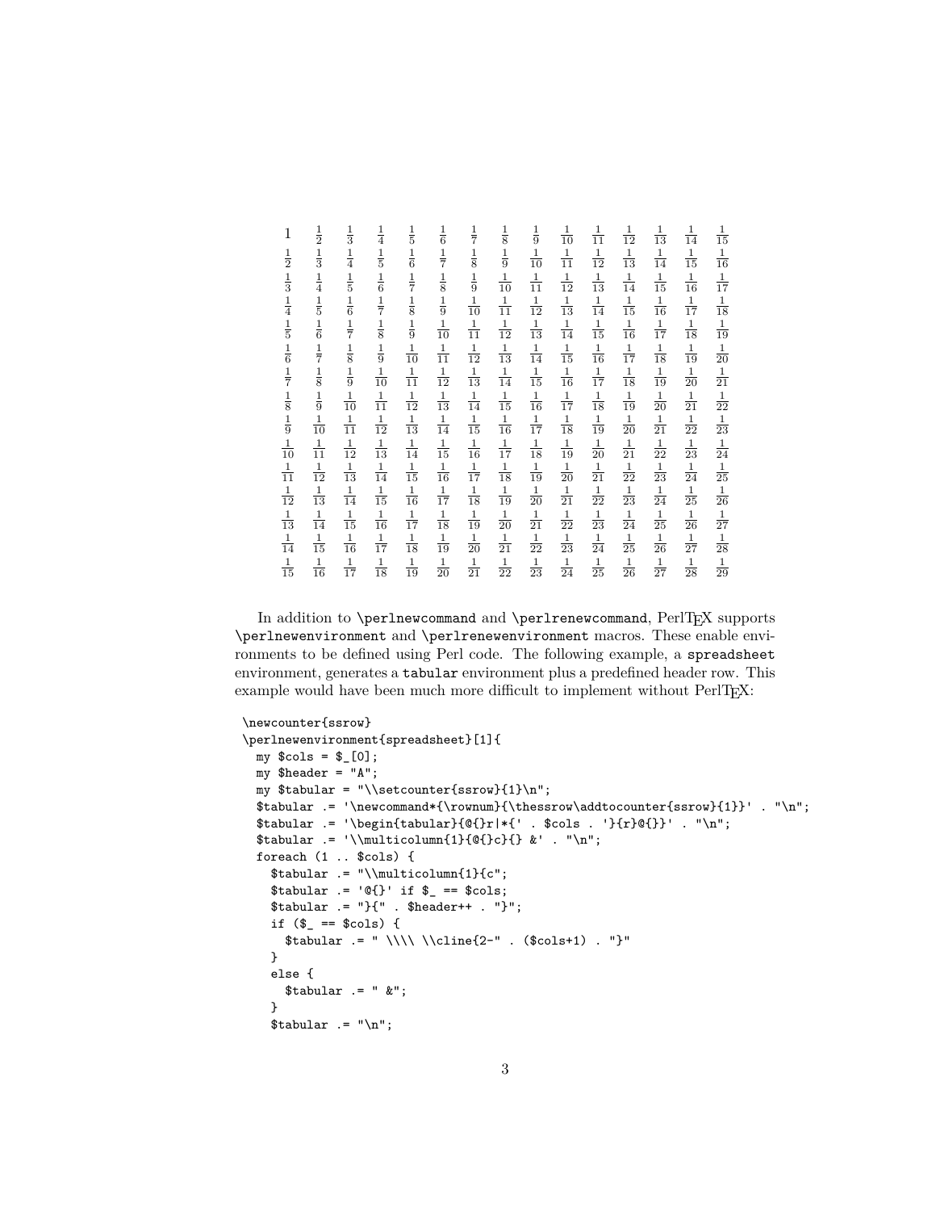| | | | | | | | | | | | | | | |
|---|---|---|---|---|---|---|---|---|---|---|---|---|---|---|
| $1$ | $\frac{1}{2}$ | $\frac{1}{3}$ | $\frac{1}{4}$ | $\frac{1}{5}$ | $\frac{1}{6}$ | $\frac{1}{7}$ | $\frac{1}{8}$ | $\frac{1}{9}$ | $\frac{1}{10}$ | $\frac{1}{11}$ | $\frac{1}{12}$ | $\frac{1}{13}$ | $\frac{1}{14}$ | $\frac{1}{15}$ |
| $\frac{1}{2}$ | $\frac{1}{3}$ | $\frac{1}{4}$ | $\frac{1}{5}$ | $\frac{1}{6}$ | $\frac{1}{7}$ | $\frac{1}{8}$ | $\frac{1}{9}$ | $\frac{1}{10}$ | $\frac{1}{11}$ | $\frac{1}{12}$ | $\frac{1}{13}$ | $\frac{1}{14}$ | $\frac{1}{15}$ | $\frac{1}{16}$ |
| $\frac{1}{3}$ | $\frac{1}{4}$ | $\frac{1}{5}$ | $\frac{1}{6}$ | $\frac{1}{7}$ | $\frac{1}{8}$ | $\frac{1}{9}$ | $\frac{1}{10}$ | $\frac{1}{11}$ | $\frac{1}{12}$ | $\frac{1}{13}$ | $\frac{1}{14}$ | $\frac{1}{15}$ | $\frac{1}{16}$ | $\frac{1}{17}$ |
| $\frac{1}{4}$ | $\frac{1}{5}$ | $\frac{1}{6}$ | $\frac{1}{7}$ | $\frac{1}{8}$ | $\frac{1}{9}$ | $\frac{1}{10}$ | $\frac{1}{11}$ | $\frac{1}{12}$ | $\frac{1}{13}$ | $\frac{1}{14}$ | $\frac{1}{15}$ | $\frac{1}{16}$ | $\frac{1}{17}$ | $\frac{1}{18}$ |
| $\frac{1}{5}$ | $\frac{1}{6}$ | $\frac{1}{7}$ | $\frac{1}{8}$ | $\frac{1}{9}$ | $\frac{1}{10}$ | $\frac{1}{11}$ | $\frac{1}{12}$ | $\frac{1}{13}$ | $\frac{1}{14}$ | $\frac{1}{15}$ | $\frac{1}{16}$ | $\frac{1}{17}$ | $\frac{1}{18}$ | $\frac{1}{19}$ |
| $\frac{1}{6}$ | $\frac{1}{7}$ | $\frac{1}{8}$ | $\frac{1}{9}$ | $\frac{1}{10}$ | $\frac{1}{11}$ | $\frac{1}{12}$ | $\frac{1}{13}$ | $\frac{1}{14}$ | $\frac{1}{15}$ | $\frac{1}{16}$ | $\frac{1}{17}$ | $\frac{1}{18}$ | $\frac{1}{19}$ | $\frac{1}{20}$ |
| $\frac{1}{7}$ | $\frac{1}{8}$ | $\frac{1}{9}$ | $\frac{1}{10}$ | $\frac{1}{11}$ | $\frac{1}{12}$ | $\frac{1}{13}$ | $\frac{1}{14}$ | $\frac{1}{15}$ | $\frac{1}{16}$ | $\frac{1}{17}$ | $\frac{1}{18}$ | $\frac{1}{19}$ | $\frac{1}{20}$ | $\frac{1}{21}$ |
| $\frac{1}{8}$ | $\frac{1}{9}$ | $\frac{1}{10}$ | $\frac{1}{11}$ | $\frac{1}{12}$ | $\frac{1}{13}$ | $\frac{1}{14}$ | $\frac{1}{15}$ | $\frac{1}{16}$ | $\frac{1}{17}$ | $\frac{1}{18}$ | $\frac{1}{19}$ | $\frac{1}{20}$ | $\frac{1}{21}$ | $\frac{1}{22}$ |
| $\frac{1}{9}$ | $\frac{1}{10}$ | $\frac{1}{11}$ | $\frac{1}{12}$ | $\frac{1}{13}$ | $\frac{1}{14}$ | $\frac{1}{15}$ | $\frac{1}{16}$ | $\frac{1}{17}$ | $\frac{1}{18}$ | $\frac{1}{19}$ | $\frac{1}{20}$ | $\frac{1}{21}$ | $\frac{1}{22}$ | $\frac{1}{23}$ |
| $\frac{1}{10}$ | $\frac{1}{11}$ | $\frac{1}{12}$ | $\frac{1}{13}$ | $\frac{1}{14}$ | $\frac{1}{15}$ | $\frac{1}{16}$ | $\frac{1}{17}$ | $\frac{1}{18}$ | $\frac{1}{19}$ | $\frac{1}{20}$ | $\frac{1}{21}$ | $\frac{1}{22}$ | $\frac{1}{23}$ | $\frac{1}{24}$ |
| $\frac{1}{11}$ | $\frac{1}{12}$ | $\frac{1}{13}$ | $\frac{1}{14}$ | $\frac{1}{15}$ | $\frac{1}{16}$ | $\frac{1}{17}$ | $\frac{1}{18}$ | $\frac{1}{19}$ | $\frac{1}{20}$ | $\frac{1}{21}$ | $\frac{1}{22}$ | $\frac{1}{23}$ | $\frac{1}{24}$ | $\frac{1}{25}$ |
| $\frac{1}{12}$ | $\frac{1}{13}$ | $\frac{1}{14}$ | $\frac{1}{15}$ | $\frac{1}{16}$ | $\frac{1}{17}$ | $\frac{1}{18}$ | $\frac{1}{19}$ | $\frac{1}{20}$ | $\frac{1}{21}$ | $\frac{1}{22}$ | $\frac{1}{23}$ | $\frac{1}{24}$ | $\frac{1}{25}$ | $\frac{1}{26}$ |
| $\frac{1}{13}$ | $\frac{1}{14}$ | $\frac{1}{15}$ | $\frac{1}{16}$ | $\frac{1}{17}$ | $\frac{1}{18}$ | $\frac{1}{19}$ | $\frac{1}{20}$ | $\frac{1}{21}$ | $\frac{1}{22}$ | $\frac{1}{23}$ | $\frac{1}{24}$ | $\frac{1}{25}$ | $\frac{1}{26}$ | $\frac{1}{27}$ |
| $\frac{1}{14}$ | $\frac{1}{15}$ | $\frac{1}{16}$ | $\frac{1}{17}$ | $\frac{1}{18}$ | $\frac{1}{19}$ | $\frac{1}{20}$ | $\frac{1}{21}$ | $\frac{1}{22}$ | $\frac{1}{23}$ | $\frac{1}{24}$ | $\frac{1}{25}$ | $\frac{1}{26}$ | $\frac{1}{27}$ | $\frac{1}{28}$ |
| $\frac{1}{15}$ | $\frac{1}{16}$ | $\frac{1}{17}$ | $\frac{1}{18}$ | $\frac{1}{19}$ | $\frac{1}{20}$ | $\frac{1}{21}$ | $\frac{1}{22}$ | $\frac{1}{23}$ | $\frac{1}{24}$ | $\frac{1}{25}$ | $\frac{1}{26}$ | $\frac{1}{27}$ | $\frac{1}{28}$ | $\frac{1}{29}$ |

In addition to `\perlnewcommand` and `\perlrenewcommand`, PerlTEX supports `\perlnewenvironment` and `\perlrenewenvironment` macros. These enable environments to be defined using Perl code. The following example, a `spreadsheet` environment, generates a `tabular` environment plus a predefined header row. This example would have been much more difficult to implement without PerlTEX:

```
\newcounter{ssrow}
\perlnewenvironment{spreadsheet}[1]{
  my $cols = $_[0];
  my $header = "A";
  my $tabular = "\\setcounter{ssrow}{1}\n";
  $tabular .= '\newcommand*{\rownum}{\thessrow\addtocounter{ssrow}{1}}' . "\n";
  $tabular .= '\begin{tabular}{@{}r|*{' . $cols . '}{r}@{}}' . "\n";
  $tabular .= '\\multicolumn{1}{@{}c}{} &' . "\n";
  foreach (1 .. $cols) {
    $tabular .= "\\multicolumn{1}{c";
    $tabular .= '@{}' if $_ == $cols;
    $tabular .= "}{" . $header++ . "}";
    if ($_ == $cols) {
      $tabular .= " \\\\ \\cline{2-" . ($cols+1) . "}"
    }
    else {
      $tabular .= " &";
    }
    $tabular .= "\n";
```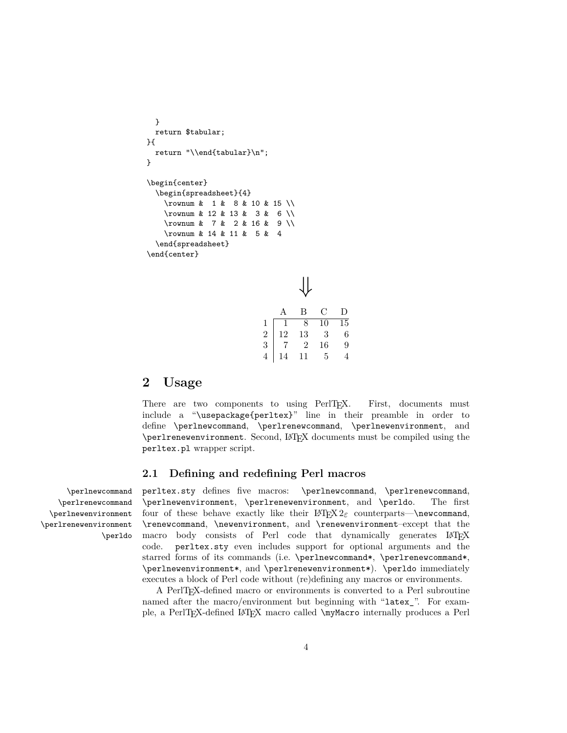```
  }
  return $tabular;
}{
  return "\\end{tabular}\n";
}

\begin{center}
  \begin{spreadsheet}{4}
    \rownum &  1 &  8 & 10 & 15 \\
    \rownum & 12 & 13 &  3 &  6 \\
    \rownum &  7 &  2 & 16 &  9 \\
    \rownum & 14 & 11 &  5 &  4
  \end{spreadsheet}
\end{center}
```

$$\Downarrow$$

|   | A | B | C | D |
|---|---|---|---|---|
| 1 | 1 | 8 | 10 | 15 |
| 2 | 12 | 13 | 3 | 6 |
| 3 | 7 | 2 | 16 | 9 |
| 4 | 14 | 11 | 5 | 4 |

## 2 Usage

There are two components to using PerlTEX. First, documents must include a "`\usepackage{perltex}`" line in their preamble in order to define `\perlnewcommand`, `\perlrenewcommand`, `\perlnewenvironment`, and `\perlrenewenvironment`. Second, LATEX documents must be compiled using the `perltex.pl` wrapper script.

### 2.1 Defining and redefining Perl macros

`\perlnewcommand` `\perlrenewcommand` `\perlnewenvironment` `\perlrenewenvironment` `\perldo`

`perltex.sty` defines five macros: `\perlnewcommand`, `\perlrenewcommand`, `\perlnewenvironment`, `\perlrenewenvironment`, and `\perldo`. The first four of these behave exactly like their LATEX $2_\varepsilon$ counterparts—`\newcommand`, `\renewcommand`, `\newenvironment`, and `\renewenvironment`–except that the macro body consists of Perl code that dynamically generates LATEX code. `perltex.sty` even includes support for optional arguments and the starred forms of its commands (i.e. `\perlnewcommand*`, `\perlrenewcommand*`, `\perlnewenvironment*`, and `\perlrenewenvironment*`). `\perldo` immediately executes a block of Perl code without (re)defining any macros or environments.

A PerlTEX-defined macro or environments is converted to a Perl subroutine named after the macro/environment but beginning with "`latex_`". For example, a PerlTEX-defined LATEX macro called `\myMacro` internally produces a Perl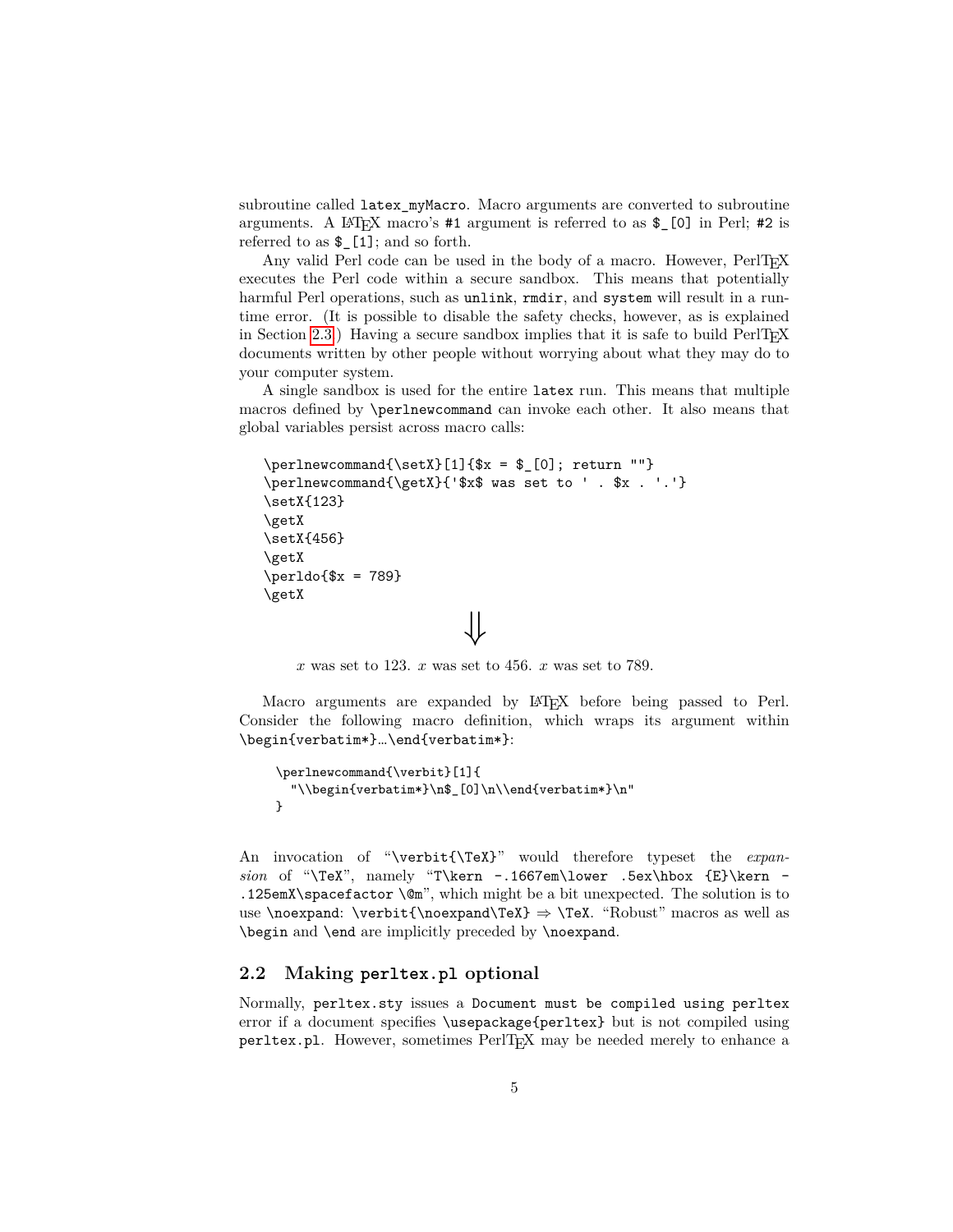subroutine called `latex_myMacro`. Macro arguments are converted to subroutine arguments. A LaTeX macro's `#1` argument is referred to as `$_[0]` in Perl; `#2` is referred to as `$_[1]`; and so forth.

Any valid Perl code can be used in the body of a macro. However, PerlTeX executes the Perl code within a secure sandbox. This means that potentially harmful Perl operations, such as `unlink`, `rmdir`, and `system` will result in a run-time error. (It is possible to disable the safety checks, however, as is explained in Section 2.3.) Having a secure sandbox implies that it is safe to build PerlTeX documents written by other people without worrying about what they may do to your computer system.

A single sandbox is used for the entire `latex` run. This means that multiple macros defined by `\perlnewcommand` can invoke each other. It also means that global variables persist across macro calls:

```
\perlnewcommand{\setX}[1]{$x = $_[0]; return ""}
\perlnewcommand{\getX}{'$x$ was set to ' . $x . '.'}
\setX{123}
\getX
\setX{456}
\getX
\perldo{$x = 789}
\getX
```

$$\Downarrow$$

$x$ was set to 123. $x$ was set to 456. $x$ was set to 789.

Macro arguments are expanded by LaTeX before being passed to Perl. Consider the following macro definition, which wraps its argument within `\begin{verbatim*}`…`\end{verbatim*}`:

```
\perlnewcommand{\verbit}[1]{
  "\\begin{verbatim*}\n$_[0]\n\\end{verbatim*}\n"
}
```

An invocation of "`\verbit{\TeX}`" would therefore typeset the *expansion* of "`\TeX`", namely "`T\kern -.1667em\lower .5ex\hbox {E}\kern -.125emX\spacefactor \@m`", which might be a bit unexpected. The solution is to use `\noexpand`: `\verbit{\noexpand\TeX}` ⇒ `\TeX`. "Robust" macros as well as `\begin` and `\end` are implicitly preceded by `\noexpand`.

## 2.2 Making `perltex.pl` optional

Normally, `perltex.sty` issues a `Document must be compiled using perltex` error if a document specifies `\usepackage{perltex}` but is not compiled using `perltex.pl`. However, sometimes PerlTeX may be needed merely to enhance a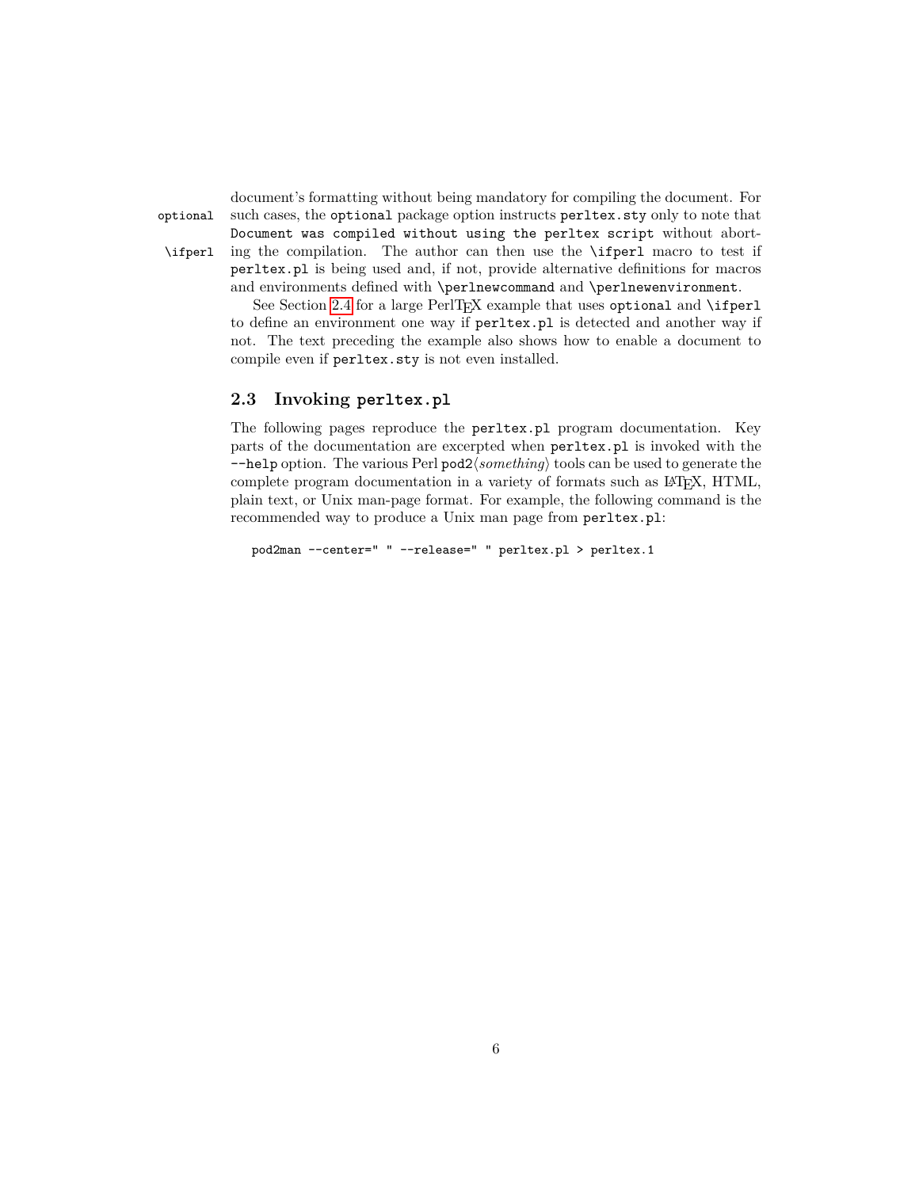document's formatting without being mandatory for compiling the document. For such cases, the `optional` package option instructs `perltex.sty` only to note that `Document was compiled without using the perltex script` without aborting the compilation. The author can then use the `\ifperl` macro to test if `perltex.pl` is being used and, if not, provide alternative definitions for macros and environments defined with `\perlnewcommand` and `\perlnewenvironment`.

optional

\ifperl

See Section 2.4 for a large PerlTeX example that uses `optional` and `\ifperl` to define an environment one way if `perltex.pl` is detected and another way if not. The text preceding the example also shows how to enable a document to compile even if `perltex.sty` is not even installed.

## 2.3 Invoking `perltex.pl`

The following pages reproduce the `perltex.pl` program documentation. Key parts of the documentation are excerpted when `perltex.pl` is invoked with the `--help` option. The various Perl `pod2`⟨*something*⟩ tools can be used to generate the complete program documentation in a variety of formats such as LaTeX, HTML, plain text, or Unix man-page format. For example, the following command is the recommended way to produce a Unix man page from `perltex.pl`:

```
pod2man --center=" " --release=" " perltex.pl > perltex.1
```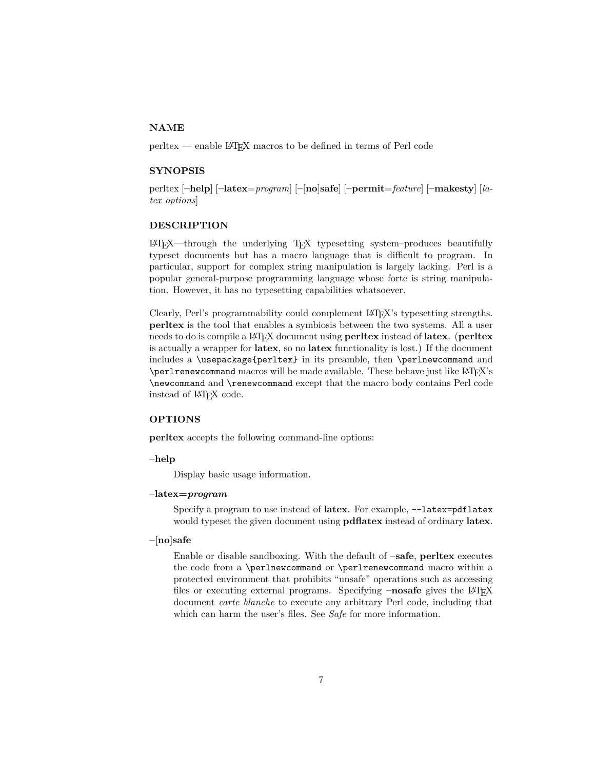## NAME

perltex — enable LaTeX macros to be defined in terms of Perl code

## SYNOPSIS

perltex [–**help**] [–**latex**=*program*] [–[**no**]**safe**] [–**permit**=*feature*] [–**makesty**] [*latex options*]

## DESCRIPTION

LaTeX—through the underlying TeX typesetting system–produces beautifully typeset documents but has a macro language that is difficult to program. In particular, support for complex string manipulation is largely lacking. Perl is a popular general-purpose programming language whose forte is string manipulation. However, it has no typesetting capabilities whatsoever.

Clearly, Perl's programmability could complement LaTeX's typesetting strengths. **perltex** is the tool that enables a symbiosis between the two systems. All a user needs to do is compile a LaTeX document using **perltex** instead of **latex**. (**perltex** is actually a wrapper for **latex**, so no **latex** functionality is lost.) If the document includes a `\usepackage{perltex}` in its preamble, then `\perlnewcommand` and `\perlrenewcommand` macros will be made available. These behave just like LaTeX's `\newcommand` and `\renewcommand` except that the macro body contains Perl code instead of LaTeX code.

## OPTIONS

**perltex** accepts the following command-line options:

**–help**

Display basic usage information.

**–latex=*program***

Specify a program to use instead of **latex**. For example, `--latex=pdflatex` would typeset the given document using **pdflatex** instead of ordinary **latex**.

**–[no]safe**

Enable or disable sandboxing. With the default of –**safe**, **perltex** executes the code from a `\perlnewcommand` or `\perlrenewcommand` macro within a protected environment that prohibits "unsafe" operations such as accessing files or executing external programs. Specifying –**nosafe** gives the LaTeX document *carte blanche* to execute any arbitrary Perl code, including that which can harm the user's files. See *Safe* for more information.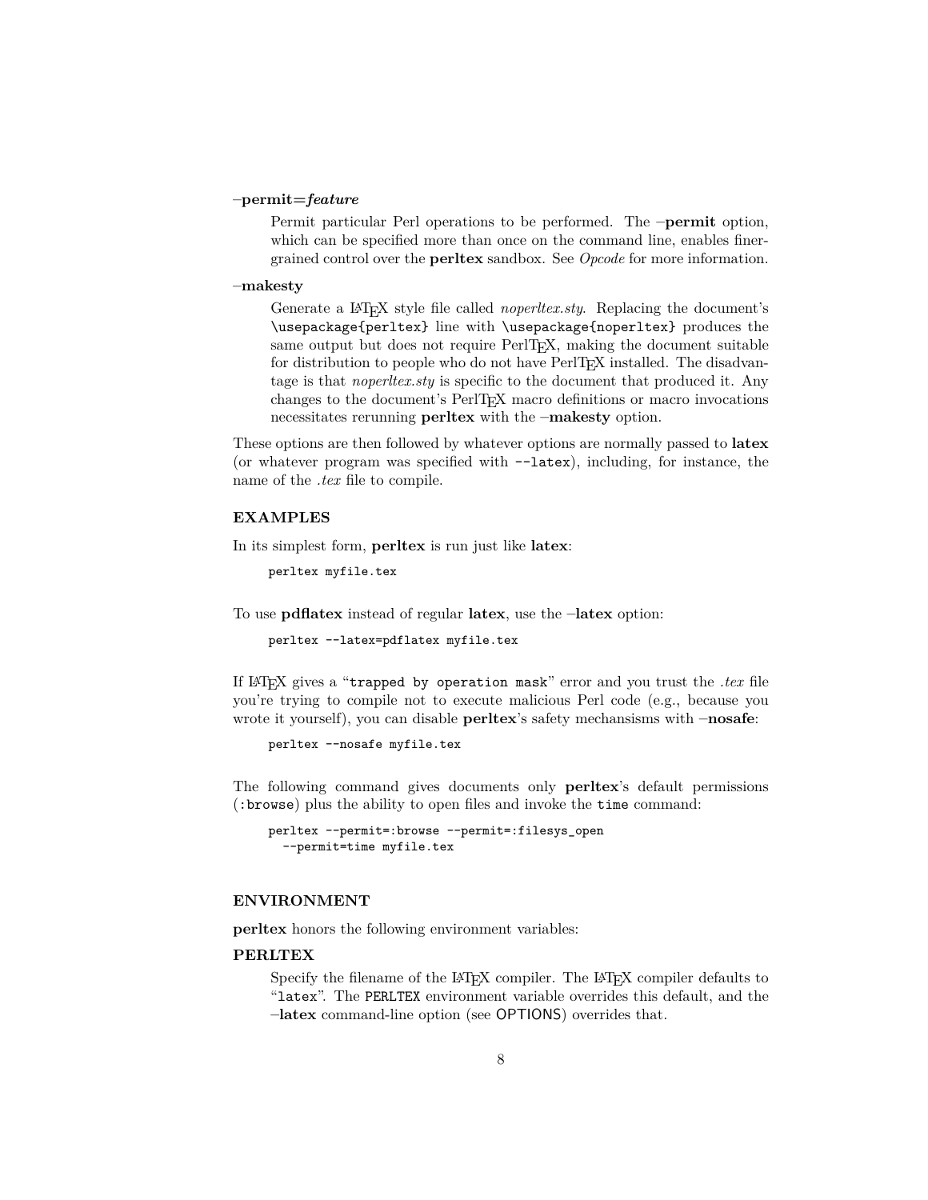**–permit=*feature***

Permit particular Perl operations to be performed. The **–permit** option, which can be specified more than once on the command line, enables finer-grained control over the **perltex** sandbox. See *Opcode* for more information.

**–makesty**

Generate a LaTeX style file called *noperltex.sty*. Replacing the document's `\usepackage{perltex}` line with `\usepackage{noperltex}` produces the same output but does not require PerlTeX, making the document suitable for distribution to people who do not have PerlTeX installed. The disadvantage is that *noperltex.sty* is specific to the document that produced it. Any changes to the document's PerlTeX macro definitions or macro invocations necessitates rerunning **perltex** with the **–makesty** option.

These options are then followed by whatever options are normally passed to **latex** (or whatever program was specified with `--latex`), including, for instance, the name of the *.tex* file to compile.

### EXAMPLES

In its simplest form, **perltex** is run just like **latex**:

```
perltex myfile.tex
```

To use **pdflatex** instead of regular **latex**, use the **–latex** option:

```
perltex --latex=pdflatex myfile.tex
```

If LaTeX gives a "`trapped by operation mask`" error and you trust the *.tex* file you're trying to compile not to execute malicious Perl code (e.g., because you wrote it yourself), you can disable **perltex**'s safety mechansisms with **–nosafe**:

```
perltex --nosafe myfile.tex
```

The following command gives documents only **perltex**'s default permissions (`:browse`) plus the ability to open files and invoke the `time` command:

```
perltex --permit=:browse --permit=:filesys_open
  --permit=time myfile.tex
```

### ENVIRONMENT

**perltex** honors the following environment variables:

#### PERLTEX

Specify the filename of the LaTeX compiler. The LaTeX compiler defaults to "`latex`". The `PERLTEX` environment variable overrides this default, and the **–latex** command-line option (see OPTIONS) overrides that.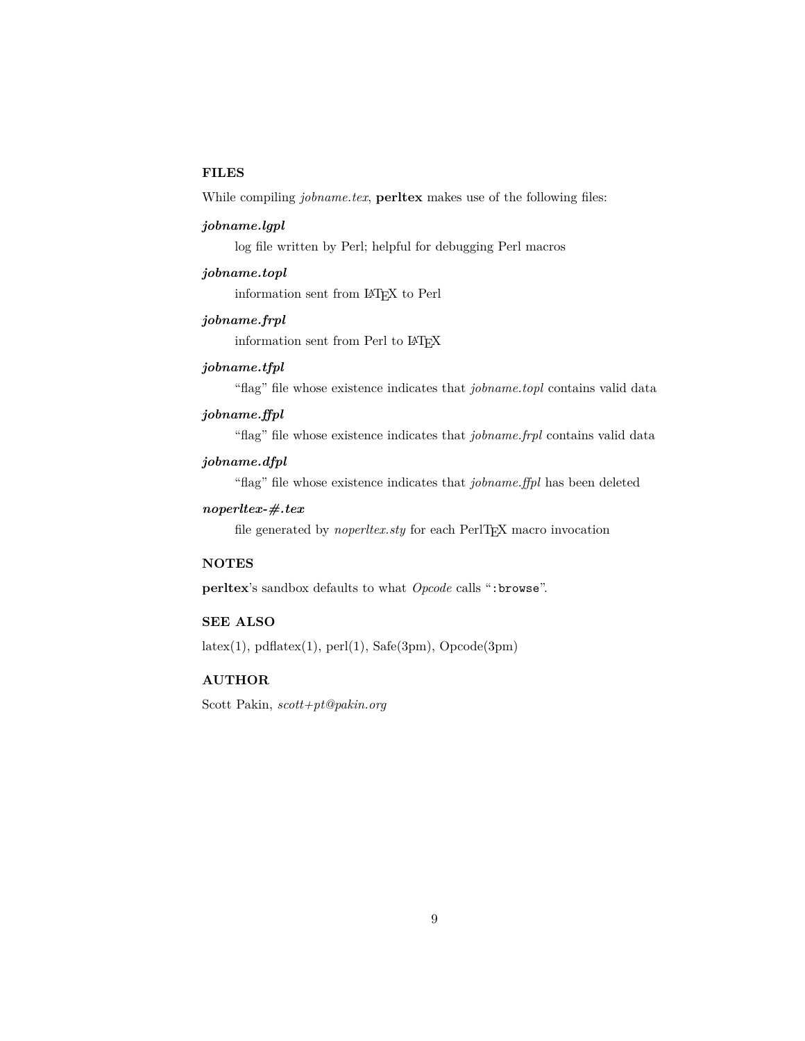## FILES

While compiling *jobname.tex*, **perltex** makes use of the following files:

***jobname.lgpl***

log file written by Perl; helpful for debugging Perl macros

***jobname.topl***

information sent from LaTeX to Perl

***jobname.frpl***

information sent from Perl to LaTeX

***jobname.tfpl***

"flag" file whose existence indicates that *jobname.topl* contains valid data

***jobname.ffpl***

"flag" file whose existence indicates that *jobname.frpl* contains valid data

***jobname.dfpl***

"flag" file whose existence indicates that *jobname.ffpl* has been deleted

***noperltex-#.tex***

file generated by *noperltex.sty* for each PerlTeX macro invocation

## NOTES

**perltex**'s sandbox defaults to what *Opcode* calls "`:browse`".

## SEE ALSO

latex(1), pdflatex(1), perl(1), Safe(3pm), Opcode(3pm)

## AUTHOR

Scott Pakin, *scott+pt@pakin.org*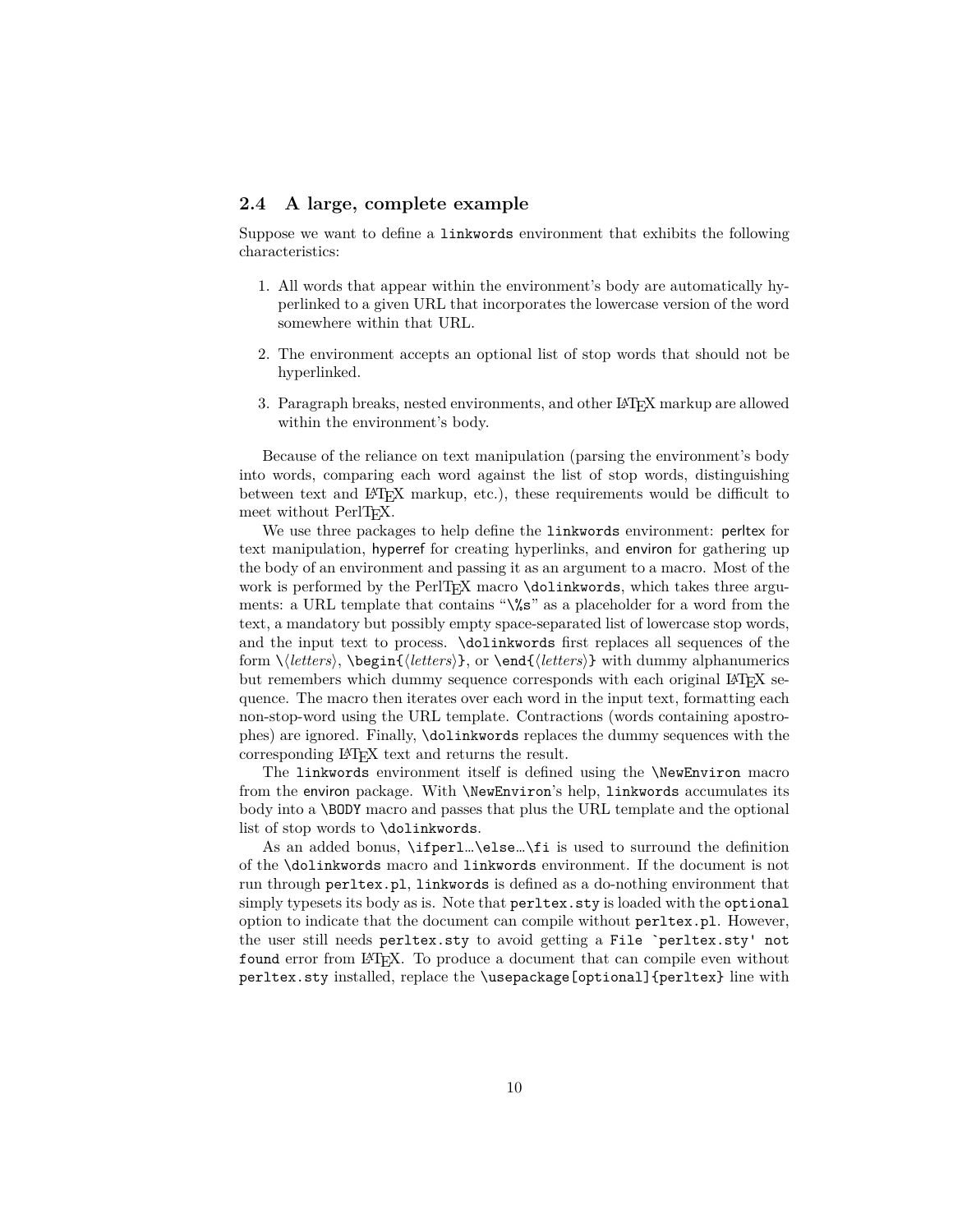## 2.4 A large, complete example

Suppose we want to define a `linkwords` environment that exhibits the following characteristics:

1. All words that appear within the environment's body are automatically hyperlinked to a given URL that incorporates the lowercase version of the word somewhere within that URL.
2. The environment accepts an optional list of stop words that should not be hyperlinked.
3. Paragraph breaks, nested environments, and other LaTeX markup are allowed within the environment's body.

Because of the reliance on text manipulation (parsing the environment's body into words, comparing each word against the list of stop words, distinguishing between text and LaTeX markup, etc.), these requirements would be difficult to meet without PerlTeX.

We use three packages to help define the `linkwords` environment: perltex for text manipulation, hyperref for creating hyperlinks, and environ for gathering up the body of an environment and passing it as an argument to a macro. Most of the work is performed by the PerlTeX macro `\dolinkwords`, which takes three arguments: a URL template that contains "`\%s`" as a placeholder for a word from the text, a mandatory but possibly empty space-separated list of lowercase stop words, and the input text to process. `\dolinkwords` first replaces all sequences of the form `\`⟨*letters*⟩, `\begin{`⟨*letters*⟩`}`, or `\end{`⟨*letters*⟩`}` with dummy alphanumerics but remembers which dummy sequence corresponds with each original LaTeX sequence. The macro then iterates over each word in the input text, formatting each non-stop-word using the URL template. Contractions (words containing apostrophes) are ignored. Finally, `\dolinkwords` replaces the dummy sequences with the corresponding LaTeX text and returns the result.

The `linkwords` environment itself is defined using the `\NewEnviron` macro from the environ package. With `\NewEnviron`'s help, `linkwords` accumulates its body into a `\BODY` macro and passes that plus the URL template and the optional list of stop words to `\dolinkwords`.

As an added bonus, `\ifperl`…`\else`…`\fi` is used to surround the definition of the `\dolinkwords` macro and `linkwords` environment. If the document is not run through `perltex.pl`, `linkwords` is defined as a do-nothing environment that simply typesets its body as is. Note that `perltex.sty` is loaded with the `optional` option to indicate that the document can compile without `perltex.pl`. However, the user still needs `perltex.sty` to avoid getting a `File `perltex.sty' not found` error from LaTeX. To produce a document that can compile even without `perltex.sty` installed, replace the `\usepackage[optional]{perltex}` line with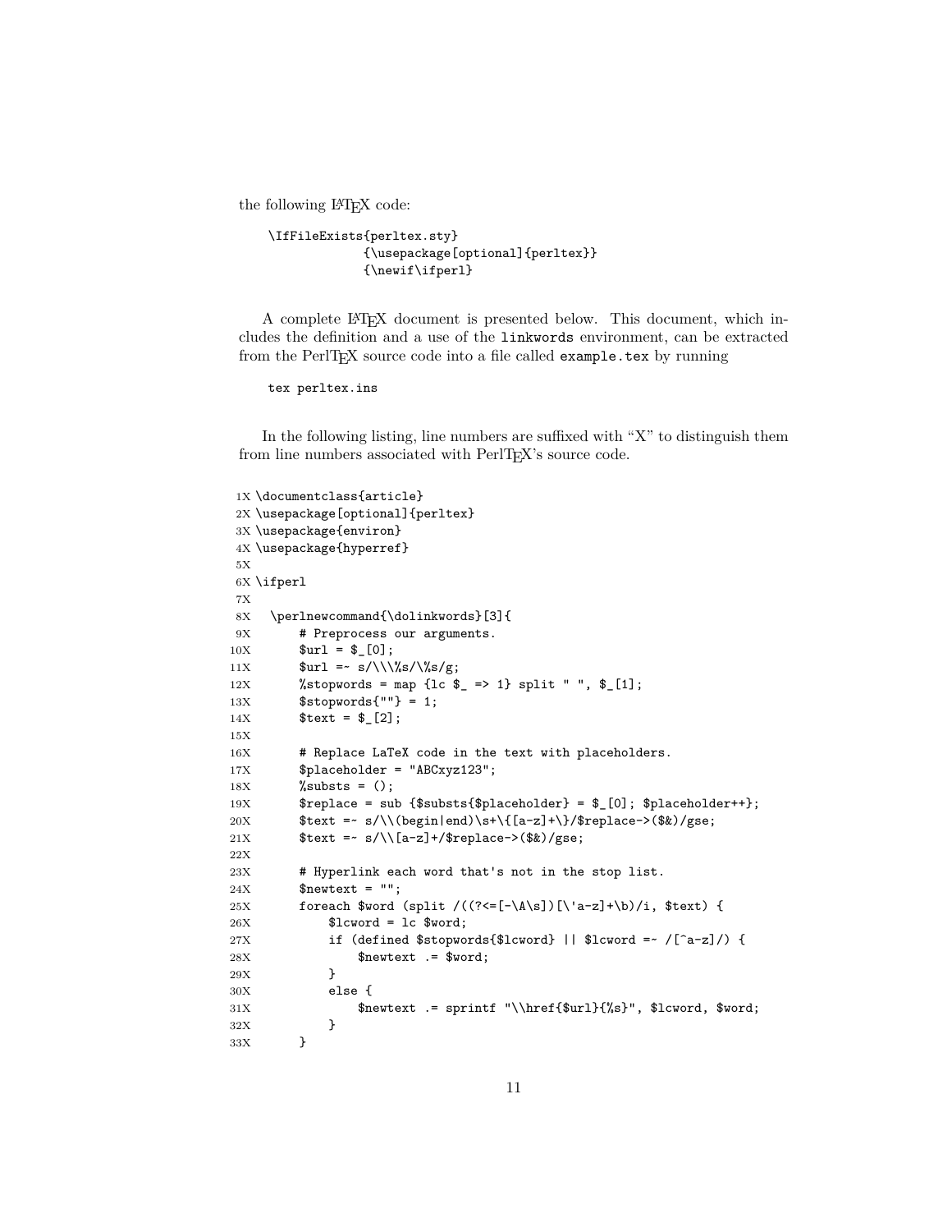the following LaTeX code:

```
\IfFileExists{perltex.sty}
            {\usepackage[optional]{perltex}}
            {\newif\ifperl}
```

A complete LaTeX document is presented below. This document, which includes the definition and a use of the `linkwords` environment, can be extracted from the PerlTeX source code into a file called `example.tex` by running

```
tex perltex.ins
```

In the following listing, line numbers are suffixed with "X" to distinguish them from line numbers associated with PerlTeX's source code.

```
1X \documentclass{article}
2X \usepackage[optional]{perltex}
3X \usepackage{environ}
4X \usepackage{hyperref}
5X
6X \ifperl
7X
8X   \perlnewcommand{\dolinkwords}[3]{
9X       # Preprocess our arguments.
10X      $url = $_[0];
11X      $url =~ s/\\\%s/\%s/g;
12X      %stopwords = map {lc $_ => 1} split " ", $_[1];
13X      $stopwords{""} = 1;
14X      $text = $_[2];
15X
16X      # Replace LaTeX code in the text with placeholders.
17X      $placeholder = "ABCxyz123";
18X      %substs = ();
19X      $replace = sub {$substs{$placeholder} = $_[0]; $placeholder++};
20X      $text =~ s/\\(begin|end)\s+\{[a-z]+\}/$replace->($&)/gse;
21X      $text =~ s/\\[a-z]+/$replace->($&)/gse;
22X
23X      # Hyperlink each word that's not in the stop list.
24X      $newtext = "";
25X      foreach $word (split /((?<=[-\A\s])[\'a-z]+\b)/i, $text) {
26X          $lcword = lc $word;
27X          if (defined $stopwords{$lcword} || $lcword =~ /[^a-z]/) {
28X              $newtext .= $word;
29X          }
30X          else {
31X              $newtext .= sprintf "\\href{$url}{%s}", $lcword, $word;
32X          }
33X      }
```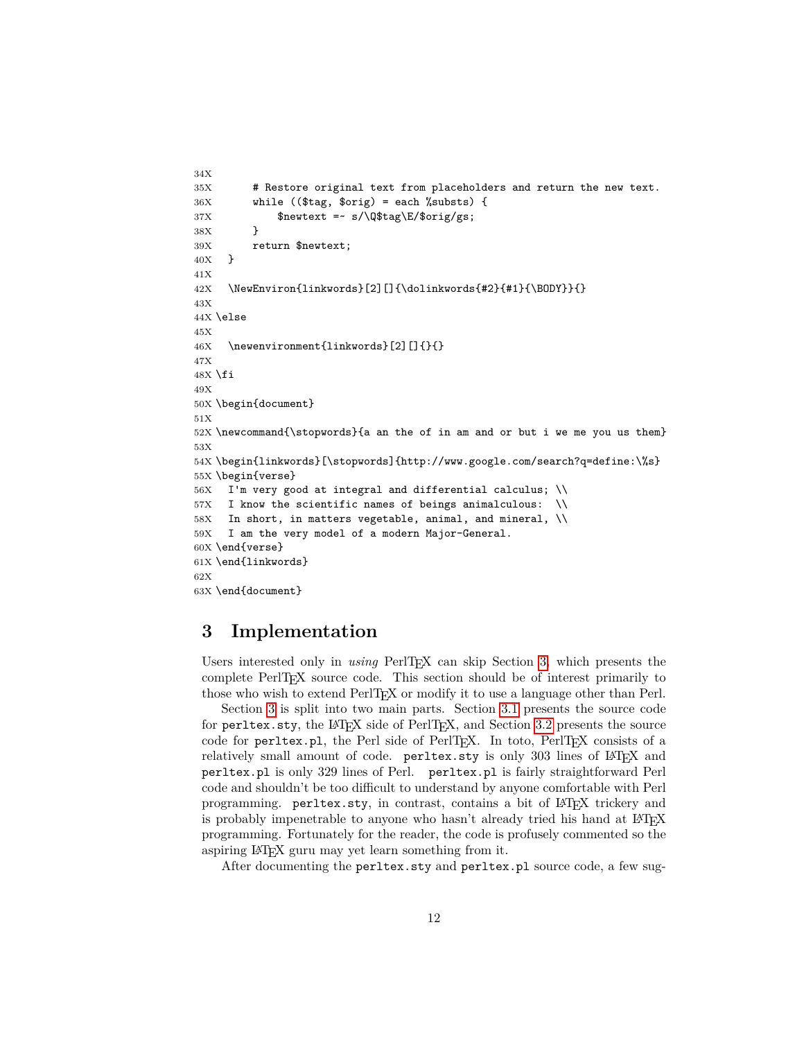```
34X
35X       # Restore original text from placeholders and return the new text.
36X       while (($tag, $orig) = each %substs) {
37X           $newtext =~ s/\Q$tag\E/$orig/gs;
38X       }
39X       return $newtext;
40X   }
41X
42X   \NewEnviron{linkwords}[2][]{\dolinkwords{#2}{#1}{\BODY}}{}
43X
44X \else
45X
46X   \newenvironment{linkwords}[2][]{}{}
47X
48X \fi
49X
50X \begin{document}
51X
52X \newcommand{\stopwords}{a an the of in am and or but i we me you us them}
53X
54X \begin{linkwords}[\stopwords]{http://www.google.com/search?q=define:\%s}
55X \begin{verse}
56X   I'm very good at integral and differential calculus; \\
57X   I know the scientific names of beings animalculous:  \\
58X   In short, in matters vegetable, animal, and mineral, \\
59X   I am the very model of a modern Major-General.
60X \end{verse}
61X \end{linkwords}
62X
63X \end{document}
```

# 3 Implementation

Users interested only in *using* PerlTEX can skip Section 3, which presents the complete PerlTEX source code. This section should be of interest primarily to those who wish to extend PerlTEX or modify it to use a language other than Perl.

Section 3 is split into two main parts. Section 3.1 presents the source code for `perltex.sty`, the LATEX side of PerlTEX, and Section 3.2 presents the source code for `perltex.pl`, the Perl side of PerlTEX. In toto, PerlTEX consists of a relatively small amount of code. `perltex.sty` is only 303 lines of LATEX and `perltex.pl` is only 329 lines of Perl. `perltex.pl` is fairly straightforward Perl code and shouldn't be too difficult to understand by anyone comfortable with Perl programming. `perltex.sty`, in contrast, contains a bit of LATEX trickery and is probably impenetrable to anyone who hasn't already tried his hand at LATEX programming. Fortunately for the reader, the code is profusely commented so the aspiring LATEX guru may yet learn something from it.

After documenting the `perltex.sty` and `perltex.pl` source code, a few sug-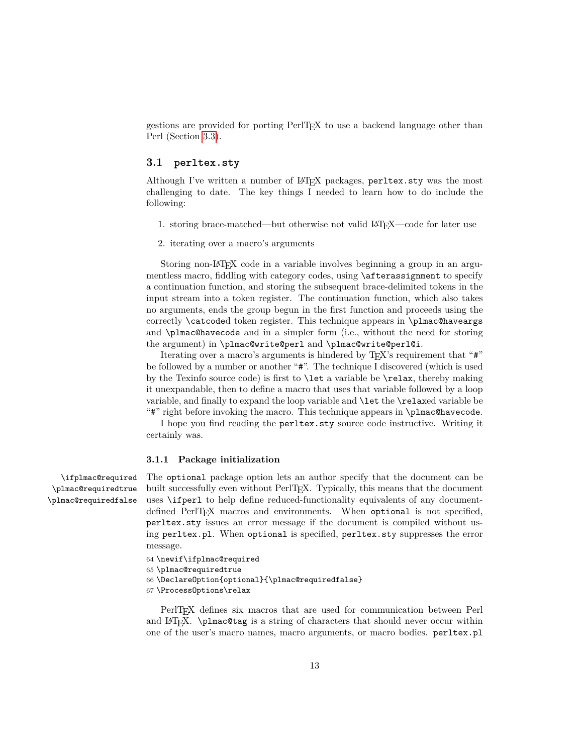gestions are provided for porting PerlTeX to use a backend language other than Perl (Section 3.3).

### 3.1 `perltex.sty`

Although I've written a number of LaTeX packages, `perltex.sty` was the most challenging to date. The key things I needed to learn how to do include the following:

1. storing brace-matched—but otherwise not valid LaTeX—code for later use
2. iterating over a macro's arguments

Storing non-LaTeX code in a variable involves beginning a group in an argumentless macro, fiddling with category codes, using `\afterassignment` to specify a continuation function, and storing the subsequent brace-delimited tokens in the input stream into a token register. The continuation function, which also takes no arguments, ends the group begun in the first function and proceeds using the correctly `\catcode`d token register. This technique appears in `\plmac@haveargs` and `\plmac@havecode` and in a simpler form (i.e., without the need for storing the argument) in `\plmac@write@perl` and `\plmac@write@perl@i`.

Iterating over a macro's arguments is hindered by TeX's requirement that "`#`" be followed by a number or another "`#`". The technique I discovered (which is used by the Texinfo source code) is first to `\let` a variable be `\relax`, thereby making it unexpandable, then to define a macro that uses that variable followed by a loop variable, and finally to expand the loop variable and `\let` the `\relax`ed variable be "`#`" right before invoking the macro. This technique appears in `\plmac@havecode`.

I hope you find reading the `perltex.sty` source code instructive. Writing it certainly was.

#### 3.1.1 Package initialization

`\ifplmac@required` `\plmac@requiredtrue` `\plmac@requiredfalse`

The `optional` package option lets an author specify that the document can be built successfully even without PerlTeX. Typically, this means that the document uses `\ifperl` to help define reduced-functionality equivalents of any document-defined PerlTeX macros and environments. When `optional` is not specified, `perltex.sty` issues an error message if the document is compiled without using `perltex.pl`. When `optional` is specified, `perltex.sty` suppresses the error message.

```
64 \newif\ifplmac@required
65 \plmac@requiredtrue
66 \DeclareOption{optional}{\plmac@requiredfalse}
67 \ProcessOptions\relax
```

PerlTeX defines six macros that are used for communication between Perl and LaTeX. `\plmac@tag` is a string of characters that should never occur within one of the user's macro names, macro arguments, or macro bodies. `perltex.pl`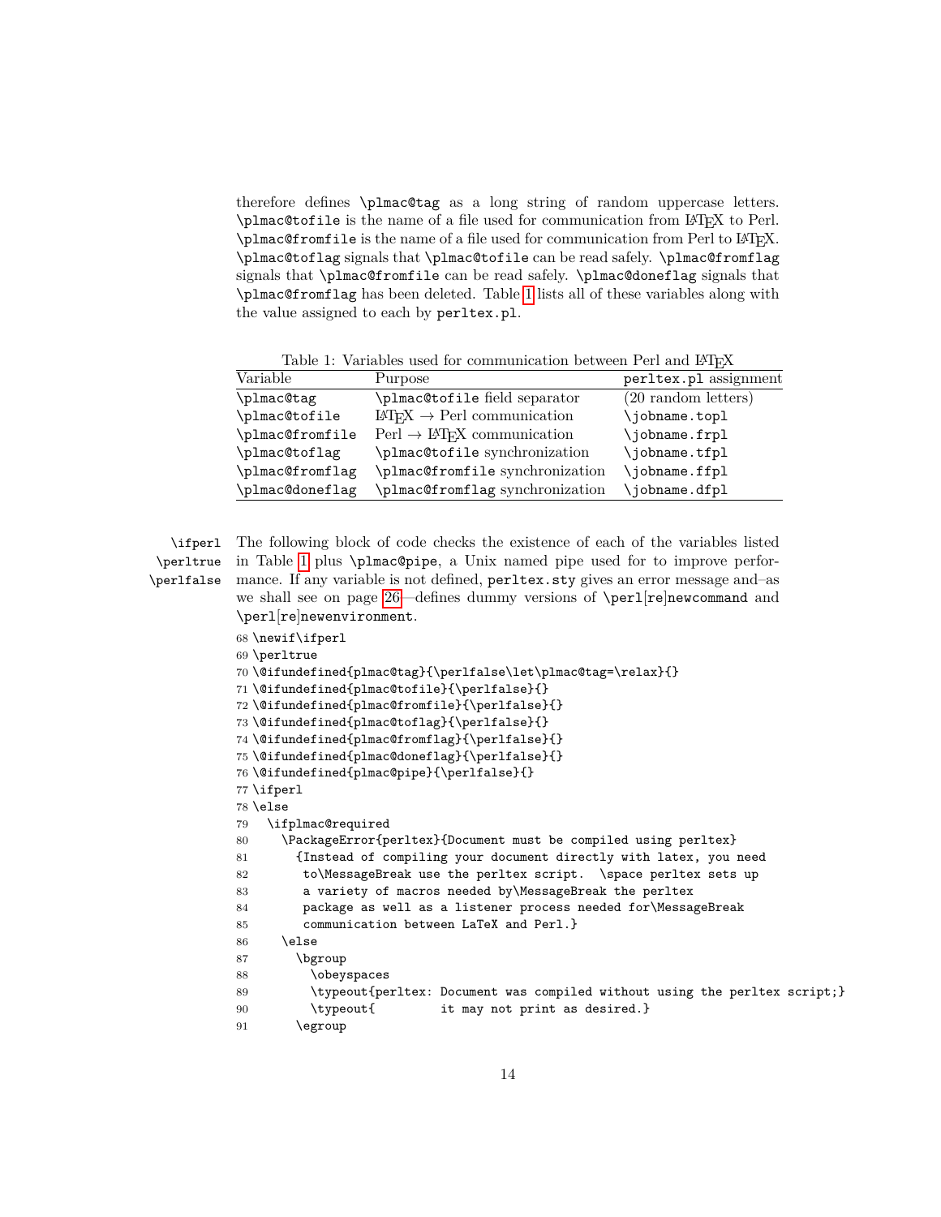therefore defines `\plmac@tag` as a long string of random uppercase letters. `\plmac@tofile` is the name of a file used for communication from LaTeX to Perl. `\plmac@fromfile` is the name of a file used for communication from Perl to LaTeX. `\plmac@toflag` signals that `\plmac@tofile` can be read safely. `\plmac@fromflag` signals that `\plmac@fromfile` can be read safely. `\plmac@doneflag` signals that `\plmac@fromflag` has been deleted. Table 1 lists all of these variables along with the value assigned to each by `perltex.pl`.

Table 1: Variables used for communication between Perl and LaTeX

| Variable | Purpose | `perltex.pl` assignment |
|---|---|---|
| `\plmac@tag` | `\plmac@tofile` field separator | (20 random letters) |
| `\plmac@tofile` | LaTeX → Perl communication | `\jobname.topl` |
| `\plmac@fromfile` | Perl → LaTeX communication | `\jobname.frpl` |
| `\plmac@toflag` | `\plmac@tofile` synchronization | `\jobname.tfpl` |
| `\plmac@fromflag` | `\plmac@fromfile` synchronization | `\jobname.ffpl` |
| `\plmac@doneflag` | `\plmac@fromflag` synchronization | `\jobname.dfpl` |

`\ifperl` `\perltrue` `\perlfalse` The following block of code checks the existence of each of the variables listed in Table 1 plus `\plmac@pipe`, a Unix named pipe used for to improve performance. If any variable is not defined, `perltex.sty` gives an error message and–as we shall see on page 26—defines dummy versions of `\perl[re]newcommand` and `\perl[re]newenvironment`.

```
68 \newif\ifperl
69 \perltrue
70 \@ifundefined{plmac@tag}{\perlfalse\let\plmac@tag=\relax}{}
71 \@ifundefined{plmac@tofile}{\perlfalse}{}
72 \@ifundefined{plmac@fromfile}{\perlfalse}{}
73 \@ifundefined{plmac@toflag}{\perlfalse}{}
74 \@ifundefined{plmac@fromflag}{\perlfalse}{}
75 \@ifundefined{plmac@doneflag}{\perlfalse}{}
76 \@ifundefined{plmac@pipe}{\perlfalse}{}
77 \ifperl
78 \else
79   \ifplmac@required
80     \PackageError{perltex}{Document must be compiled using perltex}
81       {Instead of compiling your document directly with latex, you need
82        to\MessageBreak use the perltex script.  \space perltex sets up
83        a variety of macros needed by\MessageBreak the perltex
84        package as well as a listener process needed for\MessageBreak
85        communication between LaTeX and Perl.}
86     \else
87       \bgroup
88         \obeyspaces
89         \typeout{perltex: Document was compiled without using the perltex script;}
90         \typeout{         it may not print as desired.}
91       \egroup
```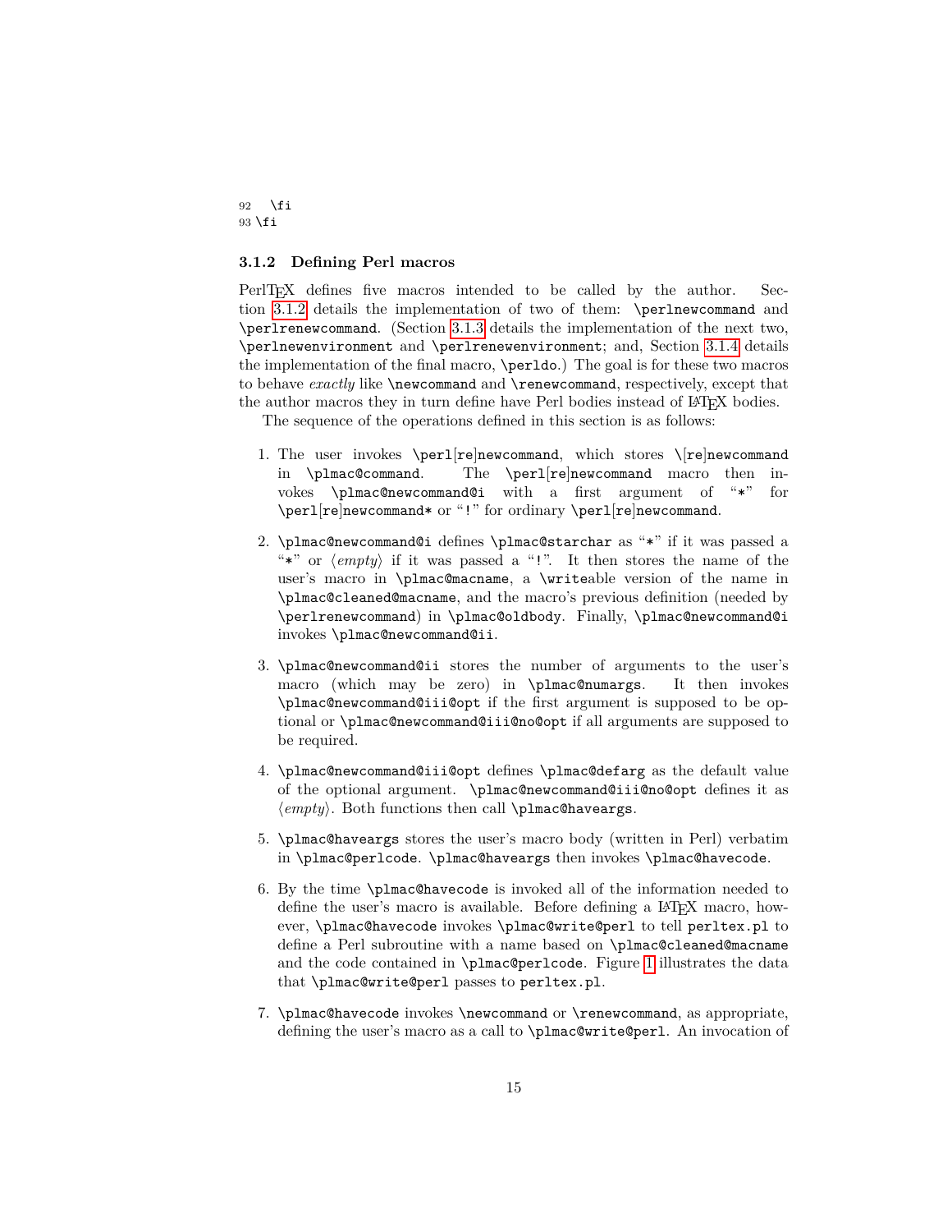```
92   \fi
93 \fi
```

### 3.1.2 Defining Perl macros

PerlTEX defines five macros intended to be called by the author. Section 3.1.2 details the implementation of two of them: `\perlnewcommand` and `\perlrenewcommand`. (Section 3.1.3 details the implementation of the next two, `\perlnewenvironment` and `\perlrenewenvironment`; and, Section 3.1.4 details the implementation of the final macro, `\perldo`.) The goal is for these two macros to behave *exactly* like `\newcommand` and `\renewcommand`, respectively, except that the author macros they in turn define have Perl bodies instead of LaTeX bodies.

The sequence of the operations defined in this section is as follows:

1. The user invokes `\perl`[re]`newcommand`, which stores `\`[re]`newcommand` in `\plmac@command`. The `\perl`[re]`newcommand` macro then invokes `\plmac@newcommand@i` with a first argument of "`*`" for `\perl`[re]`newcommand*` or "`!`" for ordinary `\perl`[re]`newcommand`.

2. `\plmac@newcommand@i` defines `\plmac@starchar` as "`*`" if it was passed a "`*`" or ⟨*empty*⟩ if it was passed a "`!`". It then stores the name of the user's macro in `\plmac@macname`, a `\write`able version of the name in `\plmac@cleaned@macname`, and the macro's previous definition (needed by `\perlrenewcommand`) in `\plmac@oldbody`. Finally, `\plmac@newcommand@i` invokes `\plmac@newcommand@ii`.

3. `\plmac@newcommand@ii` stores the number of arguments to the user's macro (which may be zero) in `\plmac@numargs`. It then invokes `\plmac@newcommand@iii@opt` if the first argument is supposed to be optional or `\plmac@newcommand@iii@no@opt` if all arguments are supposed to be required.

4. `\plmac@newcommand@iii@opt` defines `\plmac@defarg` as the default value of the optional argument. `\plmac@newcommand@iii@no@opt` defines it as ⟨*empty*⟩. Both functions then call `\plmac@haveargs`.

5. `\plmac@haveargs` stores the user's macro body (written in Perl) verbatim in `\plmac@perlcode`. `\plmac@haveargs` then invokes `\plmac@havecode`.

6. By the time `\plmac@havecode` is invoked all of the information needed to define the user's macro is available. Before defining a LaTeX macro, however, `\plmac@havecode` invokes `\plmac@write@perl` to tell `perltex.pl` to define a Perl subroutine with a name based on `\plmac@cleaned@macname` and the code contained in `\plmac@perlcode`. Figure 1 illustrates the data that `\plmac@write@perl` passes to `perltex.pl`.

7. `\plmac@havecode` invokes `\newcommand` or `\renewcommand`, as appropriate, defining the user's macro as a call to `\plmac@write@perl`. An invocation of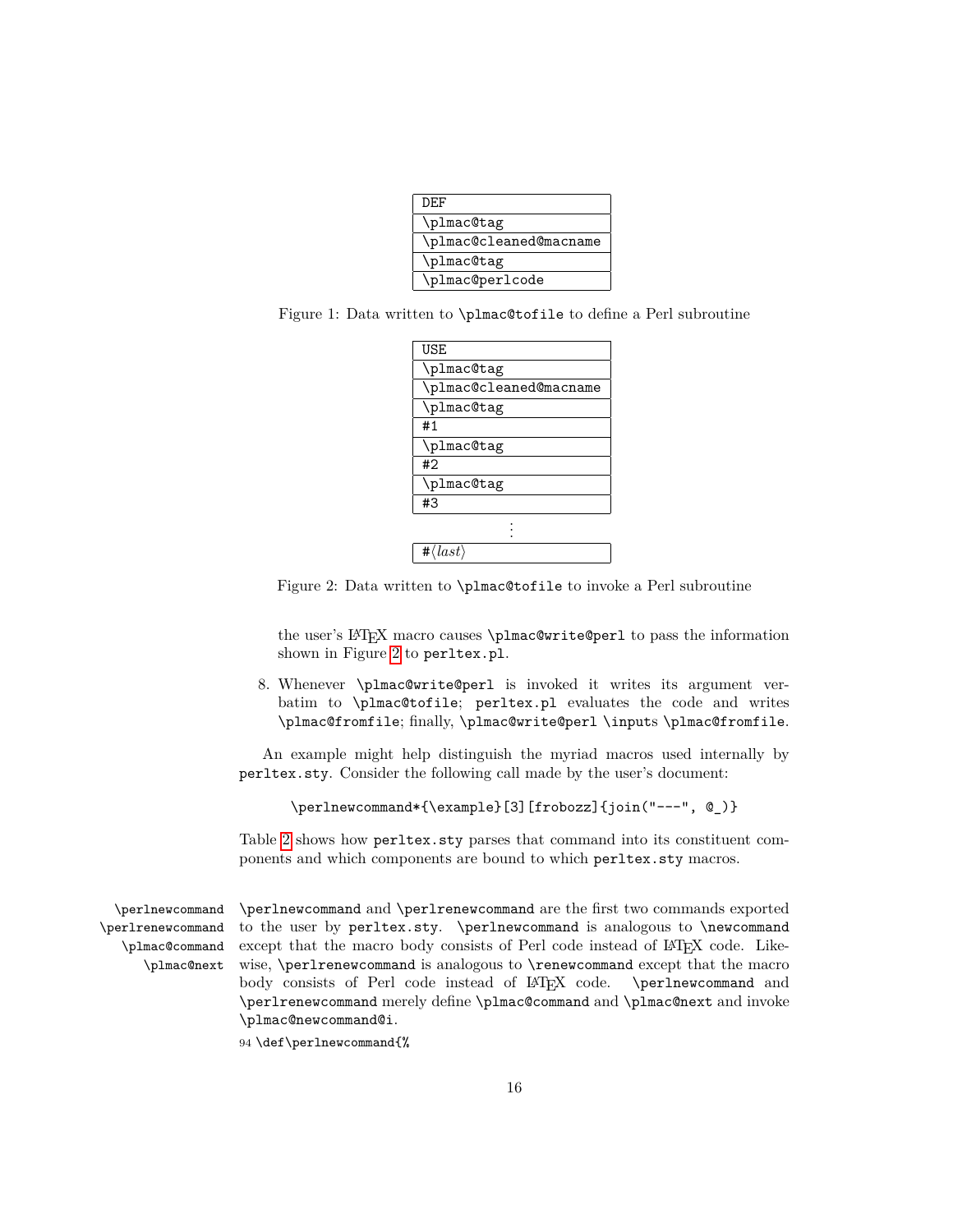| DEF |
|---|
| \plmac@tag |
| \plmac@cleaned@macname |
| \plmac@tag |
| \plmac@perlcode |

Figure 1: Data written to `\plmac@tofile` to define a Perl subroutine

| USE |
|---|
| \plmac@tag |
| \plmac@cleaned@macname |
| \plmac@tag |
| #1 |
| \plmac@tag |
| #2 |
| \plmac@tag |
| #3 |
| ⋮ |
| #⟨*last*⟩ |

Figure 2: Data written to `\plmac@tofile` to invoke a Perl subroutine

the user's LaTeX macro causes `\plmac@write@perl` to pass the information shown in Figure 2 to `perltex.pl`.

8. Whenever `\plmac@write@perl` is invoked it writes its argument verbatim to `\plmac@tofile`; `perltex.pl` evaluates the code and writes `\plmac@fromfile`; finally, `\plmac@write@perl` `\input`s `\plmac@fromfile`.

An example might help distinguish the myriad macros used internally by `perltex.sty`. Consider the following call made by the user's document:

```
\perlnewcommand*{\example}[3][frobozz]{join("---", @_)}
```

Table 2 shows how `perltex.sty` parses that command into its constituent components and which components are bound to which `perltex.sty` macros.

`\perlnewcommand`
`\perlrenewcommand`
`\plmac@command`
`\plmac@next`

`\perlnewcommand` and `\perlrenewcommand` are the first two commands exported to the user by `perltex.sty`. `\perlnewcommand` is analogous to `\newcommand` except that the macro body consists of Perl code instead of LaTeX code. Likewise, `\perlrenewcommand` is analogous to `\renewcommand` except that the macro body consists of Perl code instead of LaTeX code. `\perlnewcommand` and `\perlrenewcommand` merely define `\plmac@command` and `\plmac@next` and invoke `\plmac@newcommand@i`.

```
94 \def\perlnewcommand{%
```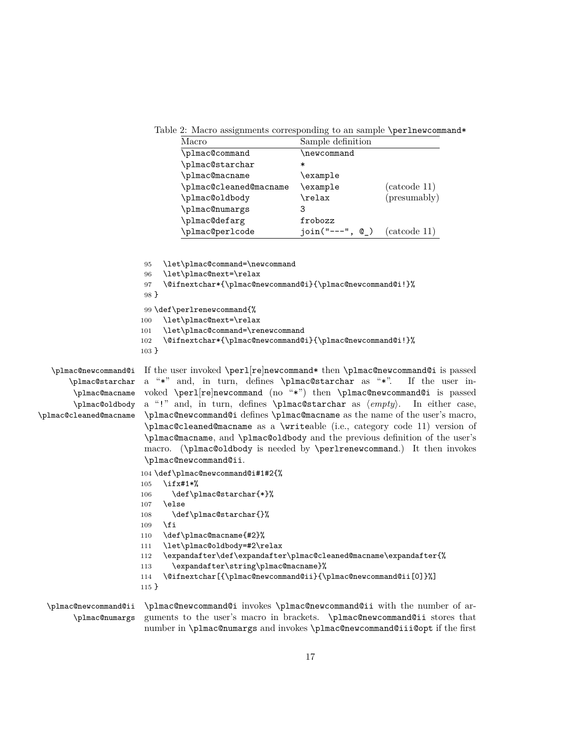Table 2: Macro assignments corresponding to an sample `\perlnewcommand*`

| Macro | Sample definition | |
|---|---|---|
| `\plmac@command` | `\newcommand` | |
| `\plmac@starchar` | `*` | |
| `\plmac@macname` | `\example` | |
| `\plmac@cleaned@macname` | `\example` | (catcode 11) |
| `\plmac@oldbody` | `\relax` | (presumably) |
| `\plmac@numargs` | `3` | |
| `\plmac@defarg` | `frobozz` | |
| `\plmac@perlcode` | `join("---", @_)` | (catcode 11) |

```
95   \let\plmac@command=\newcommand
96   \let\plmac@next=\relax
97   \@ifnextchar*{\plmac@newcommand@i}{\plmac@newcommand@i!}%
98 }
99 \def\perlrenewcommand{%
100   \let\plmac@next=\relax
101   \let\plmac@command=\renewcommand
102   \@ifnextchar*{\plmac@newcommand@i}{\plmac@newcommand@i!}%
103 }
```

`\plmac@newcommand@i` `\plmac@starchar` `\plmac@macname` `\plmac@oldbody` `\plmac@cleaned@macname`

If the user invoked `\perl`[re]`newcommand*` then `\plmac@newcommand@i` is passed a "`*`" and, in turn, defines `\plmac@starchar` as "`*`". If the user invoked `\perl`[re]`newcommand` (no "`*`") then `\plmac@newcommand@i` is passed a "`!`" and, in turn, defines `\plmac@starchar` as ⟨*empty*⟩. In either case, `\plmac@newcommand@i` defines `\plmac@macname` as the name of the user's macro, `\plmac@cleaned@macname` as a `\write`able (i.e., category code 11) version of `\plmac@macname`, and `\plmac@oldbody` and the previous definition of the user's macro. (`\plmac@oldbody` is needed by `\perlrenewcommand`.) It then invokes `\plmac@newcommand@ii`.

```
104 \def\plmac@newcommand@i#1#2{%
105   \ifx#1*%
106     \def\plmac@starchar{*}%
107   \else
108     \def\plmac@starchar{}%
109   \fi
110   \def\plmac@macname{#2}%
111   \let\plmac@oldbody=#2\relax
112   \expandafter\def\expandafter\plmac@cleaned@macname\expandafter{%
113     \expandafter\string\plmac@macname}%
114   \@ifnextchar[{\plmac@newcommand@ii}{\plmac@newcommand@ii[0]}%]
115 }
```

`\plmac@newcommand@ii` `\plmac@numargs`

`\plmac@newcommand@i` invokes `\plmac@newcommand@ii` with the number of arguments to the user's macro in brackets. `\plmac@newcommand@ii` stores that number in `\plmac@numargs` and invokes `\plmac@newcommand@iii@opt` if the first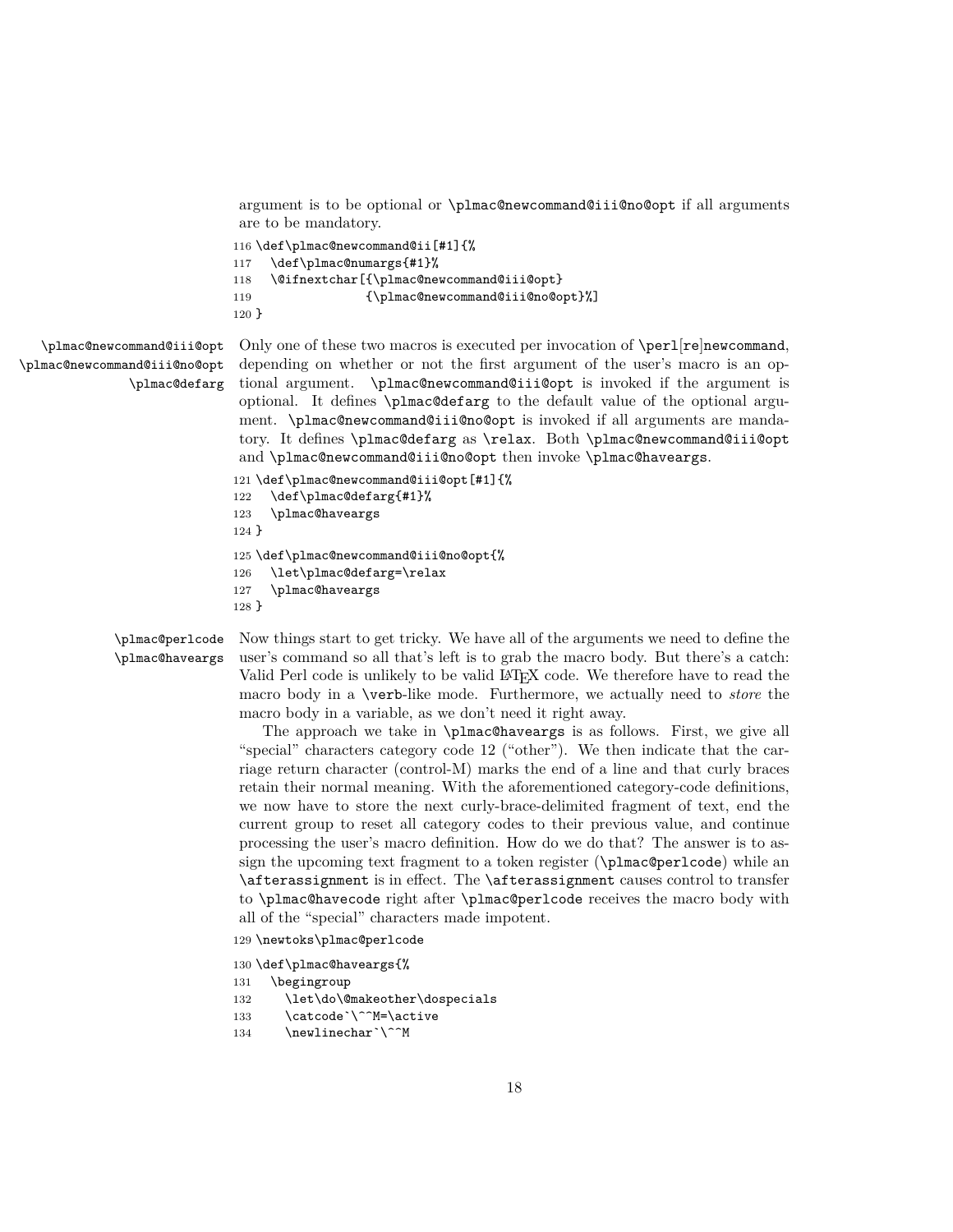argument is to be optional or `\plmac@newcommand@iii@no@opt` if all arguments are to be mandatory.

```
116 \def\plmac@newcommand@ii[#1]{%
117   \def\plmac@numargs{#1}%
118   \@ifnextchar[{\plmac@newcommand@iii@opt}
119                {\plmac@newcommand@iii@no@opt}%]
120 }
```

`\plmac@newcommand@iii@opt` `\plmac@newcommand@iii@no@opt` `\plmac@defarg`

Only one of these two macros is executed per invocation of `\perl`[re]`newcommand`, depending on whether or not the first argument of the user's macro is an optional argument. `\plmac@newcommand@iii@opt` is invoked if the argument is optional. It defines `\plmac@defarg` to the default value of the optional argument. `\plmac@newcommand@iii@no@opt` is invoked if all arguments are mandatory. It defines `\plmac@defarg` as `\relax`. Both `\plmac@newcommand@iii@opt` and `\plmac@newcommand@iii@no@opt` then invoke `\plmac@haveargs`.

```
121 \def\plmac@newcommand@iii@opt[#1]{%
122   \def\plmac@defarg{#1}%
123   \plmac@haveargs
124 }
125 \def\plmac@newcommand@iii@no@opt{%
126   \let\plmac@defarg=\relax
127   \plmac@haveargs
128 }
```

`\plmac@perlcode` `\plmac@haveargs`

Now things start to get tricky. We have all of the arguments we need to define the user's command so all that's left is to grab the macro body. But there's a catch: Valid Perl code is unlikely to be valid LaTeX code. We therefore have to read the macro body in a `\verb`-like mode. Furthermore, we actually need to *store* the macro body in a variable, as we don't need it right away.

The approach we take in `\plmac@haveargs` is as follows. First, we give all "special" characters category code 12 ("other"). We then indicate that the carriage return character (control-M) marks the end of a line and that curly braces retain their normal meaning. With the aforementioned category-code definitions, we now have to store the next curly-brace-delimited fragment of text, end the current group to reset all category codes to their previous value, and continue processing the user's macro definition. How do we do that? The answer is to assign the upcoming text fragment to a token register (`\plmac@perlcode`) while an `\afterassignment` is in effect. The `\afterassignment` causes control to transfer to `\plmac@havecode` right after `\plmac@perlcode` receives the macro body with all of the "special" characters made impotent.

```
129 \newtoks\plmac@perlcode
130 \def\plmac@haveargs{%
131   \begingroup
132     \let\do\@makeother\dospecials
133     \catcode`\^^M=\active
134     \newlinechar`\^^M
```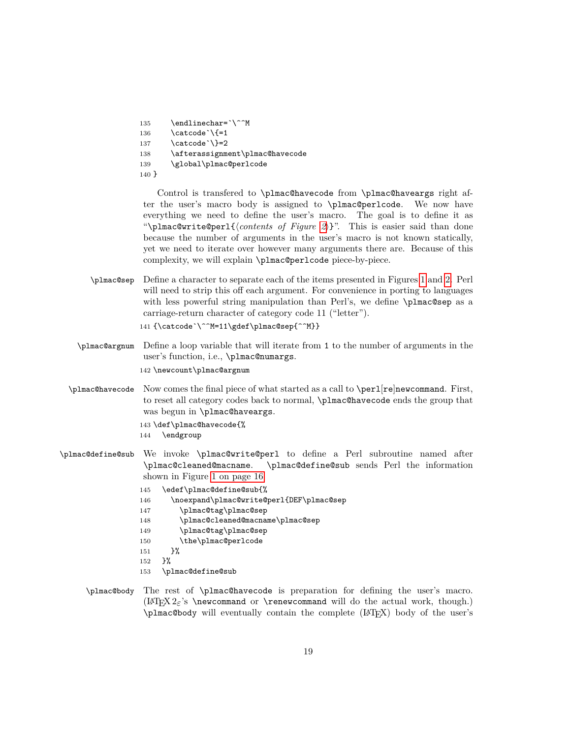```
135     \endlinechar=`\^^M
136     \catcode`\{=1
137     \catcode`\}=2
138     \afterassignment\plmac@havecode
139     \global\plmac@perlcode
140 }
```

Control is transfered to `\plmac@havecode` from `\plmac@haveargs` right after the user's macro body is assigned to `\plmac@perlcode`. We now have everything we need to define the user's macro. The goal is to define it as "`\plmac@write@perl{`⟨*contents of Figure 2*⟩`}`". This is easier said than done because the number of arguments in the user's macro is not known statically, yet we need to iterate over however many arguments there are. Because of this complexity, we will explain `\plmac@perlcode` piece-by-piece.

`\plmac@sep` Define a character to separate each of the items presented in Figures 1 and 2. Perl will need to strip this off each argument. For convenience in porting to languages with less powerful string manipulation than Perl's, we define `\plmac@sep` as a carriage-return character of category code 11 ("letter").

```
141 {\catcode`\^^M=11\gdef\plmac@sep{^^M}}
```

`\plmac@argnum` Define a loop variable that will iterate from 1 to the number of arguments in the user's function, i.e., `\plmac@numargs`.

```
142 \newcount\plmac@argnum
```

`\plmac@havecode` Now comes the final piece of what started as a call to `\perl[re]newcommand`. First, to reset all category codes back to normal, `\plmac@havecode` ends the group that was begun in `\plmac@haveargs`.

```
143 \def\plmac@havecode{%
144   \endgroup
```

`\plmac@define@sub` We invoke `\plmac@write@perl` to define a Perl subroutine named after `\plmac@cleaned@macname`. `\plmac@define@sub` sends Perl the information shown in Figure 1 on page 16.

```
145   \edef\plmac@define@sub{%
146     \noexpand\plmac@write@perl{DEF\plmac@sep
147       \plmac@tag\plmac@sep
148       \plmac@cleaned@macname\plmac@sep
149       \plmac@tag\plmac@sep
150       \the\plmac@perlcode
151     }%
152   }%
153   \plmac@define@sub
```

`\plmac@body` The rest of `\plmac@havecode` is preparation for defining the user's macro. (LaTeX 2ε's `\newcommand` or `\renewcommand` will do the actual work, though.) `\plmac@body` will eventually contain the complete (LaTeX) body of the user's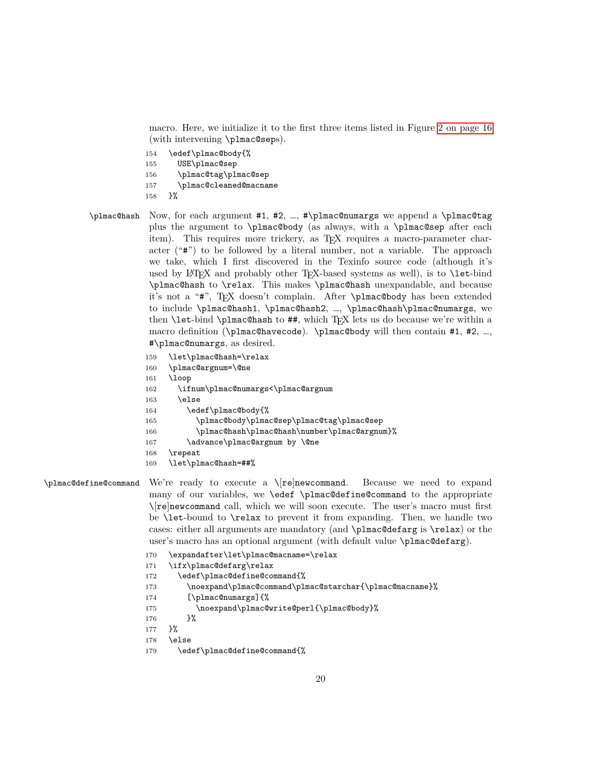macro. Here, we initialize it to the first three items listed in Figure 2 on page 16 (with intervening \plmac@seps).

```
154   \edef\plmac@body{%
155     USE\plmac@sep
156     \plmac@tag\plmac@sep
157     \plmac@cleaned@macname
158   }%
```

\plmac@hash Now, for each argument #1, #2, …, #\plmac@numargs we append a \plmac@tag plus the argument to \plmac@body (as always, with a \plmac@sep after each item). This requires more trickery, as TeX requires a macro-parameter character ("#") to be followed by a literal number, not a variable. The approach we take, which I first discovered in the Texinfo source code (although it's used by LaTeX and probably other TeX-based systems as well), is to \let-bind \plmac@hash to \relax. This makes \plmac@hash unexpandable, and because it's not a "#", TeX doesn't complain. After \plmac@body has been extended to include \plmac@hash1, \plmac@hash2, …, \plmac@hash\plmac@numargs, we then \let-bind \plmac@hash to ##, which TeX lets us do because we're within a macro definition (\plmac@havecode). \plmac@body will then contain #1, #2, …, #\plmac@numargs, as desired.

```
159   \let\plmac@hash=\relax
160   \plmac@argnum=\@ne
161   \loop
162     \ifnum\plmac@numargs<\plmac@argnum
163     \else
164       \edef\plmac@body{%
165         \plmac@body\plmac@sep\plmac@tag\plmac@sep
166         \plmac@hash\plmac@hash\number\plmac@argnum}%
167       \advance\plmac@argnum by \@ne
168   \repeat
169   \let\plmac@hash=##%
```

\plmac@define@command We're ready to execute a \[re]newcommand. Because we need to expand many of our variables, we \edef \plmac@define@command to the appropriate \[re]newcommand call, which we will soon execute. The user's macro must first be \let-bound to \relax to prevent it from expanding. Then, we handle two cases: either all arguments are mandatory (and \plmac@defarg is \relax) or the user's macro has an optional argument (with default value \plmac@defarg).

```
170   \expandafter\let\plmac@macname=\relax
171   \ifx\plmac@defarg\relax
172     \edef\plmac@define@command{%
173       \noexpand\plmac@command\plmac@starchar{\plmac@macname}%
174       [\plmac@numargs]{%
175         \noexpand\plmac@write@perl{\plmac@body}%
176       }%
177   }%
178   \else
179     \edef\plmac@define@command{%
```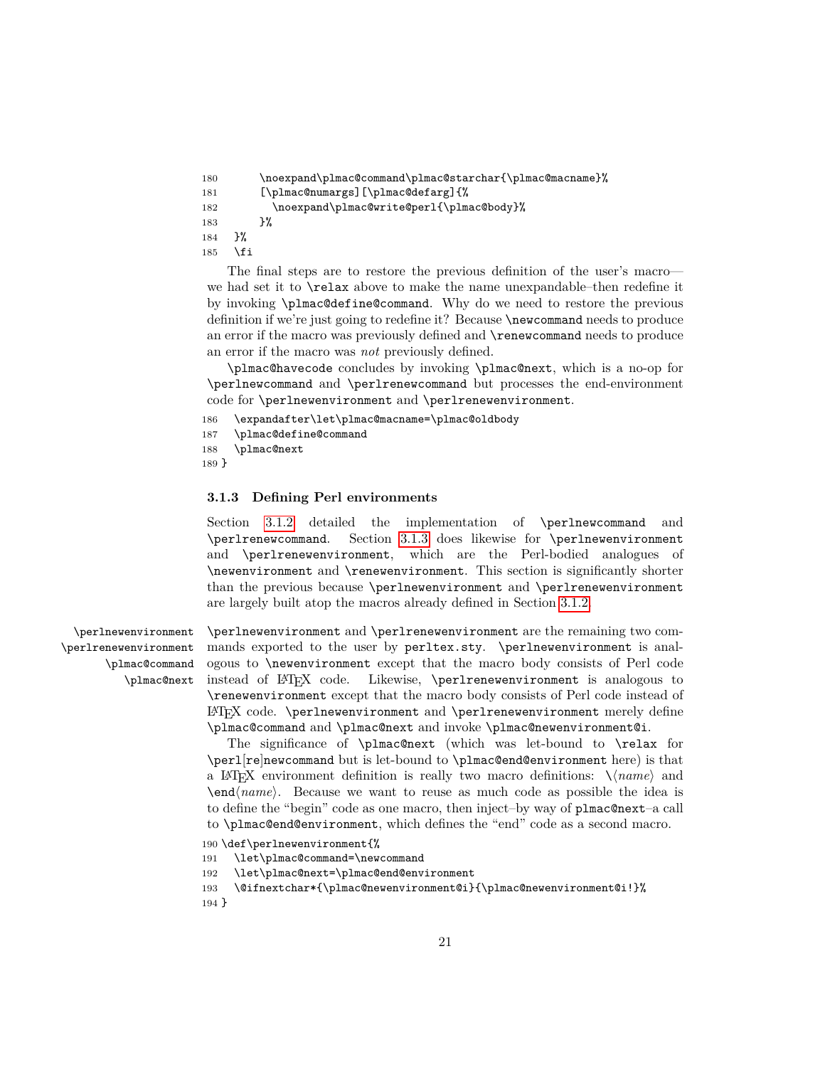```
180      \noexpand\plmac@command\plmac@starchar{\plmac@macname}%
181      [\plmac@numargs][\plmac@defarg]{%
182        \noexpand\plmac@write@perl{\plmac@body}%
183      }%
184  }%
185  \fi
```

The final steps are to restore the previous definition of the user's macro—we had set it to `\relax` above to make the name unexpandable–then redefine it by invoking `\plmac@define@command`. Why do we need to restore the previous definition if we're just going to redefine it? Because `\newcommand` needs to produce an error if the macro was previously defined and `\renewcommand` needs to produce an error if the macro was *not* previously defined.

`\plmac@havecode` concludes by invoking `\plmac@next`, which is a no-op for `\perlnewcommand` and `\perlrenewcommand` but processes the end-environment code for `\perlnewenvironment` and `\perlrenewenvironment`.

```
186  \expandafter\let\plmac@macname=\plmac@oldbody
187  \plmac@define@command
188  \plmac@next
189 }
```

### 3.1.3 Defining Perl environments

Section 3.1.2 detailed the implementation of `\perlnewcommand` and `\perlrenewcommand`. Section 3.1.3 does likewise for `\perlnewenvironment` and `\perlrenewenvironment`, which are the Perl-bodied analogues of `\newenvironment` and `\renewenvironment`. This section is significantly shorter than the previous because `\perlnewenvironment` and `\perlrenewenvironment` are largely built atop the macros already defined in Section 3.1.2.

`\perlnewenvironment` `\perlrenewenvironment` `\plmac@command` `\plmac@next`

`\perlnewenvironment` and `\perlrenewenvironment` are the remaining two commands exported to the user by `perltex.sty`. `\perlnewenvironment` is analogous to `\newenvironment` except that the macro body consists of Perl code instead of LaTeX code. Likewise, `\perlrenewenvironment` is analogous to `\renewenvironment` except that the macro body consists of Perl code instead of LaTeX code. `\perlnewenvironment` and `\perlrenewenvironment` merely define `\plmac@command` and `\plmac@next` and invoke `\plmac@newenvironment@i`.

The significance of `\plmac@next` (which was let-bound to `\relax` for `\perl[re]newcommand` but is let-bound to `\plmac@end@environment` here) is that a LaTeX environment definition is really two macro definitions: `\`⟨*name*⟩ and `\end`⟨*name*⟩. Because we want to reuse as much code as possible the idea is to define the "begin" code as one macro, then inject–by way of `plmac@next`–a call to `\plmac@end@environment`, which defines the "end" code as a second macro.

```
190 \def\perlnewenvironment{%
191   \let\plmac@command=\newcommand
192   \let\plmac@next=\plmac@end@environment
193   \@ifnextchar*{\plmac@newenvironment@i}{\plmac@newenvironment@i!}%
194 }
```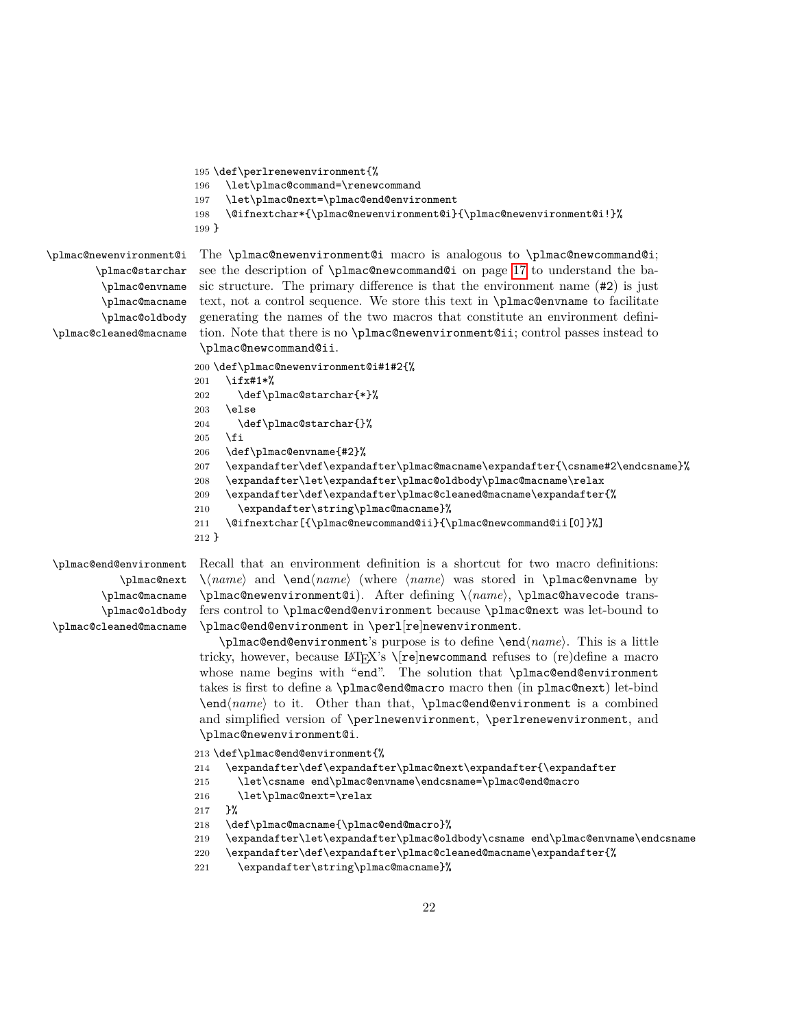```
195 \def\perlrenewenvironment{%
196   \let\plmac@command=\renewcommand
197   \let\plmac@next=\plmac@end@environment
198   \@ifnextchar*{\plmac@newenvironment@i}{\plmac@newenvironment@i!}%
199 }
```

\plmac@newenvironment@i
\plmac@starchar
\plmac@envname
\plmac@macname
\plmac@oldbody
\plmac@cleaned@macname

The `\plmac@newenvironment@i` macro is analogous to `\plmac@newcommand@i`; see the description of `\plmac@newcommand@i` on page 17 to understand the basic structure. The primary difference is that the environment name (#2) is just text, not a control sequence. We store this text in `\plmac@envname` to facilitate generating the names of the two macros that constitute an environment definition. Note that there is no `\plmac@newenvironment@ii`; control passes instead to `\plmac@newcommand@ii`.

```
200 \def\plmac@newenvironment@i#1#2{%
201   \ifx#1*%
202     \def\plmac@starchar{*}%
203   \else
204     \def\plmac@starchar{}%
205   \fi
206   \def\plmac@envname{#2}%
207   \expandafter\def\expandafter\plmac@macname\expandafter{\csname#2\endcsname}%
208   \expandafter\let\expandafter\plmac@oldbody\plmac@macname\relax
209   \expandafter\def\expandafter\plmac@cleaned@macname\expandafter{%
210     \expandafter\string\plmac@macname}%
211   \@ifnextchar[{\plmac@newcommand@ii}{\plmac@newcommand@ii[0]}%]
212 }
```

\plmac@end@environment
\plmac@next
\plmac@macname
\plmac@oldbody
\plmac@cleaned@macname

Recall that an environment definition is a shortcut for two macro definitions: `\`⟨*name*⟩ and `\end`⟨*name*⟩ (where ⟨*name*⟩ was stored in `\plmac@envname` by `\plmac@newenvironment@i`). After defining `\`⟨*name*⟩, `\plmac@havecode` transfers control to `\plmac@end@environment` because `\plmac@next` was let-bound to `\plmac@end@environment` in `\perl[re]newenvironment`.

`\plmac@end@environment`'s purpose is to define `\end`⟨*name*⟩. This is a little tricky, however, because LaTeX's `\[re]newcommand` refuses to (re)define a macro whose name begins with "`end`". The solution that `\plmac@end@environment` takes is first to define a `\plmac@end@macro` macro then (in `plmac@next`) let-bind `\end`⟨*name*⟩ to it. Other than that, `\plmac@end@environment` is a combined and simplified version of `\perlnewenvironment`, `\perlrenewenvironment`, and `\plmac@newenvironment@i`.

```
213 \def\plmac@end@environment{%
214   \expandafter\def\expandafter\plmac@next\expandafter{\expandafter
215     \let\csname end\plmac@envname\endcsname=\plmac@end@macro
216     \let\plmac@next=\relax
217   }%
218   \def\plmac@macname{\plmac@end@macro}%
219   \expandafter\let\expandafter\plmac@oldbody\csname end\plmac@envname\endcsname
220   \expandafter\def\expandafter\plmac@cleaned@macname\expandafter{%
221     \expandafter\string\plmac@macname}%
```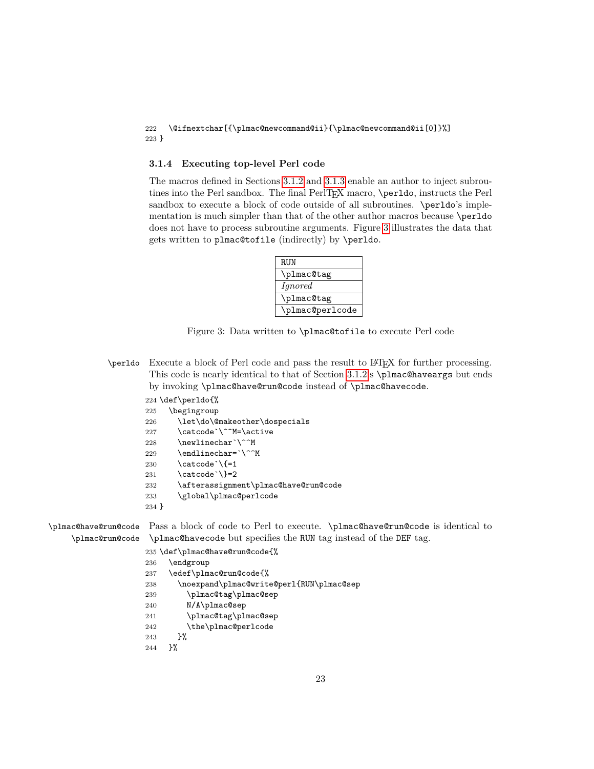```
222   \@ifnextchar[{\plmac@newcommand@ii}{\plmac@newcommand@ii[0]}%]
223 }
```

### 3.1.4 Executing top-level Perl code

The macros defined in Sections 3.1.2 and 3.1.3 enable an author to inject subroutines into the Perl sandbox. The final PerlTEX macro, `\perldo`, instructs the Perl sandbox to execute a block of code outside of all subroutines. `\perldo`'s implementation is much simpler than that of the other author macros because `\perldo` does not have to process subroutine arguments. Figure 3 illustrates the data that gets written to `plmac@tofile` (indirectly) by `\perldo`.

| RUN |
|---|
| `\plmac@tag` |
| *Ignored* |
| `\plmac@tag` |
| `\plmac@perlcode` |

Figure 3: Data written to `\plmac@tofile` to execute Perl code

`\perldo` Execute a block of Perl code and pass the result to LATEX for further processing. This code is nearly identical to that of Section 3.1.2's `\plmac@haveargs` but ends by invoking `\plmac@have@run@code` instead of `\plmac@havecode`.

```
224 \def\perldo{%
225   \begingroup
226     \let\do\@makeother\dospecials
227     \catcode`\^^M=\active
228     \newlinechar`\^^M
229     \endlinechar=`\^^M
230     \catcode`\{=1
231     \catcode`\}=2
232     \afterassignment\plmac@have@run@code
233     \global\plmac@perlcode
234 }
```

`\plmac@have@run@code` `\plmac@run@code` Pass a block of code to Perl to execute. `\plmac@have@run@code` is identical to `\plmac@havecode` but specifies the RUN tag instead of the DEF tag.

```
235 \def\plmac@have@run@code{%
236   \endgroup
237   \edef\plmac@run@code{%
238     \noexpand\plmac@write@perl{RUN\plmac@sep
239       \plmac@tag\plmac@sep
240       N/A\plmac@sep
241       \plmac@tag\plmac@sep
242       \the\plmac@perlcode
243     }%
244   }%
```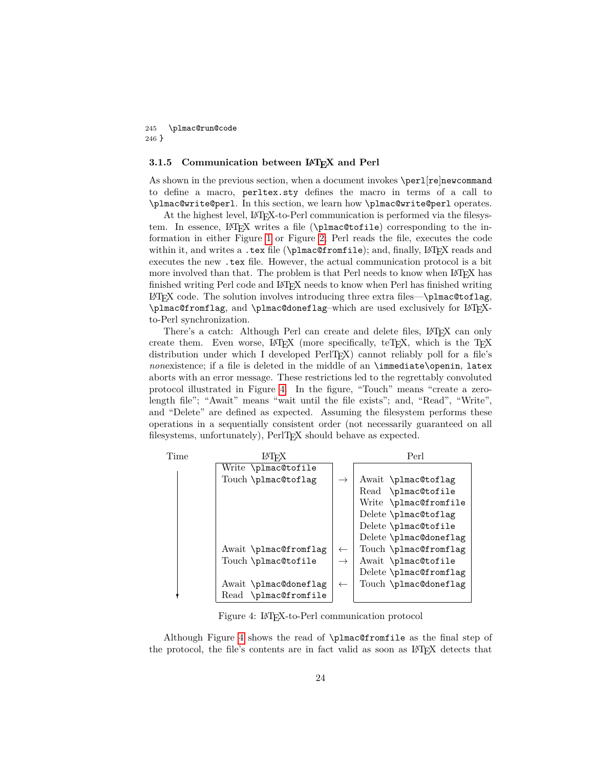```
245   \plmac@run@code
246 }
```

### 3.1.5 Communication between LaTeX and Perl

As shown in the previous section, when a document invokes `\perl`[`re`]`newcommand` to define a macro, `perltex.sty` defines the macro in terms of a call to `\plmac@write@perl`. In this section, we learn how `\plmac@write@perl` operates.

At the highest level, LaTeX-to-Perl communication is performed via the filesystem. In essence, LaTeX writes a file (`\plmac@tofile`) corresponding to the information in either Figure 1 or Figure 2; Perl reads the file, executes the code within it, and writes a `.tex` file (`\plmac@fromfile`); and, finally, LaTeX reads and executes the new `.tex` file. However, the actual communication protocol is a bit more involved than that. The problem is that Perl needs to know when LaTeX has finished writing Perl code and LaTeX needs to know when Perl has finished writing LaTeX code. The solution involves introducing three extra files—`\plmac@toflag`, `\plmac@fromflag`, and `\plmac@doneflag`–which are used exclusively for LaTeX-to-Perl synchronization.

There's a catch: Although Perl can create and delete files, LaTeX can only create them. Even worse, LaTeX (more specifically, teTeX, which is the TeX distribution under which I developed PerlTeX) cannot reliably poll for a file's *non*existence; if a file is deleted in the middle of an `\immediate\openin`, `latex` aborts with an error message. These restrictions led to the regrettably convoluted protocol illustrated in Figure 4. In the figure, "Touch" means "create a zero-length file"; "Await" means "wait until the file exists"; and, "Read", "Write", and "Delete" are defined as expected. Assuming the filesystem performs these operations in a sequentially consistent order (not necessarily guaranteed on all filesystems, unfortunately), PerlTeX should behave as expected.

| Time | LaTeX | | Perl |
|---|---|---|---|
| ↓ | Write `\plmac@tofile` | | |
| | Touch `\plmac@toflag` | → | Await `\plmac@toflag` |
| | | | Read `\plmac@tofile` |
| | | | Write `\plmac@fromfile` |
| | | | Delete `\plmac@toflag` |
| | | | Delete `\plmac@tofile` |
| | | | Delete `\plmac@doneflag` |
| | Await `\plmac@fromflag` | ← | Touch `\plmac@fromflag` |
| | Touch `\plmac@tofile` | → | Await `\plmac@tofile` |
| | | | Delete `\plmac@fromflag` |
| | Await `\plmac@doneflag` | ← | Touch `\plmac@doneflag` |
| | Read `\plmac@fromfile` | | |

Figure 4: LaTeX-to-Perl communication protocol

Although Figure 4 shows the read of `\plmac@fromfile` as the final step of the protocol, the file's contents are in fact valid as soon as LaTeX detects that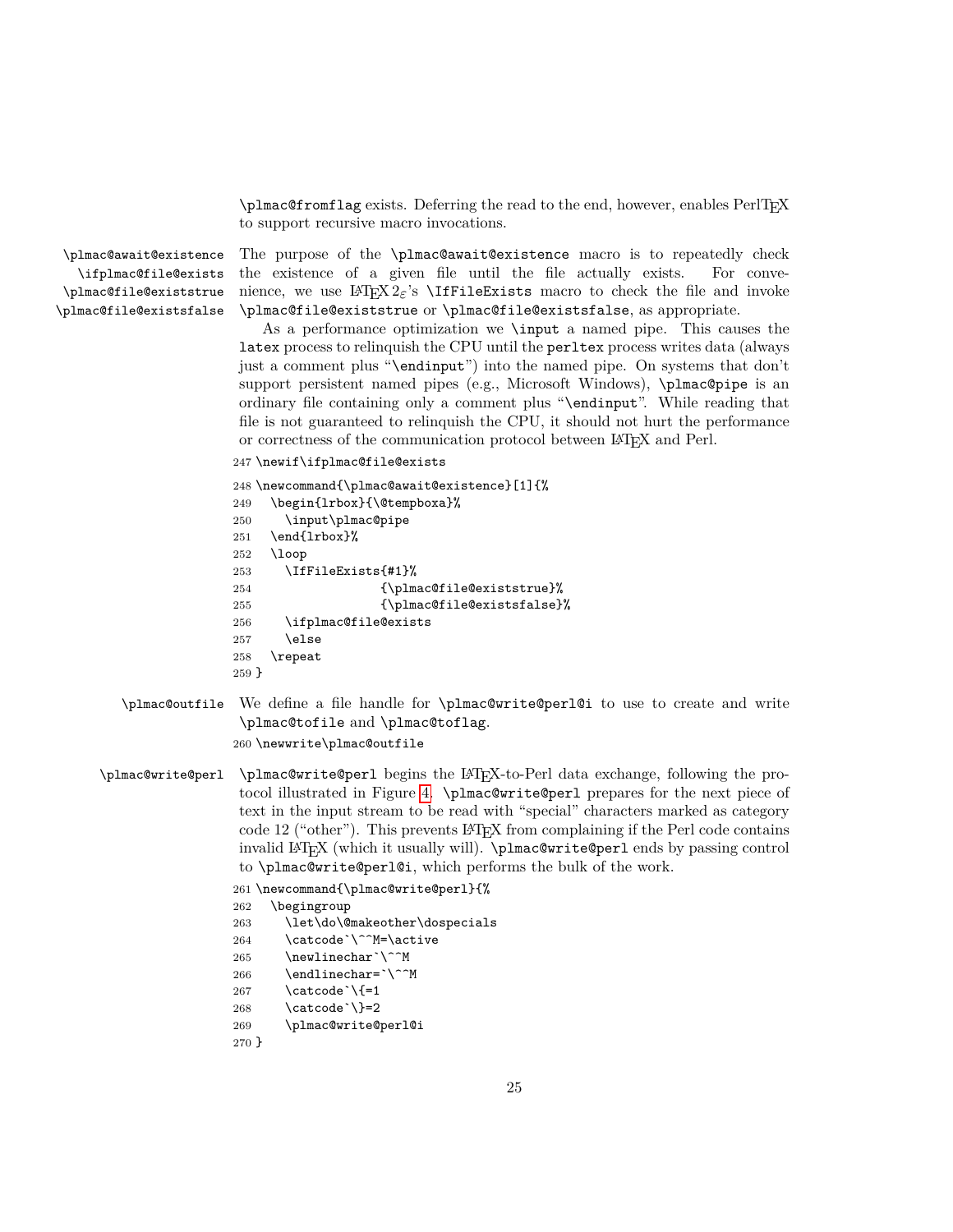\plmac@fromflag exists. Deferring the read to the end, however, enables PerlTeX to support recursive macro invocations.

**\plmac@await@existence** **\ifplmac@file@exists** **\plmac@file@existstrue** **\plmac@file@existsfalse**

The purpose of the \plmac@await@existence macro is to repeatedly check the existence of a given file until the file actually exists. For convenience, we use LaTeX 2ε's \IfFileExists macro to check the file and invoke \plmac@file@existstrue or \plmac@file@existsfalse, as appropriate.

As a performance optimization we \input a named pipe. This causes the latex process to relinquish the CPU until the perltex process writes data (always just a comment plus "\endinput") into the named pipe. On systems that don't support persistent named pipes (e.g., Microsoft Windows), \plmac@pipe is an ordinary file containing only a comment plus "\endinput". While reading that file is not guaranteed to relinquish the CPU, it should not hurt the performance or correctness of the communication protocol between LaTeX and Perl.

```
247 \newif\ifplmac@file@exists
248 \newcommand{\plmac@await@existence}[1]{%
249   \begin{lrbox}{\@tempboxa}%
250     \input\plmac@pipe
251   \end{lrbox}%
252   \loop
253     \IfFileExists{#1}%
254                  {\plmac@file@existstrue}%
255                  {\plmac@file@existsfalse}%
256     \ifplmac@file@exists
257     \else
258   \repeat
259 }
```

**\plmac@outfile**

We define a file handle for \plmac@write@perl@i to use to create and write \plmac@tofile and \plmac@toflag.

```
260 \newwrite\plmac@outfile
```

**\plmac@write@perl**

\plmac@write@perl begins the LaTeX-to-Perl data exchange, following the protocol illustrated in Figure 4. \plmac@write@perl prepares for the next piece of text in the input stream to be read with "special" characters marked as category code 12 ("other"). This prevents LaTeX from complaining if the Perl code contains invalid LaTeX (which it usually will). \plmac@write@perl ends by passing control to \plmac@write@perl@i, which performs the bulk of the work.

```
261 \newcommand{\plmac@write@perl}{%
262   \begingroup
263     \let\do\@makeother\dospecials
264     \catcode`\^^M=\active
265     \newlinechar`\^^M
266     \endlinechar=`\^^M
267     \catcode`\{=1
268     \catcode`\}=2
269     \plmac@write@perl@i
270 }
```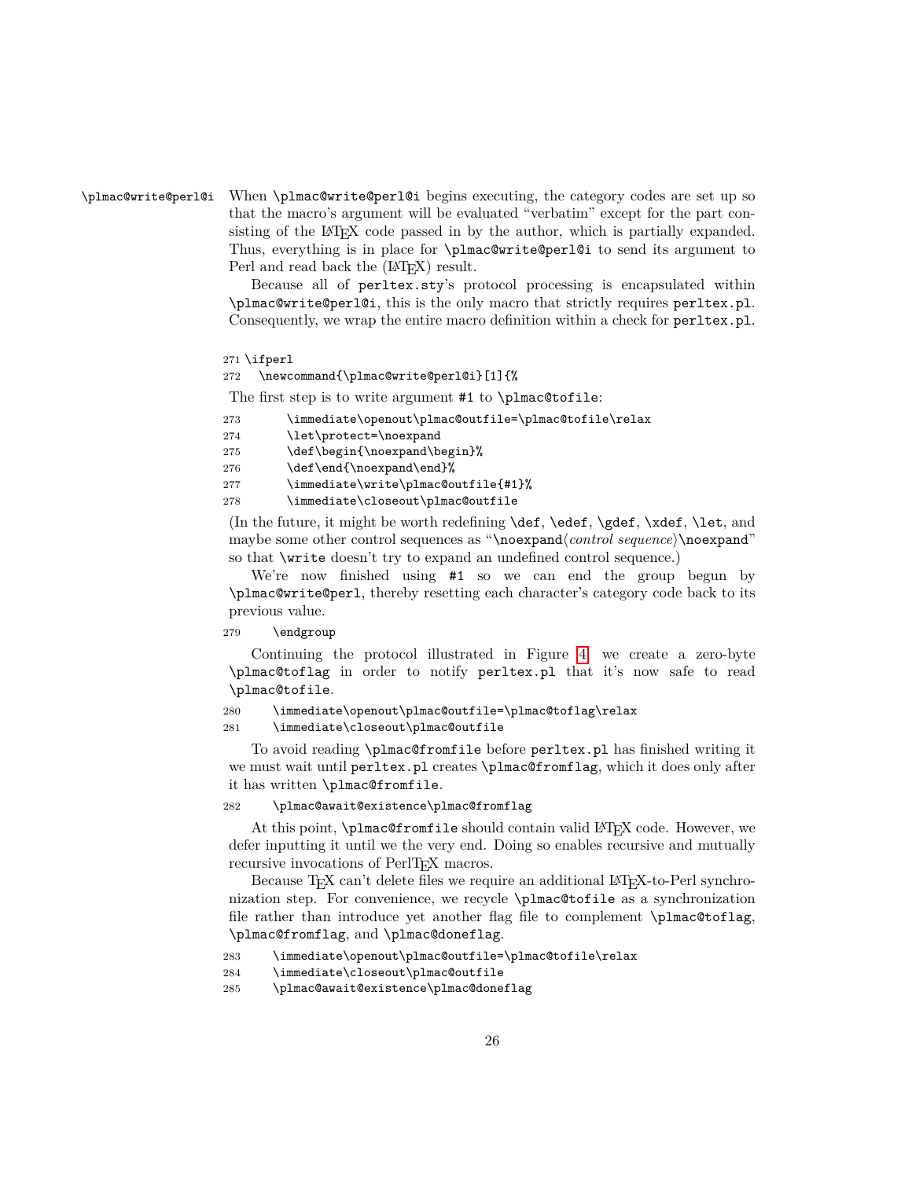\plmac@write@perl@i When \plmac@write@perl@i begins executing, the category codes are set up so that the macro's argument will be evaluated "verbatim" except for the part consisting of the LaTeX code passed in by the author, which is partially expanded. Thus, everything is in place for \plmac@write@perl@i to send its argument to Perl and read back the (LaTeX) result.

Because all of perltex.sty's protocol processing is encapsulated within \plmac@write@perl@i, this is the only macro that strictly requires perltex.pl. Consequently, we wrap the entire macro definition within a check for perltex.pl.

```
271 \ifperl
272   \newcommand{\plmac@write@perl@i}[1]{%
```

The first step is to write argument #1 to \plmac@tofile:

```
273       \immediate\openout\plmac@outfile=\plmac@tofile\relax
274       \let\protect=\noexpand
275       \def\begin{\noexpand\begin}%
276       \def\end{\noexpand\end}%
277       \immediate\write\plmac@outfile{#1}%
278       \immediate\closeout\plmac@outfile
```

(In the future, it might be worth redefining \def, \edef, \gdef, \xdef, \let, and maybe some other control sequences as "\noexpand⟨*control sequence*⟩\noexpand" so that \write doesn't try to expand an undefined control sequence.)

We're now finished using #1 so we can end the group begun by \plmac@write@perl, thereby resetting each character's category code back to its previous value.

```
279     \endgroup
```

Continuing the protocol illustrated in Figure 4, we create a zero-byte \plmac@toflag in order to notify perltex.pl that it's now safe to read \plmac@tofile.

```
280     \immediate\openout\plmac@outfile=\plmac@toflag\relax
281     \immediate\closeout\plmac@outfile
```

To avoid reading \plmac@fromfile before perltex.pl has finished writing it we must wait until perltex.pl creates \plmac@fromflag, which it does only after it has written \plmac@fromfile.

```
282     \plmac@await@existence\plmac@fromflag
```

At this point, \plmac@fromfile should contain valid LaTeX code. However, we defer inputting it until we the very end. Doing so enables recursive and mutually recursive invocations of PerlTeX macros.

Because TeX can't delete files we require an additional LaTeX-to-Perl synchronization step. For convenience, we recycle \plmac@tofile as a synchronization file rather than introduce yet another flag file to complement \plmac@toflag, \plmac@fromflag, and \plmac@doneflag.

```
283     \immediate\openout\plmac@outfile=\plmac@tofile\relax
284     \immediate\closeout\plmac@outfile
285     \plmac@await@existence\plmac@doneflag
```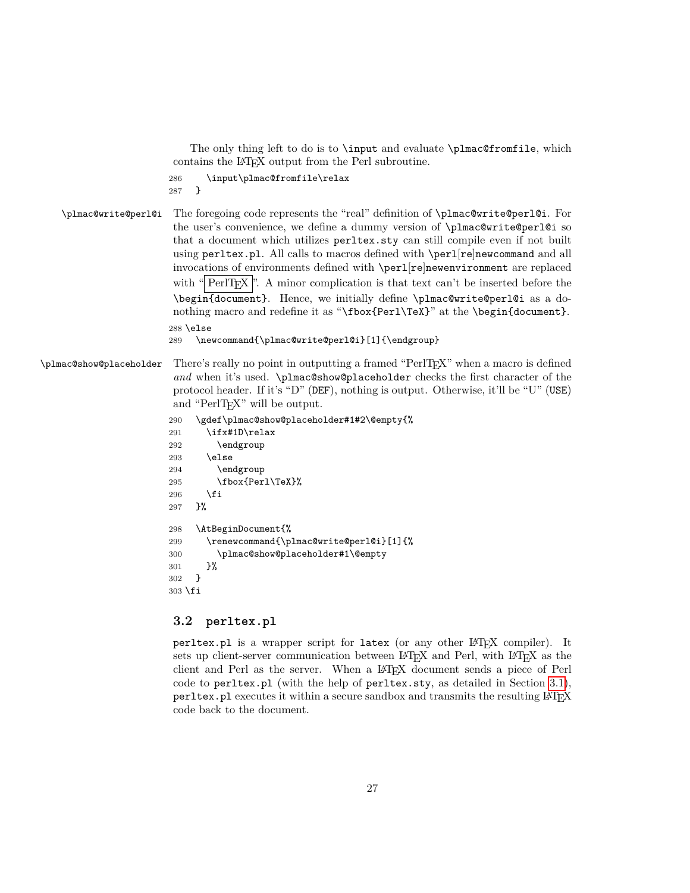The only thing left to do is to `\input` and evaluate `\plmac@fromfile`, which contains the LaTeX output from the Perl subroutine.

```
286     \input\plmac@fromfile\relax
287   }
```

`\plmac@write@perl@i` The foregoing code represents the "real" definition of `\plmac@write@perl@i`. For the user's convenience, we define a dummy version of `\plmac@write@perl@i` so that a document which utilizes `perltex.sty` can still compile even if not built using `perltex.pl`. All calls to macros defined with `\perl`[`re`]`newcommand` and all invocations of environments defined with `\perl`[`re`]`newenvironment` are replaced with "PerlTeX" (framed). A minor complication is that text can't be inserted before the `\begin{document}`. Hence, we initially define `\plmac@write@perl@i` as a do-nothing macro and redefine it as "`\fbox{Perl\TeX}`" at the `\begin{document}`.

```
288 \else
289   \newcommand{\plmac@write@perl@i}[1]{\endgroup}
```

`\plmac@show@placeholder` There's really no point in outputting a framed "PerlTeX" when a macro is defined *and* when it's used. `\plmac@show@placeholder` checks the first character of the protocol header. If it's "D" (`DEF`), nothing is output. Otherwise, it'll be "U" (`USE`) and "PerlTeX" will be output.

```
290   \gdef\plmac@show@placeholder#1#2\@empty{%
291     \ifx#1D\relax
292       \endgroup
293     \else
294       \endgroup
295       \fbox{Perl\TeX}%
296     \fi
297   }%
```

```
298   \AtBeginDocument{%
299     \renewcommand{\plmac@write@perl@i}[1]{%
300       \plmac@show@placeholder#1\@empty
301     }%
302   }
303 \fi
```

### 3.2 `perltex.pl`

`perltex.pl` is a wrapper script for `latex` (or any other LaTeX compiler). It sets up client-server communication between LaTeX and Perl, with LaTeX as the client and Perl as the server. When a LaTeX document sends a piece of Perl code to `perltex.pl` (with the help of `perltex.sty`, as detailed in Section 3.1), `perltex.pl` executes it within a secure sandbox and transmits the resulting LaTeX code back to the document.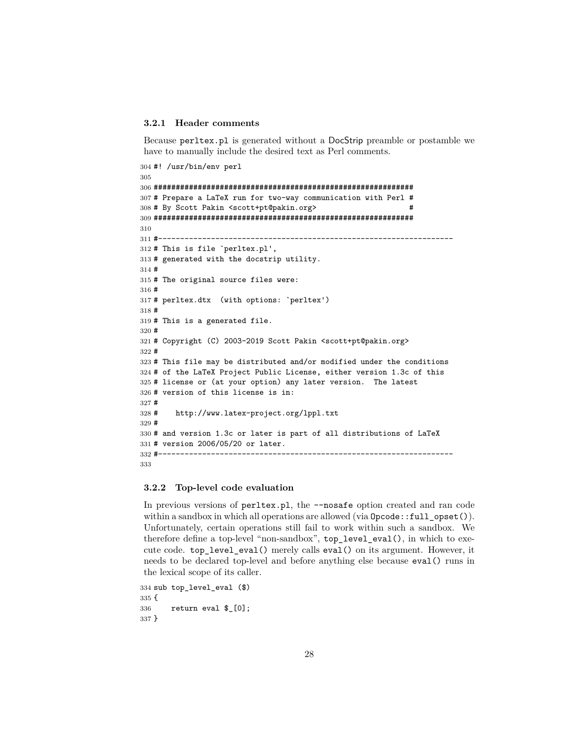### 3.2.1 Header comments

Because perltex.pl is generated without a DocStrip preamble or postamble we have to manually include the desired text as Perl comments.

```
304 #! /usr/bin/env perl
305
306 ###########################################################
307 # Prepare a LaTeX run for two-way communication with Perl #
308 # By Scott Pakin <scott+pt@pakin.org>                     #
309 ###########################################################
310
311 #-------------------------------------------------------------------
312 # This is file `perltex.pl',
313 # generated with the docstrip utility.
314 #
315 # The original source files were:
316 #
317 # perltex.dtx  (with options: `perltex')
318 #
319 # This is a generated file.
320 #
321 # Copyright (C) 2003-2019 Scott Pakin <scott+pt@pakin.org>
322 #
323 # This file may be distributed and/or modified under the conditions
324 # of the LaTeX Project Public License, either version 1.3c of this
325 # license or (at your option) any later version.  The latest
326 # version of this license is in:
327 #
328 #    http://www.latex-project.org/lppl.txt
329 #
330 # and version 1.3c or later is part of all distributions of LaTeX
331 # version 2006/05/20 or later.
332 #-------------------------------------------------------------------
333
```

### 3.2.2 Top-level code evaluation

In previous versions of perltex.pl, the --nosafe option created and ran code within a sandbox in which all operations are allowed (via Opcode::full_opset()). Unfortunately, certain operations still fail to work within such a sandbox. We therefore define a top-level "non-sandbox", top_level_eval(), in which to execute code. top_level_eval() merely calls eval() on its argument. However, it needs to be declared top-level and before anything else because eval() runs in the lexical scope of its caller.

```
334 sub top_level_eval ($)
335 {
336     return eval $_[0];
337 }
```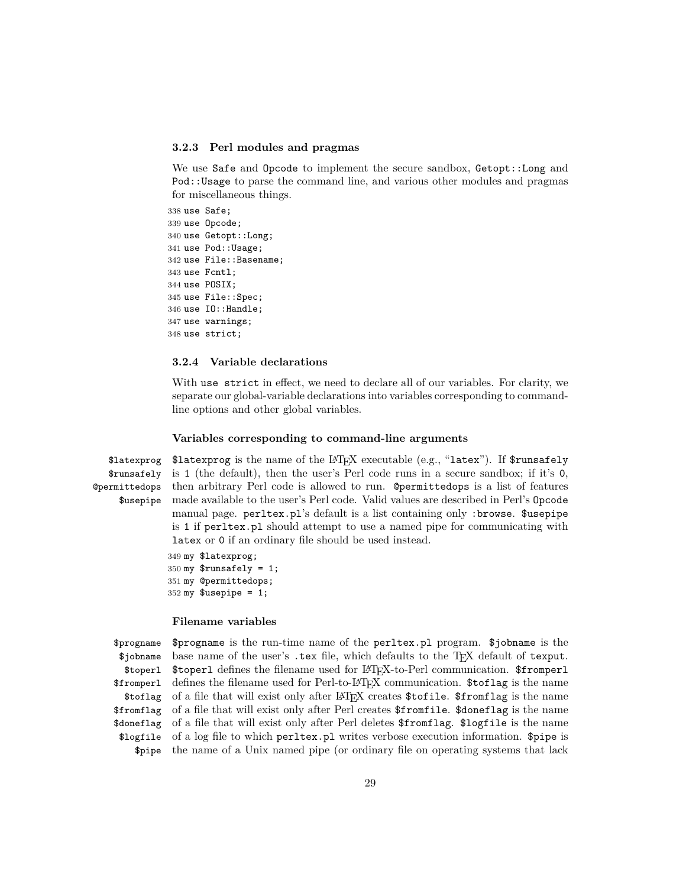### 3.2.3 Perl modules and pragmas

We use `Safe` and `Opcode` to implement the secure sandbox, `Getopt::Long` and `Pod::Usage` to parse the command line, and various other modules and pragmas for miscellaneous things.

```
338 use Safe;
339 use Opcode;
340 use Getopt::Long;
341 use Pod::Usage;
342 use File::Basename;
343 use Fcntl;
344 use POSIX;
345 use File::Spec;
346 use IO::Handle;
347 use warnings;
348 use strict;
```

### 3.2.4 Variable declarations

With `use strict` in effect, we need to declare all of our variables. For clarity, we separate our global-variable declarations into variables corresponding to command-line options and other global variables.

#### Variables corresponding to command-line arguments

`$latexprog` `$runsafely` `@permittedops` `$usepipe`

`$latexprog` is the name of the LaTeX executable (e.g., "`latex`"). If `$runsafely` is `1` (the default), then the user's Perl code runs in a secure sandbox; if it's `0`, then arbitrary Perl code is allowed to run. `@permittedops` is a list of features made available to the user's Perl code. Valid values are described in Perl's `Opcode` manual page. `perltex.pl`'s default is a list containing only `:browse`. `$usepipe` is `1` if `perltex.pl` should attempt to use a named pipe for communicating with `latex` or `0` if an ordinary file should be used instead.

```
349 my $latexprog;
350 my $runsafely = 1;
351 my @permittedops;
352 my $usepipe = 1;
```

#### Filename variables

`$progname` `$jobname` `$toperl` `$fromperl` `$toflag` `$fromflag` `$doneflag` `$logfile` `$pipe`

`$progname` is the run-time name of the `perltex.pl` program. `$jobname` is the base name of the user's `.tex` file, which defaults to the TeX default of `texput`. `$toperl` defines the filename used for LaTeX-to-Perl communication. `$fromperl` defines the filename used for Perl-to-LaTeX communication. `$toflag` is the name of a file that will exist only after LaTeX creates `$tofile`. `$fromflag` is the name of a file that will exist only after Perl creates `$fromfile`. `$doneflag` is the name of a file that will exist only after Perl deletes `$fromflag`. `$logfile` is the name of a log file to which `perltex.pl` writes verbose execution information. `$pipe` is the name of a Unix named pipe (or ordinary file on operating systems that lack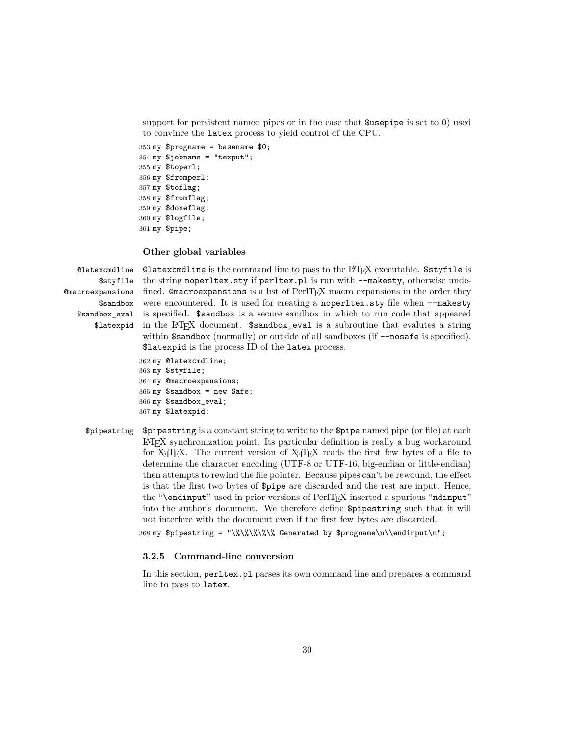support for persistent named pipes or in the case that `$usepipe` is set to `0`) used to convince the `latex` process to yield control of the CPU.

```
353 my $progname = basename $0;
354 my $jobname = "texput";
355 my $toperl;
356 my $fromperl;
357 my $toflag;
358 my $fromflag;
359 my $doneflag;
360 my $logfile;
361 my $pipe;
```

#### Other global variables

`@latexcmdline` `$styfile` `@macroexpansions` `$sandbox` `$sandbox_eval` `$latexpid`

`@latexcmdline` is the command line to pass to the LaTeX executable. `$styfile` is the string `noperltex.sty` if `perltex.pl` is run with `--makesty`, otherwise undefined. `@macroexpansions` is a list of PerlTeX macro expansions in the order they were encountered. It is used for creating a `noperltex.sty` file when `--makesty` is specified. `$sandbox` is a secure sandbox in which to run code that appeared in the LaTeX document. `$sandbox_eval` is a subroutine that evalutes a string within `$sandbox` (normally) or outside of all sandboxes (if `--nosafe` is specified). `$latexpid` is the process ID of the `latex` process.

```
362 my @latexcmdline;
363 my $styfile;
364 my @macroexpansions;
365 my $sandbox = new Safe;
366 my $sandbox_eval;
367 my $latexpid;
```

`$pipestring`

`$pipestring` is a constant string to write to the `$pipe` named pipe (or file) at each LaTeX synchronization point. Its particular definition is really a bug workaround for XeTeX. The current version of XeTeX reads the first few bytes of a file to determine the character encoding (UTF-8 or UTF-16, big-endian or little-endian) then attempts to rewind the file pointer. Because pipes can't be rewound, the effect is that the first two bytes of `$pipe` are discarded and the rest are input. Hence, the "`\endinput`" used in prior versions of PerlTeX inserted a spurious "`ndinput`" into the author's document. We therefore define `$pipestring` such that it will not interfere with the document even if the first few bytes are discarded.

```
368 my $pipestring = "\%\%\%\%\% Generated by $progname\n\\endinput\n";
```

### 3.2.5 Command-line conversion

In this section, `perltex.pl` parses its own command line and prepares a command line to pass to `latex`.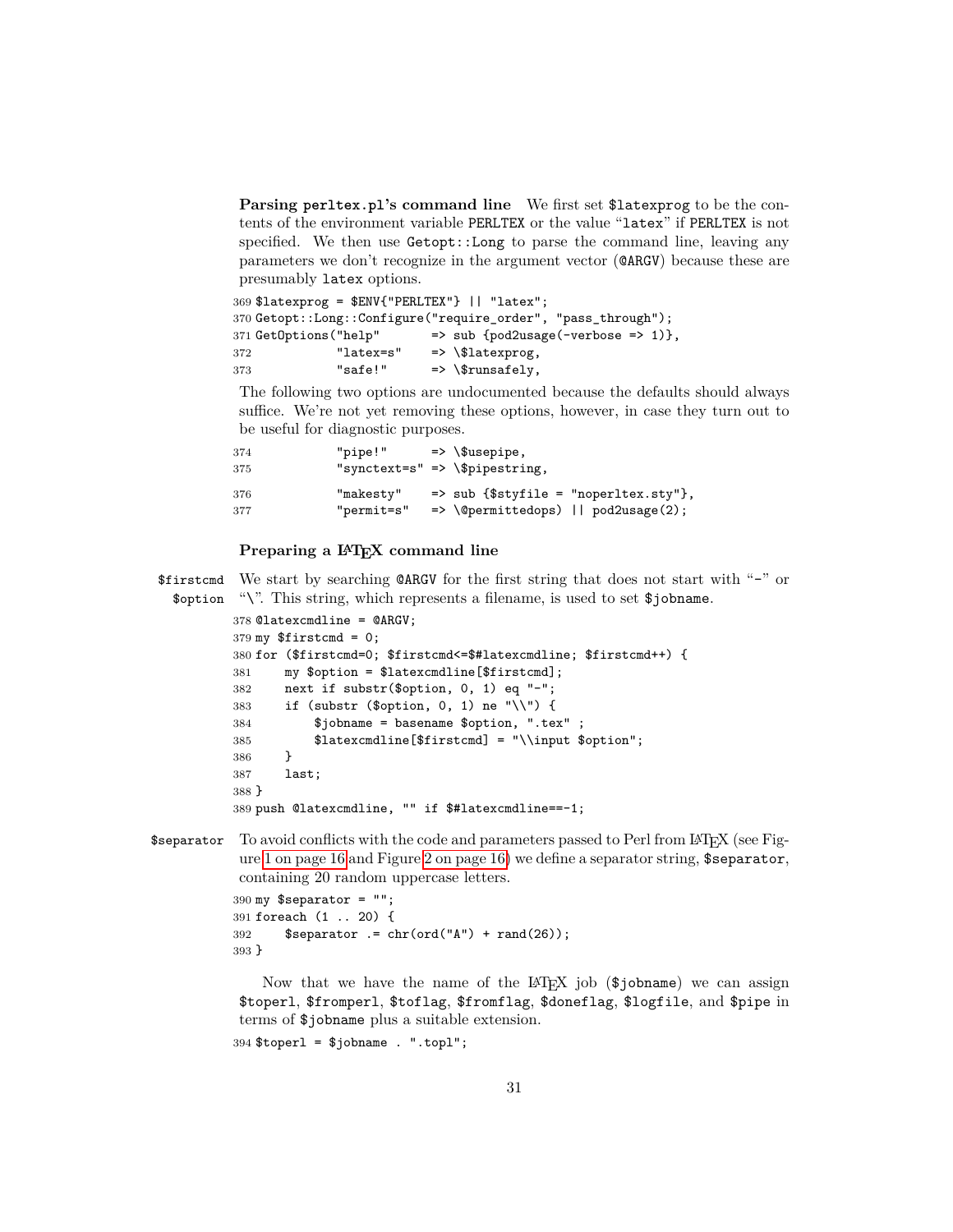**Parsing `perltex.pl`'s command line** We first set `$latexprog` to be the contents of the environment variable `PERLTEX` or the value "`latex`" if `PERLTEX` is not specified. We then use `Getopt::Long` to parse the command line, leaving any parameters we don't recognize in the argument vector (`@ARGV`) because these are presumably `latex` options.

```
369 $latexprog = $ENV{"PERLTEX"} || "latex";
370 Getopt::Long::Configure("require_order", "pass_through");
371 GetOptions("help"       => sub {pod2usage(-verbose => 1)},
372            "latex=s"    => \$latexprog,
373            "safe!"      => \$runsafely,
```

The following two options are undocumented because the defaults should always suffice. We're not yet removing these options, however, in case they turn out to be useful for diagnostic purposes.

```
374            "pipe!"      => \$usepipe,
375            "synctext=s" => \$pipestring,
```

```
376            "makesty"    => sub {$styfile = "noperltex.sty"},
377            "permit=s"   => \@permittedops) || pod2usage(2);
```

### Preparing a LaTeX command line

`$firstcmd` `$option` We start by searching `@ARGV` for the first string that does not start with "`-`" or "`\`". This string, which represents a filename, is used to set `$jobname`.

```
378 @latexcmdline = @ARGV;
379 my $firstcmd = 0;
380 for ($firstcmd=0; $firstcmd<=$#latexcmdline; $firstcmd++) {
381     my $option = $latexcmdline[$firstcmd];
382     next if substr($option, 0, 1) eq "-";
383     if (substr ($option, 0, 1) ne "\\") {
384         $jobname = basename $option, ".tex" ;
385         $latexcmdline[$firstcmd] = "\\input $option";
386     }
387     last;
388 }
389 push @latexcmdline, "" if $#latexcmdline==-1;
```

`$separator` To avoid conflicts with the code and parameters passed to Perl from LaTeX (see Figure 1 on page 16 and Figure 2 on page 16) we define a separator string, `$separator`, containing 20 random uppercase letters.

```
390 my $separator = "";
391 foreach (1 .. 20) {
392     $separator .= chr(ord("A") + rand(26));
393 }
```

Now that we have the name of the LaTeX job (`$jobname`) we can assign `$toperl`, `$fromperl`, `$toflag`, `$fromflag`, `$doneflag`, `$logfile`, and `$pipe` in terms of `$jobname` plus a suitable extension.

```
394 $toperl = $jobname . ".topl";
```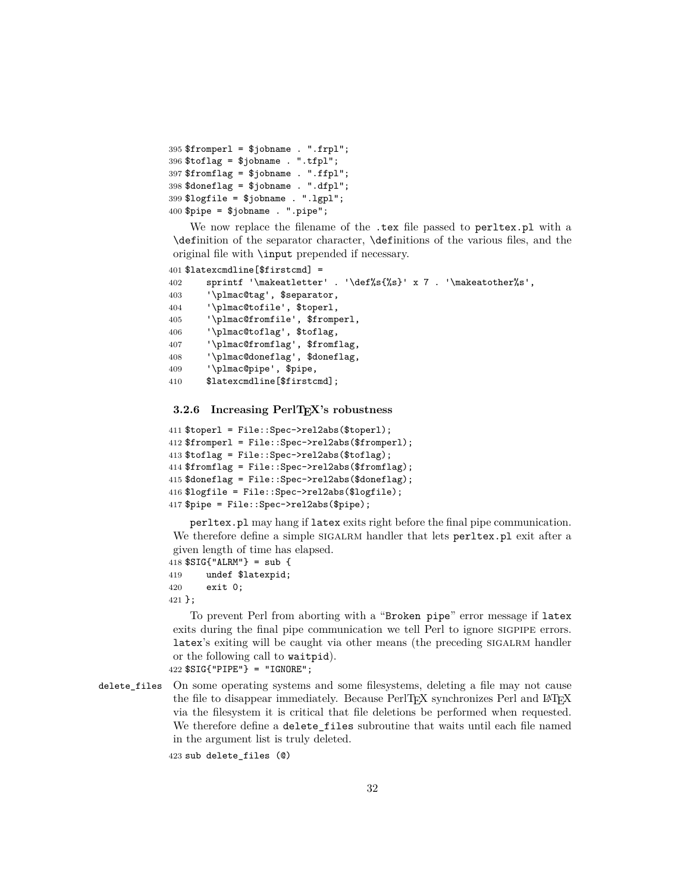```
395 $fromperl = $jobname . ".frpl";
396 $toflag = $jobname . ".tfpl";
397 $fromflag = $jobname . ".ffpl";
398 $doneflag = $jobname . ".dfpl";
399 $logfile = $jobname . ".lgpl";
400 $pipe = $jobname . ".pipe";
```

We now replace the filename of the `.tex` file passed to `perltex.pl` with a `\def`inition of the separator character, `\def`initions of the various files, and the original file with `\input` prepended if necessary.

```
401 $latexcmdline[$firstcmd] =
402     sprintf '\makeatletter' . '\def%s{%s}' x 7 . '\makeatother%s',
403     '\plmac@tag', $separator,
404     '\plmac@tofile', $toperl,
405     '\plmac@fromfile', $fromperl,
406     '\plmac@toflag', $toflag,
407     '\plmac@fromflag', $fromflag,
408     '\plmac@doneflag', $doneflag,
409     '\plmac@pipe', $pipe,
410     $latexcmdline[$firstcmd];
```

### 3.2.6 Increasing PerlTEX's robustness

```
411 $toperl = File::Spec->rel2abs($toperl);
412 $fromperl = File::Spec->rel2abs($fromperl);
413 $toflag = File::Spec->rel2abs($toflag);
414 $fromflag = File::Spec->rel2abs($fromflag);
415 $doneflag = File::Spec->rel2abs($doneflag);
416 $logfile = File::Spec->rel2abs($logfile);
417 $pipe = File::Spec->rel2abs($pipe);
```

`perltex.pl` may hang if `latex` exits right before the final pipe communication. We therefore define a simple SIGALRM handler that lets `perltex.pl` exit after a given length of time has elapsed.

```
418 $SIG{"ALRM"} = sub {
419     undef $latexpid;
420     exit 0;
421 };
```

To prevent Perl from aborting with a "`Broken pipe`" error message if `latex` exits during the final pipe communication we tell Perl to ignore SIGPIPE errors. `latex`'s exiting will be caught via other means (the preceding SIGALRM handler or the following call to `waitpid`).

```
422 $SIG{"PIPE"} = "IGNORE";
```

`delete_files` On some operating systems and some filesystems, deleting a file may not cause the file to disappear immediately. Because PerlTEX synchronizes Perl and LATEX via the filesystem it is critical that file deletions be performed when requested. We therefore define a `delete_files` subroutine that waits until each file named in the argument list is truly deleted.

```
423 sub delete_files (@)
```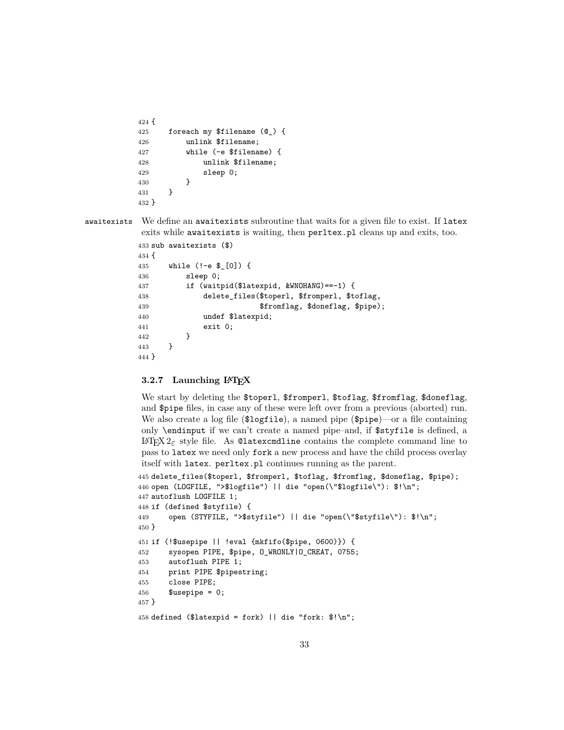```
424 {
425     foreach my $filename (@_) {
426         unlink $filename;
427         while (-e $filename) {
428             unlink $filename;
429             sleep 0;
430         }
431     }
432 }
```

awaitexists We define an `awaitexists` subroutine that waits for a given file to exist. If `latex` exits while `awaitexists` is waiting, then `perltex.pl` cleans up and exits, too.

```
433 sub awaitexists ($)
434 {
435     while (!-e $_[0]) {
436         sleep 0;
437         if (waitpid($latexpid, &WNOHANG)==-1) {
438             delete_files($toperl, $fromperl, $toflag,
439                          $fromflag, $doneflag, $pipe);
440             undef $latexpid;
441             exit 0;
442         }
443     }
444 }
```

### 3.2.7 Launching LaTeX

We start by deleting the `$toperl`, `$fromperl`, `$toflag`, `$fromflag`, `$doneflag`, and `$pipe` files, in case any of these were left over from a previous (aborted) run. We also create a log file (`$logfile`), a named pipe (`$pipe`)—or a file containing only `\endinput` if we can't create a named pipe–and, if `$styfile` is defined, a LaTeX $2_\varepsilon$ style file. As `@latexcmdline` contains the complete command line to pass to `latex` we need only `fork` a new process and have the child process overlay itself with `latex`. `perltex.pl` continues running as the parent.

```
445 delete_files($toperl, $fromperl, $toflag, $fromflag, $doneflag, $pipe);
446 open (LOGFILE, ">$logfile") || die "open(\"$logfile\"): $!\n";
447 autoflush LOGFILE 1;
448 if (defined $styfile) {
449     open (STYFILE, ">$styfile") || die "open(\"$styfile\"): $!\n";
450 }
451 if (!$usepipe || !eval {mkfifo($pipe, 0600)}) {
452     sysopen PIPE, $pipe, O_WRONLY|O_CREAT, 0755;
453     autoflush PIPE 1;
454     print PIPE $pipestring;
455     close PIPE;
456     $usepipe = 0;
457 }
458 defined ($latexpid = fork) || die "fork: $!\n";
```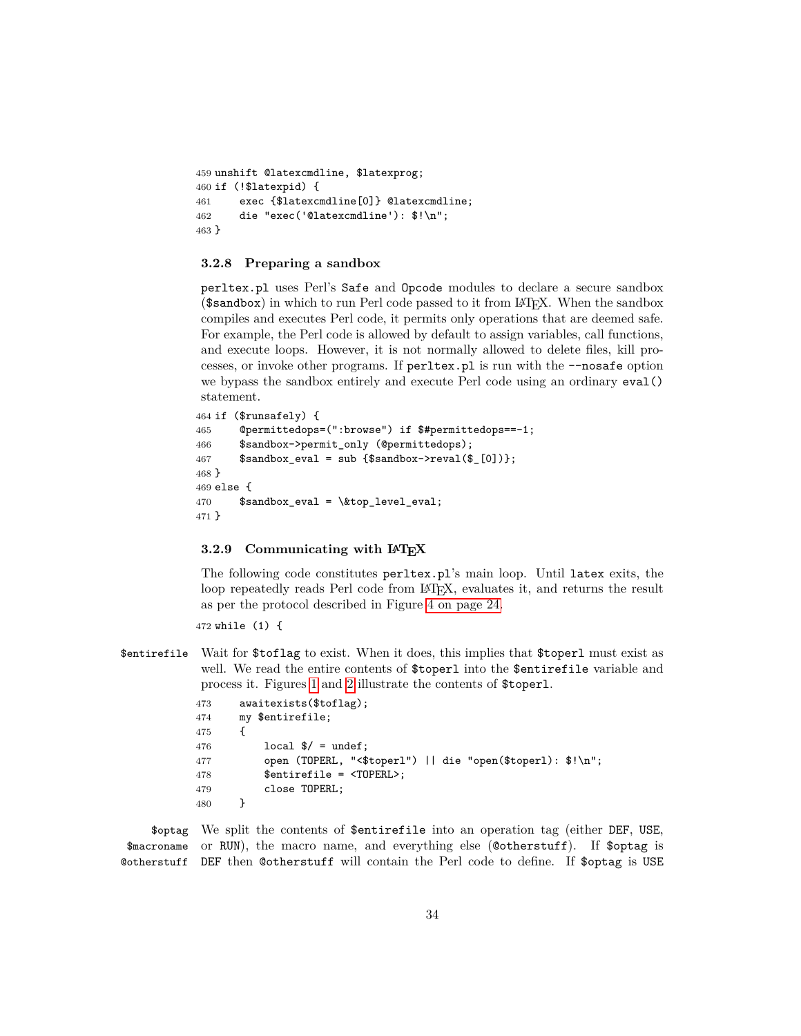```
459 unshift @latexcmdline, $latexprog;
460 if (!$latexpid) {
461     exec {$latexcmdline[0]} @latexcmdline;
462     die "exec('@latexcmdline'): $!\n";
463 }
```

### 3.2.8 Preparing a sandbox

`perltex.pl` uses Perl's `Safe` and `Opcode` modules to declare a secure sandbox (`$sandbox`) in which to run Perl code passed to it from LaTeX. When the sandbox compiles and executes Perl code, it permits only operations that are deemed safe. For example, the Perl code is allowed by default to assign variables, call functions, and execute loops. However, it is not normally allowed to delete files, kill processes, or invoke other programs. If `perltex.pl` is run with the `--nosafe` option we bypass the sandbox entirely and execute Perl code using an ordinary `eval()` statement.

```
464 if ($runsafely) {
465     @permittedops=(":browse") if $#permittedops==-1;
466     $sandbox->permit_only (@permittedops);
467     $sandbox_eval = sub {$sandbox->reval($_[0])};
468 }
469 else {
470     $sandbox_eval = \&top_level_eval;
471 }
```

### 3.2.9 Communicating with LaTeX

The following code constitutes `perltex.pl`'s main loop. Until `latex` exits, the loop repeatedly reads Perl code from LaTeX, evaluates it, and returns the result as per the protocol described in Figure 4 on page 24.

```
472 while (1) {
```

`$entirefile` Wait for `$toflag` to exist. When it does, this implies that `$toperl` must exist as well. We read the entire contents of `$toperl` into the `$entirefile` variable and process it. Figures 1 and 2 illustrate the contents of `$toperl`.

```
473     awaitexists($toflag);
474     my $entirefile;
475     {
476         local $/ = undef;
477         open (TOPERL, "<$toperl") || die "open($toperl): $!\n";
478         $entirefile = <TOPERL>;
479         close TOPERL;
480     }
```

`$optag` `$macroname` `@otherstuff` We split the contents of `$entirefile` into an operation tag (either `DEF`, `USE`, or `RUN`), the macro name, and everything else (`@otherstuff`). If `$optag` is `DEF` then `@otherstuff` will contain the Perl code to define. If `$optag` is `USE`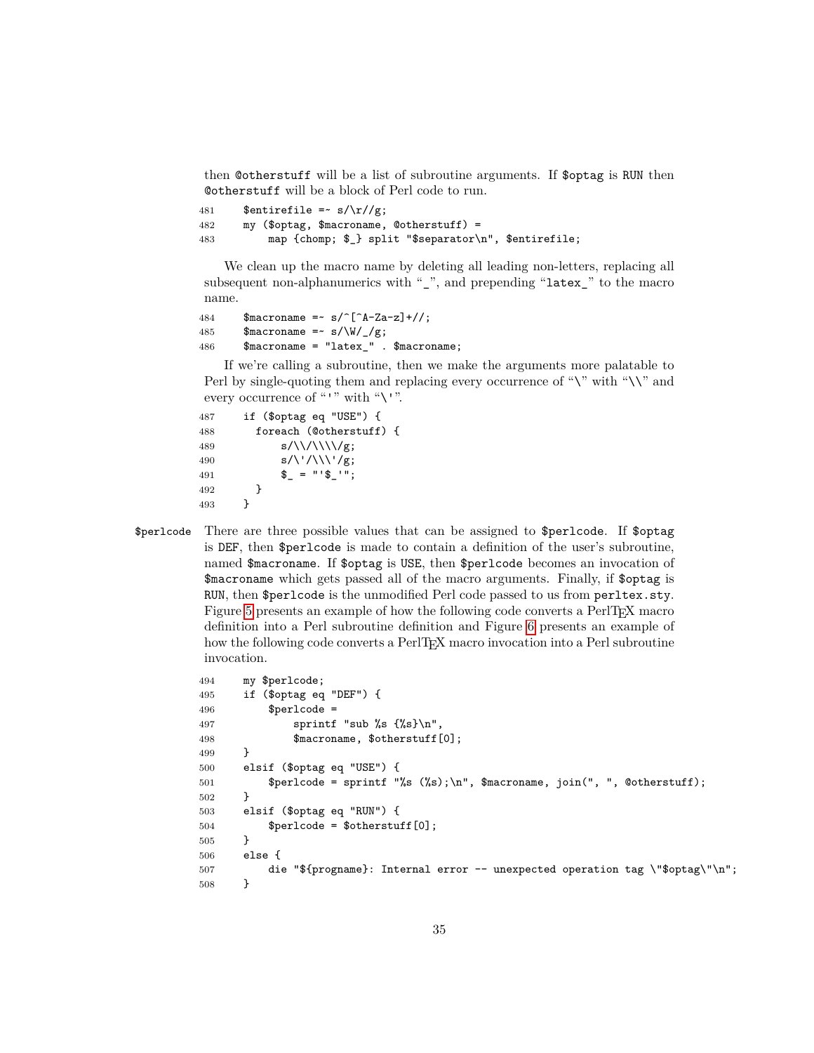then @otherstuff will be a list of subroutine arguments. If $optag is RUN then @otherstuff will be a block of Perl code to run.

```
481     $entirefile =~ s/\r//g;
482     my ($optag, $macroname, @otherstuff) =
483         map {chomp; $_} split "$separator\n", $entirefile;
```

We clean up the macro name by deleting all leading non-letters, replacing all subsequent non-alphanumerics with "_", and prepending "latex_" to the macro name.

```
484     $macroname =~ s/^[^A-Za-z]+//;
485     $macroname =~ s/\W/_/g;
486     $macroname = "latex_" . $macroname;
```

If we're calling a subroutine, then we make the arguments more palatable to Perl by single-quoting them and replacing every occurrence of "\" with "\\" and every occurrence of "'" with "\'".

```
487     if ($optag eq "USE") {
488       foreach (@otherstuff) {
489           s/\\/\\\\/g;
490           s/\'/\\\'/g;
491           $_ = "'$_'";
492       }
493     }
```

$perlcode There are three possible values that can be assigned to $perlcode. If $optag is DEF, then $perlcode is made to contain a definition of the user's subroutine, named $macroname. If $optag is USE, then $perlcode becomes an invocation of $macroname which gets passed all of the macro arguments. Finally, if $optag is RUN, then $perlcode is the unmodified Perl code passed to us from perltex.sty. Figure 5 presents an example of how the following code converts a PerlTEX macro definition into a Perl subroutine definition and Figure 6 presents an example of how the following code converts a PerlTEX macro invocation into a Perl subroutine invocation.

```
494     my $perlcode;
495     if ($optag eq "DEF") {
496         $perlcode =
497             sprintf "sub %s {%s}\n",
498             $macroname, $otherstuff[0];
499     }
500     elsif ($optag eq "USE") {
501         $perlcode = sprintf "%s (%s);\n", $macroname, join(", ", @otherstuff);
502     }
503     elsif ($optag eq "RUN") {
504         $perlcode = $otherstuff[0];
505     }
506     else {
507         die "${progname}: Internal error -- unexpected operation tag \"$optag\"\n";
508     }
```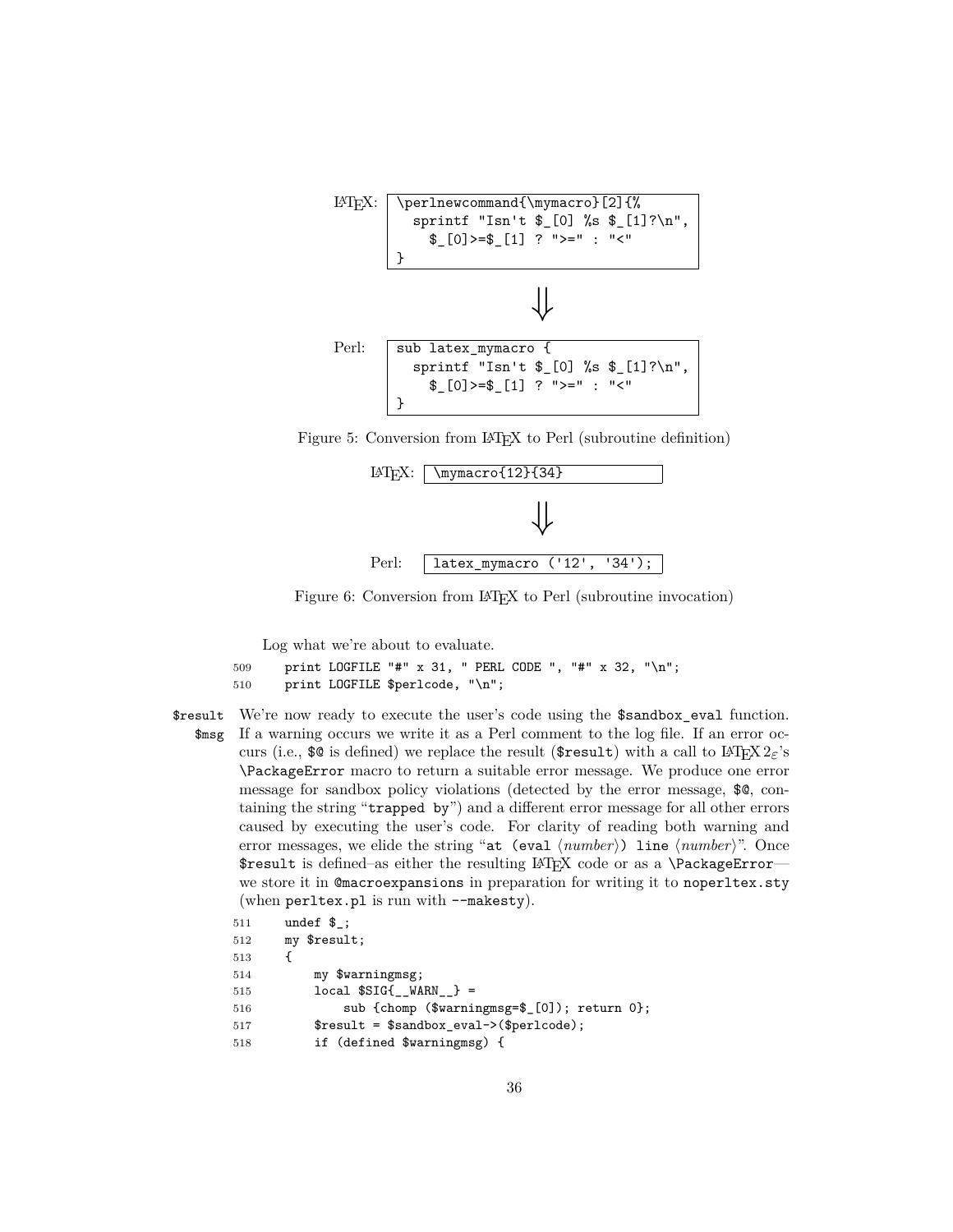LaTeX:
```
\perlnewcommand{\mymacro}[2]{%
  sprintf "Isn't $_[0] %s $_[1]?\n",
    $_[0]>=$_[1] ? ">=" : "<"
}
```

⇓

Perl:
```
sub latex_mymacro {
  sprintf "Isn't $_[0] %s $_[1]?\n",
    $_[0]>=$_[1] ? ">=" : "<"
}
```

Figure 5: Conversion from LaTeX to Perl (subroutine definition)

LaTeX:
```
\mymacro{12}{34}
```

⇓

Perl:
```
latex_mymacro ('12', '34');
```

Figure 6: Conversion from LaTeX to Perl (subroutine invocation)

Log what we're about to evaluate.

```
509     print LOGFILE "#" x 31, " PERL CODE ", "#" x 32, "\n";
510     print LOGFILE $perlcode, "\n";
```

`$result` `$msg` We're now ready to execute the user's code using the `$sandbox_eval` function. If a warning occurs we write it as a Perl comment to the log file. If an error occurs (i.e., `$@` is defined) we replace the result (`$result`) with a call to LaTeX $2_\varepsilon$'s `\PackageError` macro to return a suitable error message. We produce one error message for sandbox policy violations (detected by the error message, `$@`, containing the string "`trapped by`") and a different error message for all other errors caused by executing the user's code. For clarity of reading both warning and error messages, we elide the string "`at (eval` ⟨*number*⟩`) line` ⟨*number*⟩". Once `$result` is defined–as either the resulting LaTeX code or as a `\PackageError`—we store it in `@macroexpansions` in preparation for writing it to `noperltex.sty` (when `perltex.pl` is run with `--makesty`).

```
511     undef $_;
512     my $result;
513     {
514         my $warningmsg;
515         local $SIG{__WARN__} =
516             sub {chomp ($warningmsg=$_[0]); return 0};
517         $result = $sandbox_eval->($perlcode);
518         if (defined $warningmsg) {
```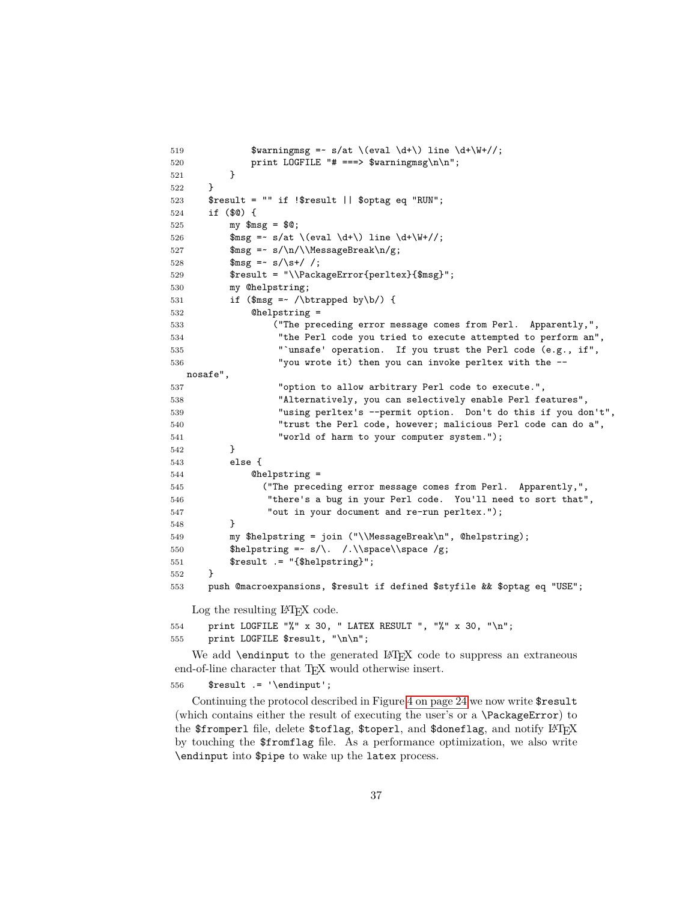```
519            $warningmsg =~ s/at \(eval \d+\) line \d+\W+//;
520            print LOGFILE "# ===> $warningmsg\n\n";
521        }
522    }
523    $result = "" if !$result || $optag eq "RUN";
524    if ($@) {
525        my $msg = $@;
526        $msg =~ s/at \(eval \d+\) line \d+\W+//;
527        $msg =~ s/\n/\\MessageBreak\n/g;
528        $msg =~ s/\s+/ /;
529        $result = "\\PackageError{perltex}{$msg}";
530        my @helpstring;
531        if ($msg =~ /\btrapped by\b/) {
532            @helpstring =
533                ("The preceding error message comes from Perl.  Apparently,",
534                 "the Perl code you tried to execute attempted to perform an",
535                 "`unsafe' operation.  If you trust the Perl code (e.g., if",
536                 "you wrote it) then you can invoke perltex with the --
   nosafe",
537                 "option to allow arbitrary Perl code to execute.",
538                 "Alternatively, you can selectively enable Perl features",
539                 "using perltex's --permit option.  Don't do this if you don't",
540                 "trust the Perl code, however; malicious Perl code can do a",
541                 "world of harm to your computer system.");
542        }
543        else {
544            @helpstring =
545              ("The preceding error message comes from Perl.  Apparently,",
546               "there's a bug in your Perl code.  You'll need to sort that",
547               "out in your document and re-run perltex.");
548        }
549        my $helpstring = join ("\\MessageBreak\n", @helpstring);
550        $helpstring =~ s/\.  /.\\space\\space /g;
551        $result .= "{$helpstring}";
552    }
553    push @macroexpansions, $result if defined $styfile && $optag eq "USE";
```

Log the resulting LaTeX code.

```
554    print LOGFILE "%" x 30, " LATEX RESULT ", "%" x 30, "\n";
555    print LOGFILE $result, "\n\n";
```

We add `\endinput` to the generated LaTeX code to suppress an extraneous end-of-line character that TeX would otherwise insert.

```
556    $result .= '\endinput';
```

Continuing the protocol described in Figure 4 on page 24 we now write `$result` (which contains either the result of executing the user's or a `\PackageError`) to the `$fromperl` file, delete `$toflag`, `$toperl`, and `$doneflag`, and notify LaTeX by touching the `$fromflag` file. As a performance optimization, we also write `\endinput` into `$pipe` to wake up the `latex` process.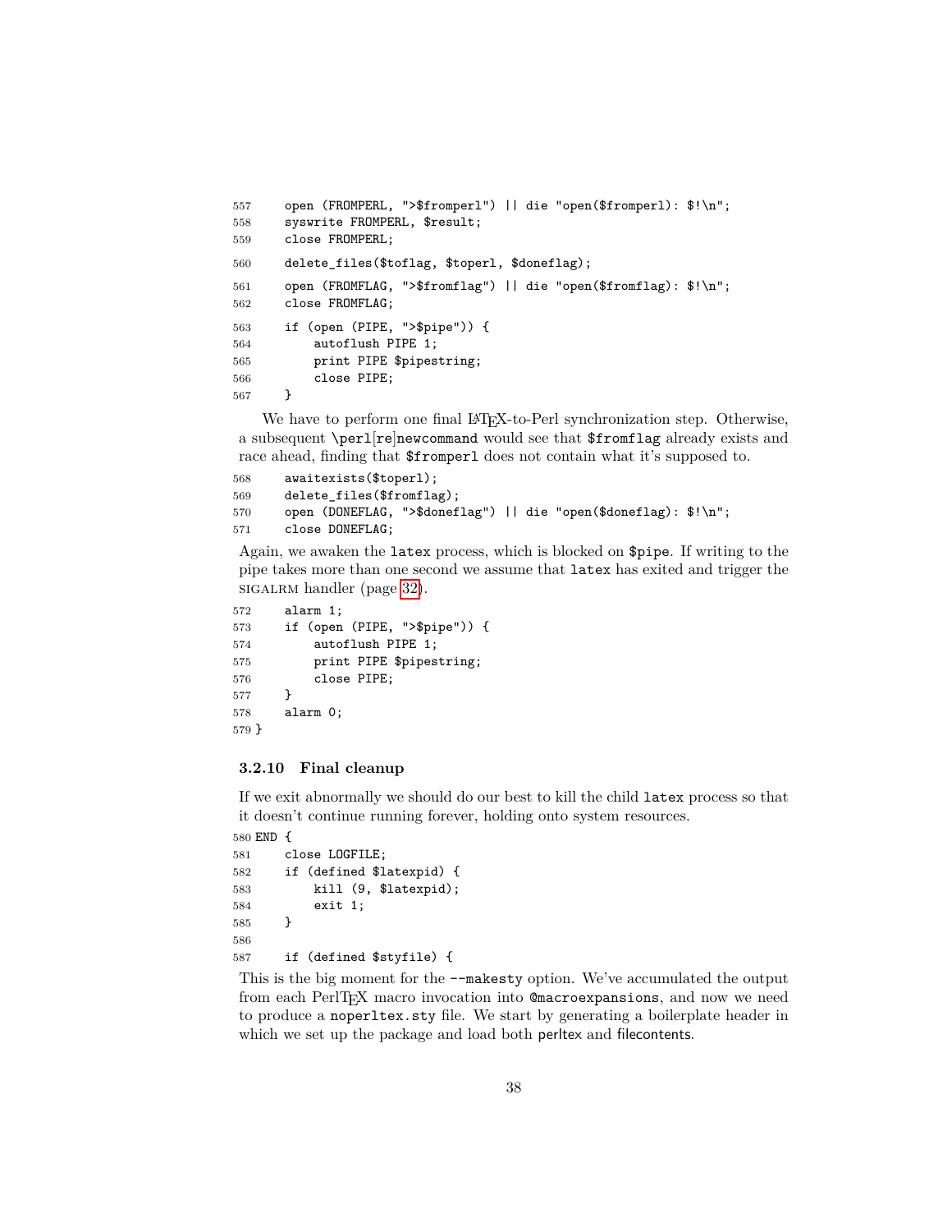```
557     open (FROMPERL, ">$fromperl") || die "open($fromperl): $!\n";
558     syswrite FROMPERL, $result;
559     close FROMPERL;
560     delete_files($toflag, $toperl, $doneflag);
561     open (FROMFLAG, ">$fromflag") || die "open($fromflag): $!\n";
562     close FROMFLAG;
563     if (open (PIPE, ">$pipe")) {
564         autoflush PIPE 1;
565         print PIPE $pipestring;
566         close PIPE;
567     }
```

We have to perform one final LaTeX-to-Perl synchronization step. Otherwise, a subsequent `\perl[re]newcommand` would see that `$fromflag` already exists and race ahead, finding that `$fromperl` does not contain what it's supposed to.

```
568     awaitexists($toperl);
569     delete_files($fromflag);
570     open (DONEFLAG, ">$doneflag") || die "open($doneflag): $!\n";
571     close DONEFLAG;
```

Again, we awaken the `latex` process, which is blocked on `$pipe`. If writing to the pipe takes more than one second we assume that `latex` has exited and trigger the SIGALRM handler (page 32).

```
572     alarm 1;
573     if (open (PIPE, ">$pipe")) {
574         autoflush PIPE 1;
575         print PIPE $pipestring;
576         close PIPE;
577     }
578     alarm 0;
579 }
```

### 3.2.10 Final cleanup

If we exit abnormally we should do our best to kill the child `latex` process so that it doesn't continue running forever, holding onto system resources.

```
580 END {
581     close LOGFILE;
582     if (defined $latexpid) {
583         kill (9, $latexpid);
584         exit 1;
585     }
586 
587     if (defined $styfile) {
```

This is the big moment for the `--makesty` option. We've accumulated the output from each PerlTeX macro invocation into `@macroexpansions`, and now we need to produce a `noperltex.sty` file. We start by generating a boilerplate header in which we set up the package and load both perltex and filecontents.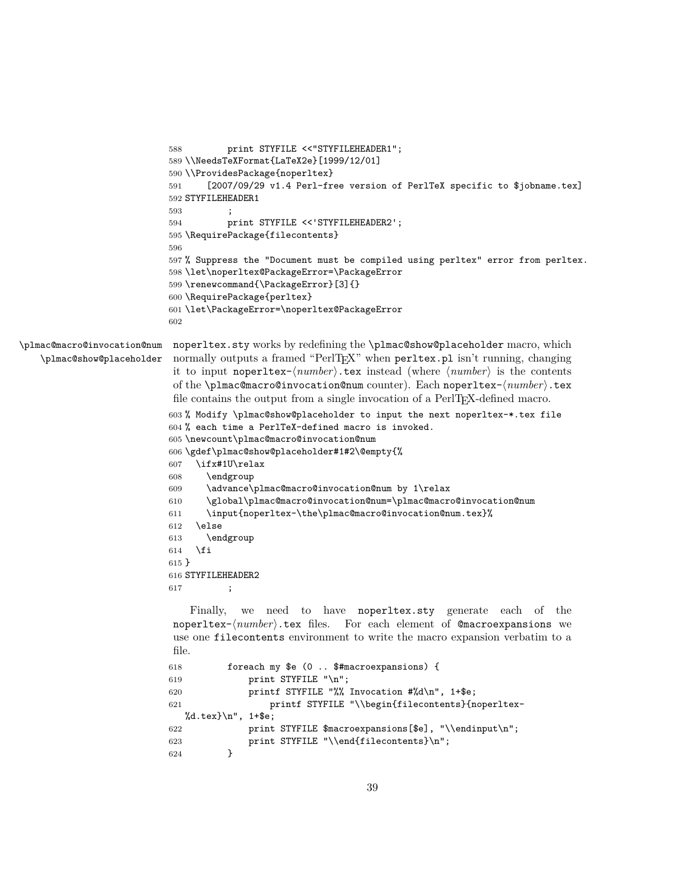```
588         print STYLFILE <<"STYFILEHEADER1";
589 \\NeedsTeXFormat{LaTeX2e}[1999/12/01]
590 \\ProvidesPackage{noperltex}
591     [2007/09/29 v1.4 Perl-free version of PerlTeX specific to $jobname.tex]
592 STYFILEHEADER1
593         ;
594         print STYFILE <<'STYFILEHEADER2';
595 \RequirePackage{filecontents}
596
597 % Suppress the "Document must be compiled using perltex" error from perltex.
598 \let\noperltex@PackageError=\PackageError
599 \renewcommand{\PackageError}[3]{}
600 \RequirePackage{perltex}
601 \let\PackageError=\noperltex@PackageError
602
```

\plmac@macro@invocation@num
\plmac@show@placeholder

noperltex.sty works by redefining the \plmac@show@placeholder macro, which normally outputs a framed "PerlTEX" when perltex.pl isn't running, changing it to input noperltex-⟨*number*⟩.tex instead (where ⟨*number*⟩ is the contents of the \plmac@macro@invocation@num counter). Each noperltex-⟨*number*⟩.tex file contains the output from a single invocation of a PerlTEX-defined macro.

```
603 % Modify \plmac@show@placeholder to input the next noperltex-*.tex file
604 % each time a PerlTeX-defined macro is invoked.
605 \newcount\plmac@macro@invocation@num
606 \gdef\plmac@show@placeholder#1#2\@empty{%
607   \ifx#1U\relax
608     \endgroup
609     \advance\plmac@macro@invocation@num by 1\relax
610     \global\plmac@macro@invocation@num=\plmac@macro@invocation@num
611     \input{noperltex-\the\plmac@macro@invocation@num.tex}%
612   \else
613     \endgroup
614   \fi
615 }
616 STYFILEHEADER2
617         ;
```

Finally, we need to have noperltex.sty generate each of the noperltex-⟨*number*⟩.tex files. For each element of @macroexpansions we use one filecontents environment to write the macro expansion verbatim to a file.

```
618         foreach my $e (0 .. $#macroexpansions) {
619             print STYFILE "\n";
620             printf STYFILE "%% Invocation #%d\n", 1+$e;
621                 printf STYFILE "\\begin{filecontents}{noperltex-
    %d.tex}\n", 1+$e;
622             print STYFILE $macroexpansions[$e], "\\endinput\n";
623             print STYFILE "\\end{filecontents}\n";
624         }
```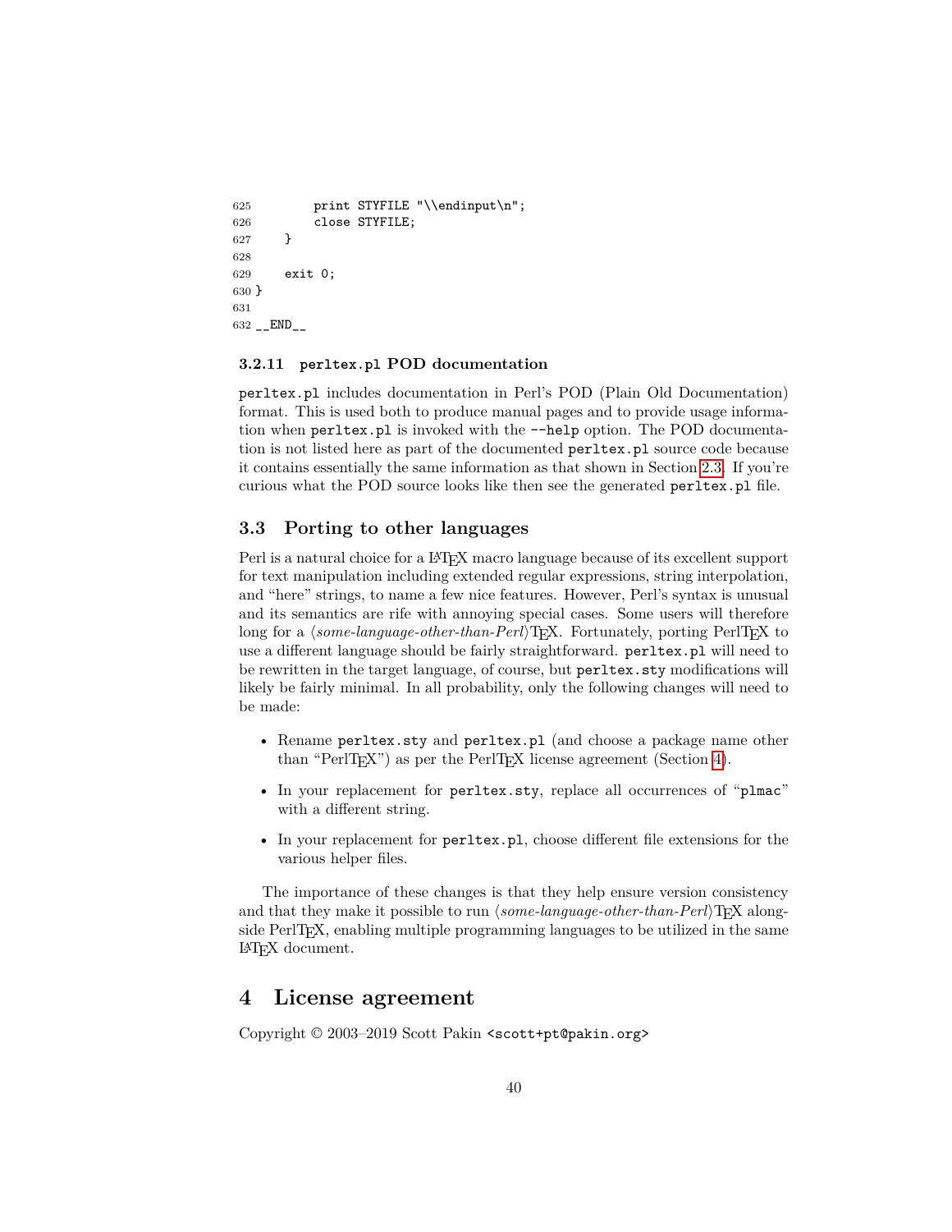```
625         print STYFILE "\\endinput\n";
626         close STYFILE;
627     }
628
629     exit 0;
630 }
631
632 __END__
```

### 3.2.11 perltex.pl POD documentation

perltex.pl includes documentation in Perl's POD (Plain Old Documentation) format. This is used both to produce manual pages and to provide usage information when perltex.pl is invoked with the --help option. The POD documentation is not listed here as part of the documented perltex.pl source code because it contains essentially the same information as that shown in Section 2.3. If you're curious what the POD source looks like then see the generated perltex.pl file.

## 3.3 Porting to other languages

Perl is a natural choice for a LaTeX macro language because of its excellent support for text manipulation including extended regular expressions, string interpolation, and "here" strings, to name a few nice features. However, Perl's syntax is unusual and its semantics are rife with annoying special cases. Some users will therefore long for a ⟨*some-language-other-than-Perl*⟩TeX. Fortunately, porting PerlTeX to use a different language should be fairly straightforward. perltex.pl will need to be rewritten in the target language, of course, but perltex.sty modifications will likely be fairly minimal. In all probability, only the following changes will need to be made:

- Rename perltex.sty and perltex.pl (and choose a package name other than "PerlTeX") as per the PerlTeX license agreement (Section 4).
- In your replacement for perltex.sty, replace all occurrences of "plmac" with a different string.
- In your replacement for perltex.pl, choose different file extensions for the various helper files.

The importance of these changes is that they help ensure version consistency and that they make it possible to run ⟨*some-language-other-than-Perl*⟩TeX alongside PerlTeX, enabling multiple programming languages to be utilized in the same LaTeX document.

# 4 License agreement

Copyright © 2003–2019 Scott Pakin <scott+pt@pakin.org>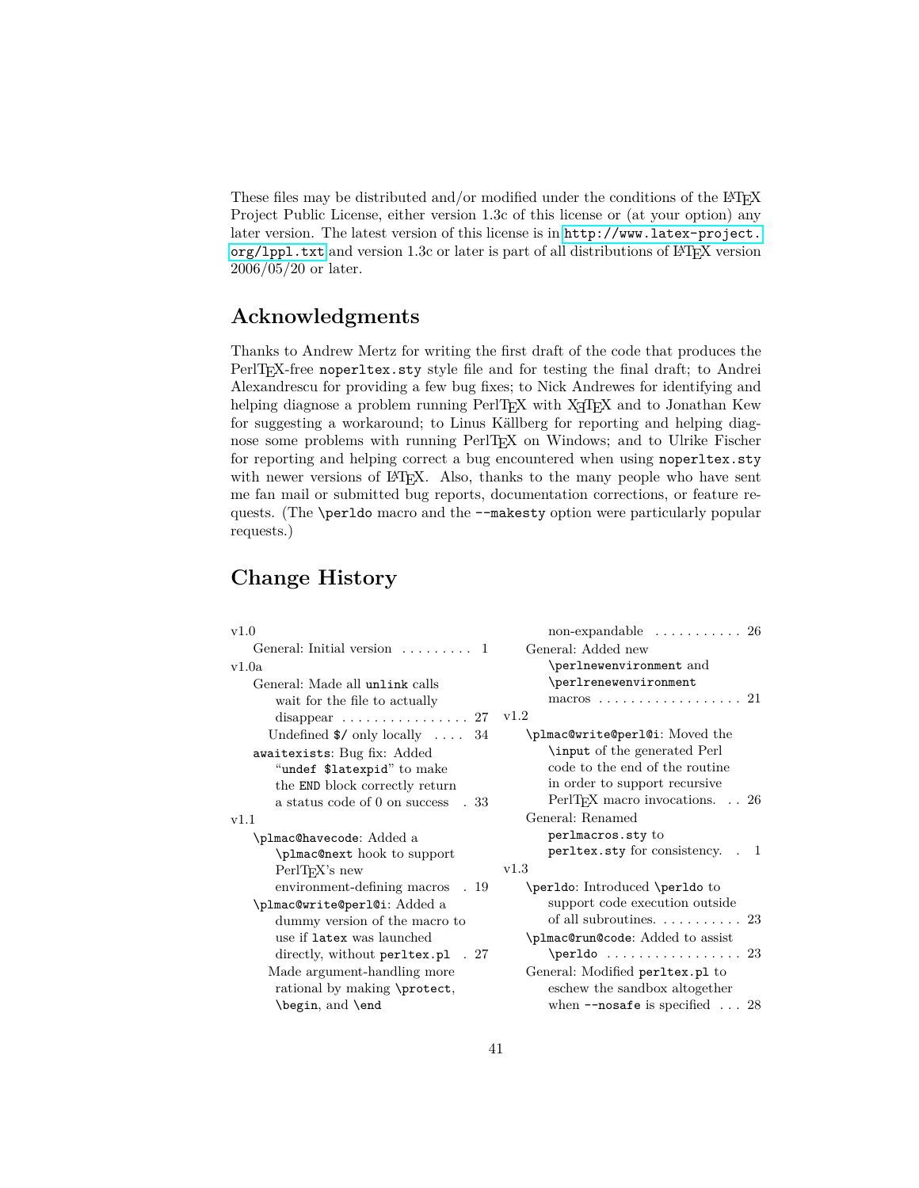These files may be distributed and/or modified under the conditions of the LaTeX Project Public License, either version 1.3c of this license or (at your option) any later version. The latest version of this license is in http://www.latex-project.org/lppl.txt and version 1.3c or later is part of all distributions of LaTeX version 2006/05/20 or later.

## Acknowledgments

Thanks to Andrew Mertz for writing the first draft of the code that produces the PerlTeX-free `noperltex.sty` style file and for testing the final draft; to Andrei Alexandrescu for providing a few bug fixes; to Nick Andrewes for identifying and helping diagnose a problem running PerlTeX with XeTeX and to Jonathan Kew for suggesting a workaround; to Linus Källberg for reporting and helping diagnose some problems with running PerlTeX on Windows; and to Ulrike Fischer for reporting and helping correct a bug encountered when using `noperltex.sty` with newer versions of LaTeX. Also, thanks to the many people who have sent me fan mail or submitted bug reports, documentation corrections, or feature requests. (The `\perldo` macro and the `--makesty` option were particularly popular requests.)

## Change History

v1.0
- General: Initial version . . . . . . . . . 1

v1.0a
- General: Made all `unlink` calls wait for the file to actually disappear . . . . . . . . . . . . . . . 27
  - Undefined `$/` only locally . . . . 34
- `awaitexists`: Bug fix: Added "`undef $latexpid`" to make the `END` block correctly return a status code of 0 on success . 33

v1.1
- `\plmac@havecode`: Added a `\plmac@next` hook to support PerlTeX's new environment-defining macros . 19
- `\plmac@write@perl@i`: Added a dummy version of the macro to use if `latex` was launched directly, without `perltex.pl` . 27
  - Made argument-handling more rational by making `\protect`, `\begin`, and `\end` non-expandable . . . . . . . . . . . 26
- General: Added new `\perlnewenvironment` and `\perlrenewenvironment` macros . . . . . . . . . . . . . . . . . 21

v1.2
- `\plmac@write@perl@i`: Moved the `\input` of the generated Perl code to the end of the routine in order to support recursive PerlTeX macro invocations. . . 26
- General: Renamed `perlmacros.sty` to `perltex.sty` for consistency. . 1

v1.3
- `\perldo`: Introduced `\perldo` to support code execution outside of all subroutines. . . . . . . . . . . 23
- `\plmac@run@code`: Added to assist `\perldo` . . . . . . . . . . . . . . . . 23
- General: Modified `perltex.pl` to eschew the sandbox altogether when `--nosafe` is specified . . . 28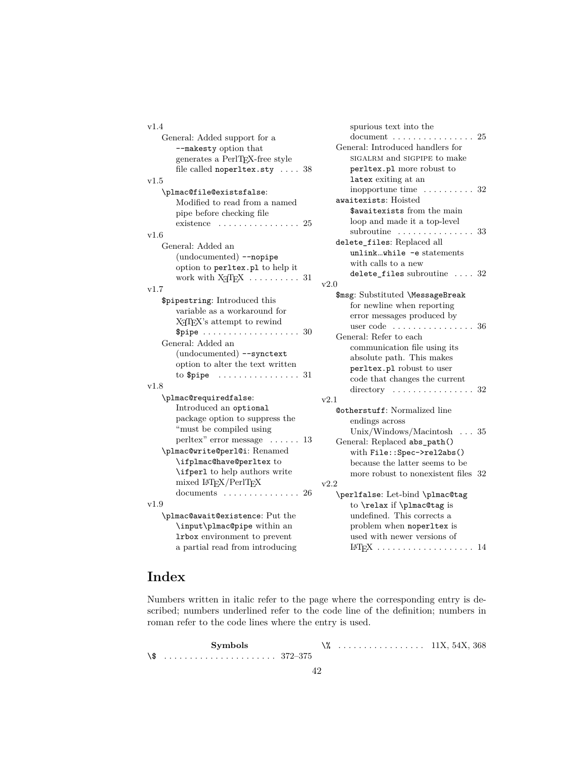v1.4

- General: Added support for a `--makesty` option that generates a PerlTEX-free style file called `noperltex.sty` . . . . 38

v1.5

- `\plmac@file@existsfalse`: Modified to read from a named pipe before checking file existence . . . . . . . . . . . . . . . . 25

v1.6

- General: Added an (undocumented) `--nopipe` option to `perltex.pl` to help it work with XeTEX . . . . . . . . . . 31

v1.7

- `$pipestring`: Introduced this variable as a workaround for XeTEX's attempt to rewind `$pipe` . . . . . . . . . . . . . . . . . . . 30
- General: Added an (undocumented) `--synctext` option to alter the text written to `$pipe` . . . . . . . . . . . . . . . . 31

v1.8

- `\plmac@requiredfalse`: Introduced an `optional` package option to suppress the "must be compiled using perltex" error message . . . . . . 13
- `\plmac@write@perl@i`: Renamed `\ifplmac@have@perltex` to `\ifperl` to help authors write mixed LaTEX/PerlTEX documents . . . . . . . . . . . . . . . 26

v1.9

- `\plmac@await@existence`: Put the `\input\plmac@pipe` within an `lrbox` environment to prevent a partial read from introducing spurious text into the document . . . . . . . . . . . . . . . . 25
- General: Introduced handlers for SIGALRM and SIGPIPE to make `perltex.pl` more robust to `latex` exiting at an inopportune time . . . . . . . . . . 32
- `awaitexists`: Hoisted `$awaitexists` from the main loop and made it a top-level subroutine . . . . . . . . . . . . . . . 33
- `delete_files`: Replaced all `unlink…while -e` statements with calls to a new `delete_files` subroutine . . . . 32

v2.0

- `$msg`: Substituted `\MessageBreak` for newline when reporting error messages produced by user code . . . . . . . . . . . . . . . . 36
- General: Refer to each communication file using its absolute path. This makes `perltex.pl` robust to user code that changes the current directory . . . . . . . . . . . . . . . . 32

v2.1

- `@otherstuff`: Normalized line endings across Unix/Windows/Macintosh . . . 35
- General: Replaced `abs_path()` with `File::Spec->rel2abs()` because the latter seems to be more robust to nonexistent files 32

v2.2

- `\perlfalse`: Let-bind `\plmac@tag` to `\relax` if `\plmac@tag` is undefined. This corrects a problem when `noperltex` is used with newer versions of LaTEX . . . . . . . . . . . . . . . . . . . 14

# Index

Numbers written in italic refer to the page where the corresponding entry is described; numbers underlined refer to the code line of the definition; numbers in roman refer to the code lines where the entry is used.

**Symbols**

`\$` . . . . . . . . . . . . . . . . . . . . . . 372–375

`\%` . . . . . . . . . . . . . . . . . 11X, 54X, 368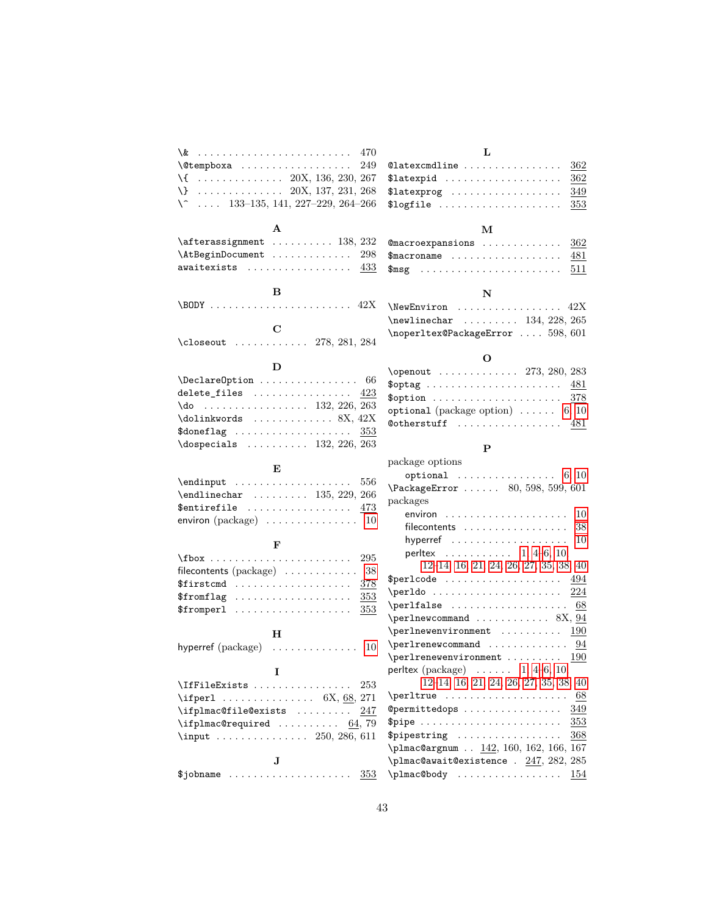\& . . . . . . . . . . . . . . . . . . . . . . . . . 470
\@tempboxa . . . . . . . . . . . . . . . . . . 249
\{ . . . . . . . . . . . . . . 20X, 136, 230, 267
\} . . . . . . . . . . . . . . 20X, 137, 231, 268
\^ . . . . 133–135, 141, 227–229, 264–266

**A**

\afterassignment . . . . . . . . . . 138, 232
\AtBeginDocument . . . . . . . . . . . . . 298
awaitexists . . . . . . . . . . . . . . . . . 433

**B**

\BODY . . . . . . . . . . . . . . . . . . . . . . . 42X

**C**

\closeout . . . . . . . . . . . . 278, 281, 284

**D**

\DeclareOption . . . . . . . . . . . . . . . . 66
delete_files . . . . . . . . . . . . . . . . 423
\do . . . . . . . . . . . . . . . . . 132, 226, 263
\dolinkwords . . . . . . . . . . . . . 8X, 42X
$doneflag . . . . . . . . . . . . . . . . . . 353
\dospecials . . . . . . . . . . 132, 226, 263

**E**

\endinput . . . . . . . . . . . . . . . . . . . 556
\endlinechar . . . . . . . . . 135, 229, 266
$entirefile . . . . . . . . . . . . . . . . . 473
environ (package) . . . . . . . . . . . . . . . 10

**F**

\fbox . . . . . . . . . . . . . . . . . . . . . . . 295
filecontents (package) . . . . . . . . . . . . 38
$firstcmd . . . . . . . . . . . . . . . . . . . 378
$fromflag . . . . . . . . . . . . . . . . . . . 353
$fromperl . . . . . . . . . . . . . . . . . . . 353

**H**

hyperref (package) . . . . . . . . . . . . . . 10

**I**

\IfFileExists . . . . . . . . . . . . . . . . 253
\ifperl . . . . . . . . . . . . . . . 6X, 68, 271
\ifplmac@file@exists . . . . . . . . . 247
\ifplmac@required . . . . . . . . . . 64, 79
\input . . . . . . . . . . . . . . . 250, 286, 611

**J**

$jobname . . . . . . . . . . . . . . . . . . . . 353

**L**

@latexcmdline . . . . . . . . . . . . . . . . 362
$latexpid . . . . . . . . . . . . . . . . . . . 362
$latexprog . . . . . . . . . . . . . . . . . . 349
$logfile . . . . . . . . . . . . . . . . . . . . 353

**M**

@macroexpansions . . . . . . . . . . . . . 362
$macroname . . . . . . . . . . . . . . . . . . 481
$msg . . . . . . . . . . . . . . . . . . . . . . . . 511

**N**

\NewEnviron . . . . . . . . . . . . . . . . . 42X
\newlinechar . . . . . . . . . 134, 228, 265
\noperltex@PackageError . . . . 598, 601

**O**

\openout . . . . . . . . . . . . . 273, 280, 283
$optag . . . . . . . . . . . . . . . . . . . . . . 481
$option . . . . . . . . . . . . . . . . . . . . . 378
optional (package option) . . . . . . 6, 10
@otherstuff . . . . . . . . . . . . . . . . . 481

**P**

package options
  optional . . . . . . . . . . . . . . . . 6, 10
\PackageError . . . . . . 80, 598, 599, 601
packages
  environ . . . . . . . . . . . . . . . . . . . . 10
  filecontents . . . . . . . . . . . . . . . . 38
  hyperref . . . . . . . . . . . . . . . . . . . 10
  perltex . . . . . . . . . . . 1, 4–6, 10, 12–14, 16, 21, 24, 26, 27, 35, 38, 40
$perlcode . . . . . . . . . . . . . . . . . . . 494
\perldo . . . . . . . . . . . . . . . . . . . . . 224
\perlfalse . . . . . . . . . . . . . . . . . . . 68
\perlnewcommand . . . . . . . . . . . . 8X, 94
\perlnewenvironment . . . . . . . . . . 190
\perlrenewcommand . . . . . . . . . . . . . 94
\perlrenewenvironment . . . . . . . . . 190
perltex (package) . . . . . . 1, 4–6, 10, 12–14, 16, 21, 24, 26, 27, 35, 38, 40
\perltrue . . . . . . . . . . . . . . . . . . . . 68
@permittedops . . . . . . . . . . . . . . . . 349
$pipe . . . . . . . . . . . . . . . . . . . . . . . 353
$pipestring . . . . . . . . . . . . . . . . . . 368
\plmac@argnum . . 142, 160, 162, 166, 167
\plmac@await@existence . 247, 282, 285
\plmac@body . . . . . . . . . . . . . . . . . 154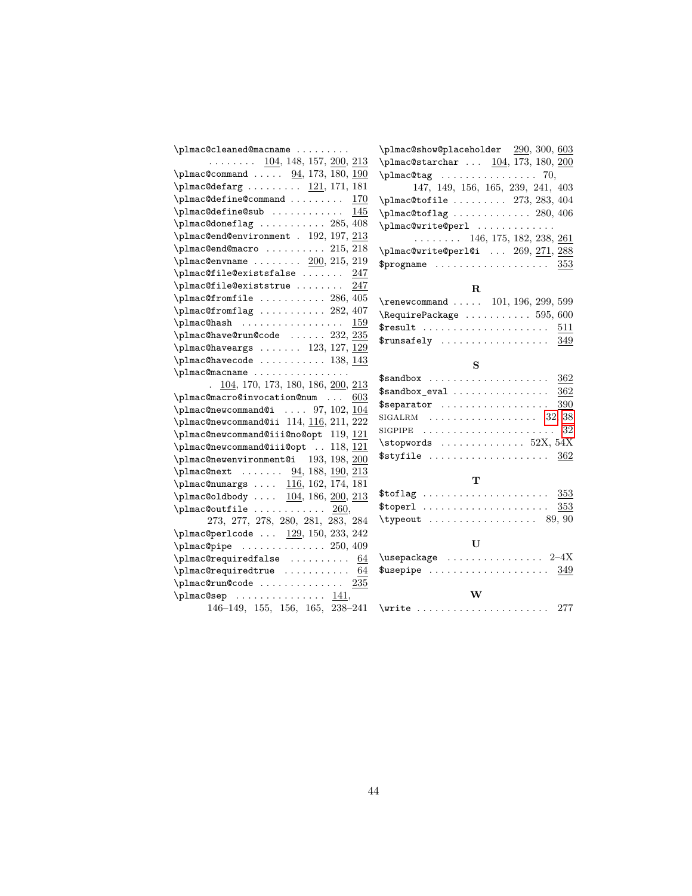\plmac@cleaned@macname . . . . . . . . . . . . . . . . . 104, 148, 157, 200, 213
\plmac@command . . . . . 94, 173, 180, 190
\plmac@defarg . . . . . . . . . 121, 171, 181
\plmac@define@command . . . . . . . . . 170
\plmac@define@sub . . . . . . . . . . . . 145
\plmac@doneflag . . . . . . . . . . . 285, 408
\plmac@end@environment . 192, 197, 213
\plmac@end@macro . . . . . . . . . . 215, 218
\plmac@envname . . . . . . . . 200, 215, 219
\plmac@file@existsfalse . . . . . . . 247
\plmac@file@existstrue . . . . . . . . 247
\plmac@fromfile . . . . . . . . . . . 286, 405
\plmac@fromflag . . . . . . . . . . . 282, 407
\plmac@hash . . . . . . . . . . . . . . . . . 159
\plmac@have@run@code . . . . . . 232, 235
\plmac@haveargs . . . . . . . 123, 127, 129
\plmac@havecode . . . . . . . . . . . 138, 143
\plmac@macname . . . . . . . . . . . . . . . . . 104, 170, 173, 180, 186, 200, 213
\plmac@macro@invocation@num . . . 603
\plmac@newcommand@i . . . . 97, 102, 104
\plmac@newcommand@ii 114, 116, 211, 222
\plmac@newcommand@iii@no@opt 119, 121
\plmac@newcommand@iii@opt . . 118, 121
\plmac@newenvironment@i 193, 198, 200
\plmac@next . . . . . . . 94, 188, 190, 213
\plmac@numargs . . . . 116, 162, 174, 181
\plmac@oldbody . . . . 104, 186, 200, 213
\plmac@outfile . . . . . . . . . . . . 260, 273, 277, 278, 280, 281, 283, 284
\plmac@perlcode . . . 129, 150, 233, 242
\plmac@pipe . . . . . . . . . . . . . . 250, 409
\plmac@requiredfalse . . . . . . . . . . 64
\plmac@requiredtrue . . . . . . . . . . . 64
\plmac@run@code . . . . . . . . . . . . . . 235
\plmac@sep . . . . . . . . . . . . . . . 141, 146–149, 155, 156, 165, 238–241
\plmac@show@placeholder 290, 300, 603
\plmac@starchar . . . 104, 173, 180, 200
\plmac@tag . . . . . . . . . . . . . . . . 70, 147, 149, 156, 165, 239, 241, 403
\plmac@tofile . . . . . . . . . 273, 283, 404
\plmac@toflag . . . . . . . . . . . . . 280, 406
\plmac@write@perl . . . . . . . . . . . . . . . . . . . . 146, 175, 182, 238, 261
\plmac@write@perl@i . . . 269, 271, 288
$progname . . . . . . . . . . . . . . . . . . 353

**R**

\renewcommand . . . . . 101, 196, 299, 599
\RequirePackage . . . . . . . . . . . 595, 600
$result . . . . . . . . . . . . . . . . . . . . . 511
$runsafely . . . . . . . . . . . . . . . . . . 349

**S**

$sandbox . . . . . . . . . . . . . . . . . . . . 362
$sandbox_eval . . . . . . . . . . . . . . . . 362
$separator . . . . . . . . . . . . . . . . . . 390
SIGALRM . . . . . . . . . . . . . . . . . . 32, 38
SIGPIPE . . . . . . . . . . . . . . . . . . . . . . 32
\stopwords . . . . . . . . . . . . . . 52X, 54X
$styfile . . . . . . . . . . . . . . . . . . . . 362

**T**

$toflag . . . . . . . . . . . . . . . . . . . . . 353
$toperl . . . . . . . . . . . . . . . . . . . . . 353
\typeout . . . . . . . . . . . . . . . . . . 89, 90

**U**

\usepackage . . . . . . . . . . . . . . . . 2–4X
$usepipe . . . . . . . . . . . . . . . . . . . . 349

**W**

\write . . . . . . . . . . . . . . . . . . . . . . 277